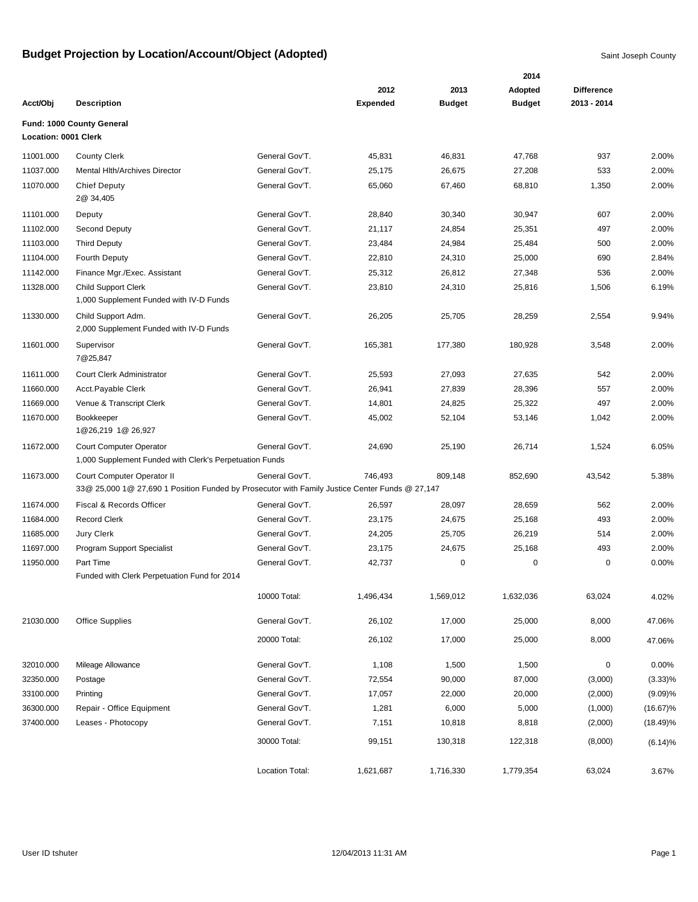# Budget Projection by Location/Account/Object (Adopted)

Saint Joseph County

| Acct/Obj | Description | | 2012 Expended | 2013 Budget | 2014 Adopted Budget | Difference 2013 - 2014 | |
|---|---|---|---|---|---|---|---|
| **Fund: 1000 County General** | | | | | | | |
| **Location: 0001 Clerk** | | | | | | | |
| 11001.000 | County Clerk | General Gov'T. | 45,831 | 46,831 | 47,768 | 937 | 2.00% |
| 11037.000 | Mental Hlth/Archives Director | General Gov'T. | 25,175 | 26,675 | 27,208 | 533 | 2.00% |
| 11070.000 | Chief Deputy<br>2@ 34,405 | General Gov'T. | 65,060 | 67,460 | 68,810 | 1,350 | 2.00% |
| 11101.000 | Deputy | General Gov'T. | 28,840 | 30,340 | 30,947 | 607 | 2.00% |
| 11102.000 | Second Deputy | General Gov'T. | 21,117 | 24,854 | 25,351 | 497 | 2.00% |
| 11103.000 | Third Deputy | General Gov'T. | 23,484 | 24,984 | 25,484 | 500 | 2.00% |
| 11104.000 | Fourth Deputy | General Gov'T. | 22,810 | 24,310 | 25,000 | 690 | 2.84% |
| 11142.000 | Finance Mgr./Exec. Assistant | General Gov'T. | 25,312 | 26,812 | 27,348 | 536 | 2.00% |
| 11328.000 | Child Support Clerk<br>1,000 Supplement Funded with IV-D Funds | General Gov'T. | 23,810 | 24,310 | 25,816 | 1,506 | 6.19% |
| 11330.000 | Child Support Adm.<br>2,000 Supplement Funded with IV-D Funds | General Gov'T. | 26,205 | 25,705 | 28,259 | 2,554 | 9.94% |
| 11601.000 | Supervisor<br>7@25,847 | General Gov'T. | 165,381 | 177,380 | 180,928 | 3,548 | 2.00% |
| 11611.000 | Court Clerk Administrator | General Gov'T. | 25,593 | 27,093 | 27,635 | 542 | 2.00% |
| 11660.000 | Acct.Payable Clerk | General Gov'T. | 26,941 | 27,839 | 28,396 | 557 | 2.00% |
| 11669.000 | Venue & Transcript Clerk | General Gov'T. | 14,801 | 24,825 | 25,322 | 497 | 2.00% |
| 11670.000 | Bookkeeper<br>1@26,219 1@ 26,927 | General Gov'T. | 45,002 | 52,104 | 53,146 | 1,042 | 2.00% |
| 11672.000 | Court Computer Operator<br>1,000 Supplement Funded with Clerk's Perpetuation Funds | General Gov'T. | 24,690 | 25,190 | 26,714 | 1,524 | 6.05% |
| 11673.000 | Court Computer Operator II<br>33@ 25,000 1@ 27,690 1 Position Funded by Prosecutor with Family Justice Center Funds @ 27,147 | General Gov'T. | 746,493 | 809,148 | 852,690 | 43,542 | 5.38% |
| 11674.000 | Fiscal & Records Officer | General Gov'T. | 26,597 | 28,097 | 28,659 | 562 | 2.00% |
| 11684.000 | Record Clerk | General Gov'T. | 23,175 | 24,675 | 25,168 | 493 | 2.00% |
| 11685.000 | Jury Clerk | General Gov'T. | 24,205 | 25,705 | 26,219 | 514 | 2.00% |
| 11697.000 | Program Support Specialist | General Gov'T. | 23,175 | 24,675 | 25,168 | 493 | 2.00% |
| 11950.000 | Part Time<br>Funded with Clerk Perpetuation Fund for 2014 | General Gov'T. | 42,737 | 0 | 0 | 0 | 0.00% |
| | | 10000 Total: | 1,496,434 | 1,569,012 | 1,632,036 | 63,024 | 4.02% |
| 21030.000 | Office Supplies | General Gov'T. | 26,102 | 17,000 | 25,000 | 8,000 | 47.06% |
| | | 20000 Total: | 26,102 | 17,000 | 25,000 | 8,000 | 47.06% |
| 32010.000 | Mileage Allowance | General Gov'T. | 1,108 | 1,500 | 1,500 | 0 | 0.00% |
| 32350.000 | Postage | General Gov'T. | 72,554 | 90,000 | 87,000 | (3,000) | (3.33)% |
| 33100.000 | Printing | General Gov'T. | 17,057 | 22,000 | 20,000 | (2,000) | (9.09)% |
| 36300.000 | Repair - Office Equipment | General Gov'T. | 1,281 | 6,000 | 5,000 | (1,000) | (16.67)% |
| 37400.000 | Leases - Photocopy | General Gov'T. | 7,151 | 10,818 | 8,818 | (2,000) | (18.49)% |
| | | 30000 Total: | 99,151 | 130,318 | 122,318 | (8,000) | (6.14)% |
| | | Location Total: | 1,621,687 | 1,716,330 | 1,779,354 | 63,024 | 3.67% |

User ID tshuter 12/04/2013 11:31 AM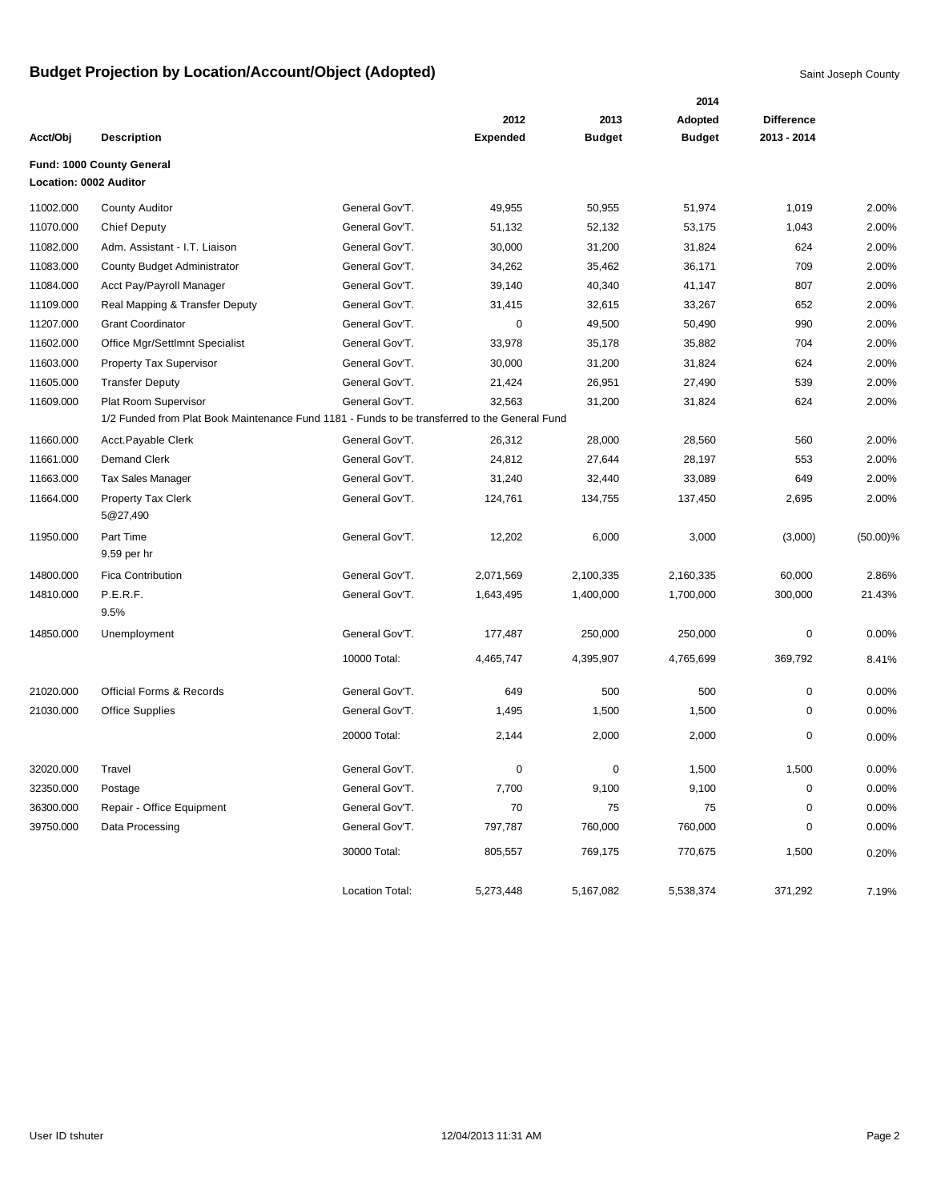# Budget Projection by Location/Account/Object (Adopted)

Saint Joseph County

| Acct/Obj | Description | | 2012 Expended | 2013 Budget | 2014 Adopted Budget | Difference 2013 - 2014 | |
|---|---|---|---|---|---|---|---|
| **Fund: 1000 County General** | | | | | | | |
| **Location: 0002 Auditor** | | | | | | | |
| 11002.000 | County Auditor | General Gov'T. | 49,955 | 50,955 | 51,974 | 1,019 | 2.00% |
| 11070.000 | Chief Deputy | General Gov'T. | 51,132 | 52,132 | 53,175 | 1,043 | 2.00% |
| 11082.000 | Adm. Assistant - I.T. Liaison | General Gov'T. | 30,000 | 31,200 | 31,824 | 624 | 2.00% |
| 11083.000 | County Budget Administrator | General Gov'T. | 34,262 | 35,462 | 36,171 | 709 | 2.00% |
| 11084.000 | Acct Pay/Payroll Manager | General Gov'T. | 39,140 | 40,340 | 41,147 | 807 | 2.00% |
| 11109.000 | Real Mapping & Transfer Deputy | General Gov'T. | 31,415 | 32,615 | 33,267 | 652 | 2.00% |
| 11207.000 | Grant Coordinator | General Gov'T. | 0 | 49,500 | 50,490 | 990 | 2.00% |
| 11602.000 | Office Mgr/Settlmnt Specialist | General Gov'T. | 33,978 | 35,178 | 35,882 | 704 | 2.00% |
| 11603.000 | Property Tax Supervisor | General Gov'T. | 30,000 | 31,200 | 31,824 | 624 | 2.00% |
| 11605.000 | Transfer Deputy | General Gov'T. | 21,424 | 26,951 | 27,490 | 539 | 2.00% |
| 11609.000 | Plat Room Supervisor<br>1/2 Funded from Plat Book Maintenance Fund 1181 - Funds to be transferred to the General Fund | General Gov'T. | 32,563 | 31,200 | 31,824 | 624 | 2.00% |
| 11660.000 | Acct.Payable Clerk | General Gov'T. | 26,312 | 28,000 | 28,560 | 560 | 2.00% |
| 11661.000 | Demand Clerk | General Gov'T. | 24,812 | 27,644 | 28,197 | 553 | 2.00% |
| 11663.000 | Tax Sales Manager | General Gov'T. | 31,240 | 32,440 | 33,089 | 649 | 2.00% |
| 11664.000 | Property Tax Clerk<br>5@27,490 | General Gov'T. | 124,761 | 134,755 | 137,450 | 2,695 | 2.00% |
| 11950.000 | Part Time<br>9.59 per hr | General Gov'T. | 12,202 | 6,000 | 3,000 | (3,000) | (50.00)% |
| 14800.000 | Fica Contribution | General Gov'T. | 2,071,569 | 2,100,335 | 2,160,335 | 60,000 | 2.86% |
| 14810.000 | P.E.R.F.<br>9.5% | General Gov'T. | 1,643,495 | 1,400,000 | 1,700,000 | 300,000 | 21.43% |
| 14850.000 | Unemployment | General Gov'T. | 177,487 | 250,000 | 250,000 | 0 | 0.00% |
| | | 10000 Total: | 4,465,747 | 4,395,907 | 4,765,699 | 369,792 | 8.41% |
| 21020.000 | Official Forms & Records | General Gov'T. | 649 | 500 | 500 | 0 | 0.00% |
| 21030.000 | Office Supplies | General Gov'T. | 1,495 | 1,500 | 1,500 | 0 | 0.00% |
| | | 20000 Total: | 2,144 | 2,000 | 2,000 | 0 | 0.00% |
| 32020.000 | Travel | General Gov'T. | 0 | 0 | 1,500 | 1,500 | 0.00% |
| 32350.000 | Postage | General Gov'T. | 7,700 | 9,100 | 9,100 | 0 | 0.00% |
| 36300.000 | Repair - Office Equipment | General Gov'T. | 70 | 75 | 75 | 0 | 0.00% |
| 39750.000 | Data Processing | General Gov'T. | 797,787 | 760,000 | 760,000 | 0 | 0.00% |
| | | 30000 Total: | 805,557 | 769,175 | 770,675 | 1,500 | 0.20% |
| | | Location Total: | 5,273,448 | 5,167,082 | 5,538,374 | 371,292 | 7.19% |

User ID tshuter 12/04/2013 11:31 AM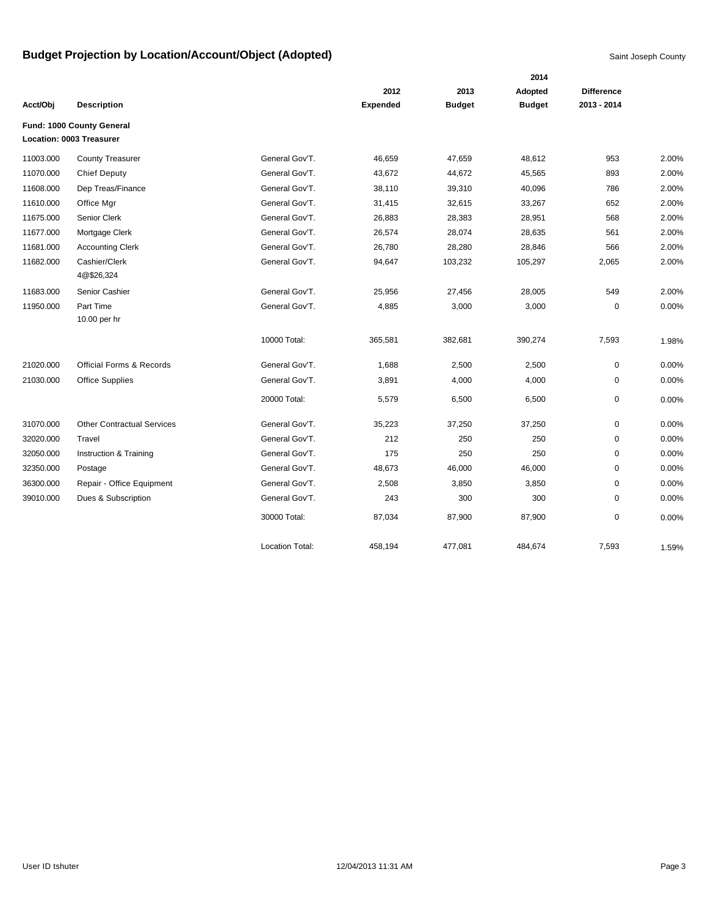# Budget Projection by Location/Account/Object (Adopted)

Saint Joseph County

| Acct/Obj | Description | | 2012 Expended | 2013 Budget | 2014 Adopted Budget | Difference 2013 - 2014 | |
|---|---|---|---|---|---|---|---|
| **Fund: 1000 County General** | | | | | | | |
| **Location: 0003 Treasurer** | | | | | | | |
| 11003.000 | County Treasurer | General Gov'T. | 46,659 | 47,659 | 48,612 | 953 | 2.00% |
| 11070.000 | Chief Deputy | General Gov'T. | 43,672 | 44,672 | 45,565 | 893 | 2.00% |
| 11608.000 | Dep Treas/Finance | General Gov'T. | 38,110 | 39,310 | 40,096 | 786 | 2.00% |
| 11610.000 | Office Mgr | General Gov'T. | 31,415 | 32,615 | 33,267 | 652 | 2.00% |
| 11675.000 | Senior Clerk | General Gov'T. | 26,883 | 28,383 | 28,951 | 568 | 2.00% |
| 11677.000 | Mortgage Clerk | General Gov'T. | 26,574 | 28,074 | 28,635 | 561 | 2.00% |
| 11681.000 | Accounting Clerk | General Gov'T. | 26,780 | 28,280 | 28,846 | 566 | 2.00% |
| 11682.000 | Cashier/Clerk 4@$26,324 | General Gov'T. | 94,647 | 103,232 | 105,297 | 2,065 | 2.00% |
| 11683.000 | Senior Cashier | General Gov'T. | 25,956 | 27,456 | 28,005 | 549 | 2.00% |
| 11950.000 | Part Time 10.00 per hr | General Gov'T. | 4,885 | 3,000 | 3,000 | 0 | 0.00% |
| | | 10000 Total: | 365,581 | 382,681 | 390,274 | 7,593 | 1.98% |
| 21020.000 | Official Forms & Records | General Gov'T. | 1,688 | 2,500 | 2,500 | 0 | 0.00% |
| 21030.000 | Office Supplies | General Gov'T. | 3,891 | 4,000 | 4,000 | 0 | 0.00% |
| | | 20000 Total: | 5,579 | 6,500 | 6,500 | 0 | 0.00% |
| 31070.000 | Other Contractual Services | General Gov'T. | 35,223 | 37,250 | 37,250 | 0 | 0.00% |
| 32020.000 | Travel | General Gov'T. | 212 | 250 | 250 | 0 | 0.00% |
| 32050.000 | Instruction & Training | General Gov'T. | 175 | 250 | 250 | 0 | 0.00% |
| 32350.000 | Postage | General Gov'T. | 48,673 | 46,000 | 46,000 | 0 | 0.00% |
| 36300.000 | Repair - Office Equipment | General Gov'T. | 2,508 | 3,850 | 3,850 | 0 | 0.00% |
| 39010.000 | Dues & Subscription | General Gov'T. | 243 | 300 | 300 | 0 | 0.00% |
| | | 30000 Total: | 87,034 | 87,900 | 87,900 | 0 | 0.00% |
| | | Location Total: | 458,194 | 477,081 | 484,674 | 7,593 | 1.59% |

User ID tshuter 12/04/2013 11:31 AM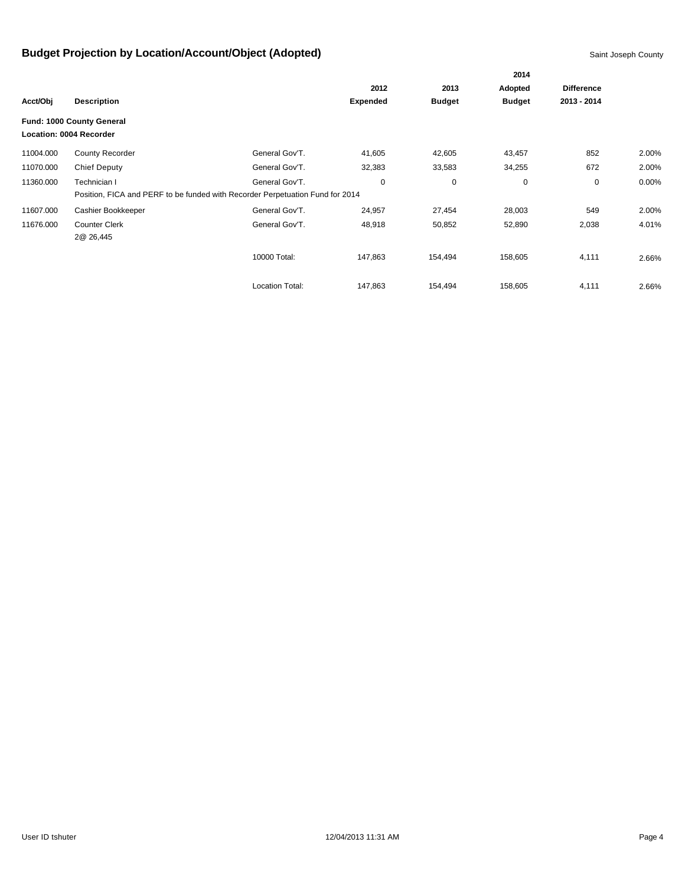# Budget Projection by Location/Account/Object (Adopted)

Saint Joseph County

| Acct/Obj | Description | | 2012 Expended | 2013 Budget | 2014 Adopted Budget | Difference 2013 - 2014 | |
|---|---|---|---|---|---|---|---|
| **Fund: 1000 County General** | | | | | | | |
| **Location: 0004 Recorder** | | | | | | | |
| 11004.000 | County Recorder | General Gov'T. | 41,605 | 42,605 | 43,457 | 852 | 2.00% |
| 11070.000 | Chief Deputy | General Gov'T. | 32,383 | 33,583 | 34,255 | 672 | 2.00% |
| 11360.000 | Technician I | General Gov'T. | 0 | 0 | 0 | 0 | 0.00% |
| | Position, FICA and PERF to be funded with Recorder Perpetuation Fund for 2014 | | | | | | |
| 11607.000 | Cashier Bookkeeper | General Gov'T. | 24,957 | 27,454 | 28,003 | 549 | 2.00% |
| 11676.000 | Counter Clerk<br>2@ 26,445 | General Gov'T. | 48,918 | 50,852 | 52,890 | 2,038 | 4.01% |
| | | 10000 Total: | 147,863 | 154,494 | 158,605 | 4,111 | 2.66% |
| | | Location Total: | 147,863 | 154,494 | 158,605 | 4,111 | 2.66% |

User ID tshuter 12/04/2013 11:31 AM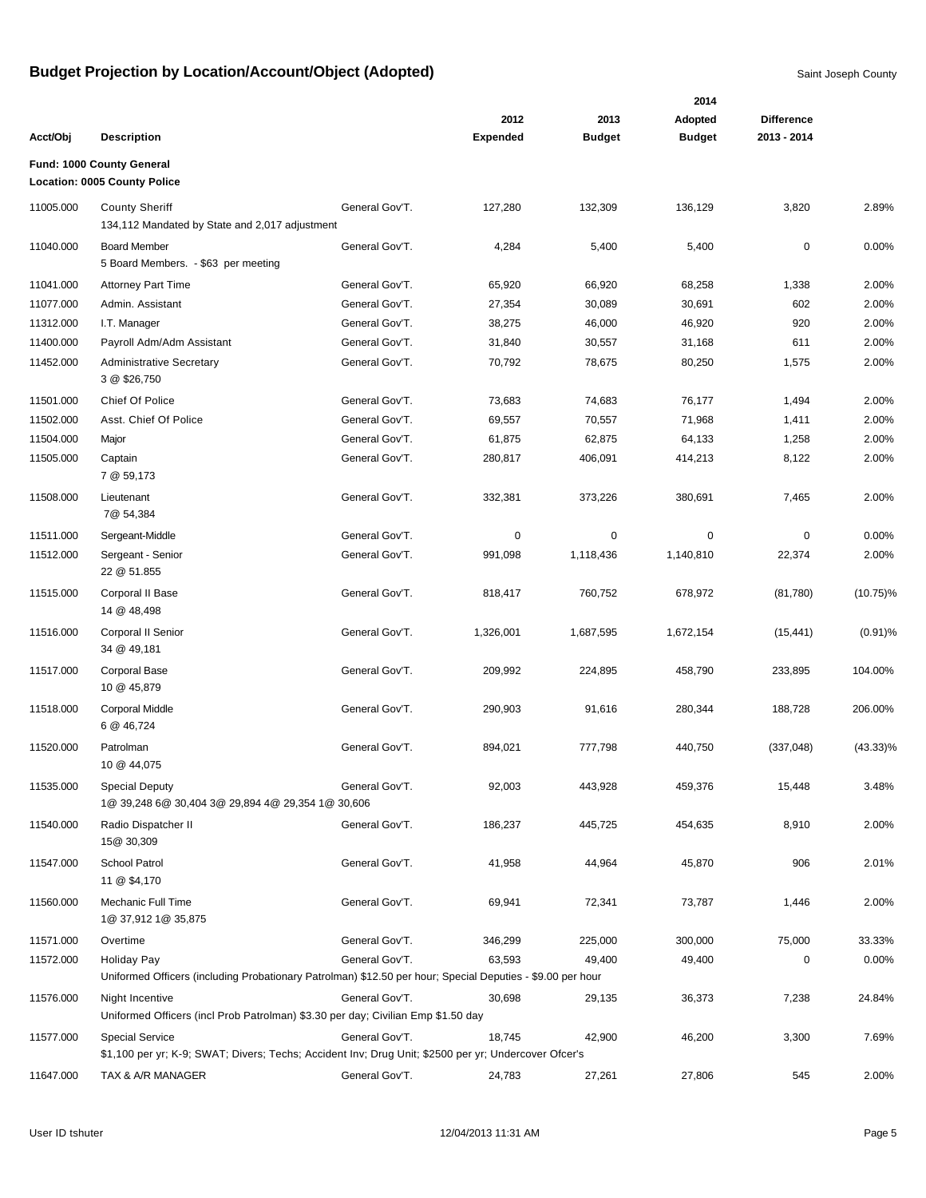# Budget Projection by Location/Account/Object (Adopted)

Saint Joseph County

| Acct/Obj | Description | | 2012 Expended | 2013 Budget | 2014 Adopted Budget | Difference 2013 - 2014 | |
|---|---|---|---|---|---|---|---|
| **Fund: 1000 County General** | | | | | | | |
| **Location: 0005 County Police** | | | | | | | |
| 11005.000 | County Sheriff<br>134,112 Mandated by State and 2,017 adjustment | General Gov'T. | 127,280 | 132,309 | 136,129 | 3,820 | 2.89% |
| 11040.000 | Board Member<br>5 Board Members. - $63 per meeting | General Gov'T. | 4,284 | 5,400 | 5,400 | 0 | 0.00% |
| 11041.000 | Attorney Part Time | General Gov'T. | 65,920 | 66,920 | 68,258 | 1,338 | 2.00% |
| 11077.000 | Admin. Assistant | General Gov'T. | 27,354 | 30,089 | 30,691 | 602 | 2.00% |
| 11312.000 | I.T. Manager | General Gov'T. | 38,275 | 46,000 | 46,920 | 920 | 2.00% |
| 11400.000 | Payroll Adm/Adm Assistant | General Gov'T. | 31,840 | 30,557 | 31,168 | 611 | 2.00% |
| 11452.000 | Administrative Secretary<br>3 @ $26,750 | General Gov'T. | 70,792 | 78,675 | 80,250 | 1,575 | 2.00% |
| 11501.000 | Chief Of Police | General Gov'T. | 73,683 | 74,683 | 76,177 | 1,494 | 2.00% |
| 11502.000 | Asst. Chief Of Police | General Gov'T. | 69,557 | 70,557 | 71,968 | 1,411 | 2.00% |
| 11504.000 | Major | General Gov'T. | 61,875 | 62,875 | 64,133 | 1,258 | 2.00% |
| 11505.000 | Captain<br>7 @ 59,173 | General Gov'T. | 280,817 | 406,091 | 414,213 | 8,122 | 2.00% |
| 11508.000 | Lieutenant<br>7@ 54,384 | General Gov'T. | 332,381 | 373,226 | 380,691 | 7,465 | 2.00% |
| 11511.000 | Sergeant-Middle | General Gov'T. | 0 | 0 | 0 | 0 | 0.00% |
| 11512.000 | Sergeant - Senior<br>22 @ 51.855 | General Gov'T. | 991,098 | 1,118,436 | 1,140,810 | 22,374 | 2.00% |
| 11515.000 | Corporal II Base<br>14 @ 48,498 | General Gov'T. | 818,417 | 760,752 | 678,972 | (81,780) | (10.75)% |
| 11516.000 | Corporal II Senior<br>34 @ 49,181 | General Gov'T. | 1,326,001 | 1,687,595 | 1,672,154 | (15,441) | (0.91)% |
| 11517.000 | Corporal Base<br>10 @ 45,879 | General Gov'T. | 209,992 | 224,895 | 458,790 | 233,895 | 104.00% |
| 11518.000 | Corporal Middle<br>6 @ 46,724 | General Gov'T. | 290,903 | 91,616 | 280,344 | 188,728 | 206.00% |
| 11520.000 | Patrolman<br>10 @ 44,075 | General Gov'T. | 894,021 | 777,798 | 440,750 | (337,048) | (43.33)% |
| 11535.000 | Special Deputy<br>1@ 39,248 6@ 30,404 3@ 29,894 4@ 29,354 1@ 30,606 | General Gov'T. | 92,003 | 443,928 | 459,376 | 15,448 | 3.48% |
| 11540.000 | Radio Dispatcher II<br>15@ 30,309 | General Gov'T. | 186,237 | 445,725 | 454,635 | 8,910 | 2.00% |
| 11547.000 | School Patrol<br>11 @ $4,170 | General Gov'T. | 41,958 | 44,964 | 45,870 | 906 | 2.01% |
| 11560.000 | Mechanic Full Time<br>1@ 37,912 1@ 35,875 | General Gov'T. | 69,941 | 72,341 | 73,787 | 1,446 | 2.00% |
| 11571.000 | Overtime | General Gov'T. | 346,299 | 225,000 | 300,000 | 75,000 | 33.33% |
| 11572.000 | Holiday Pay<br>Uniformed Officers (including Probationary Patrolman) $12.50 per hour; Special Deputies - $9.00 per hour | General Gov'T. | 63,593 | 49,400 | 49,400 | 0 | 0.00% |
| 11576.000 | Night Incentive<br>Uniformed Officers (incl Prob Patrolman) $3.30 per day; Civilian Emp $1.50 day | General Gov'T. | 30,698 | 29,135 | 36,373 | 7,238 | 24.84% |
| 11577.000 | Special Service<br>$1,100 per yr; K-9; SWAT; Divers; Techs; Accident Inv; Drug Unit; $2500 per yr; Undercover Ofcer's | General Gov'T. | 18,745 | 42,900 | 46,200 | 3,300 | 7.69% |
| 11647.000 | TAX & A/R MANAGER | General Gov'T. | 24,783 | 27,261 | 27,806 | 545 | 2.00% |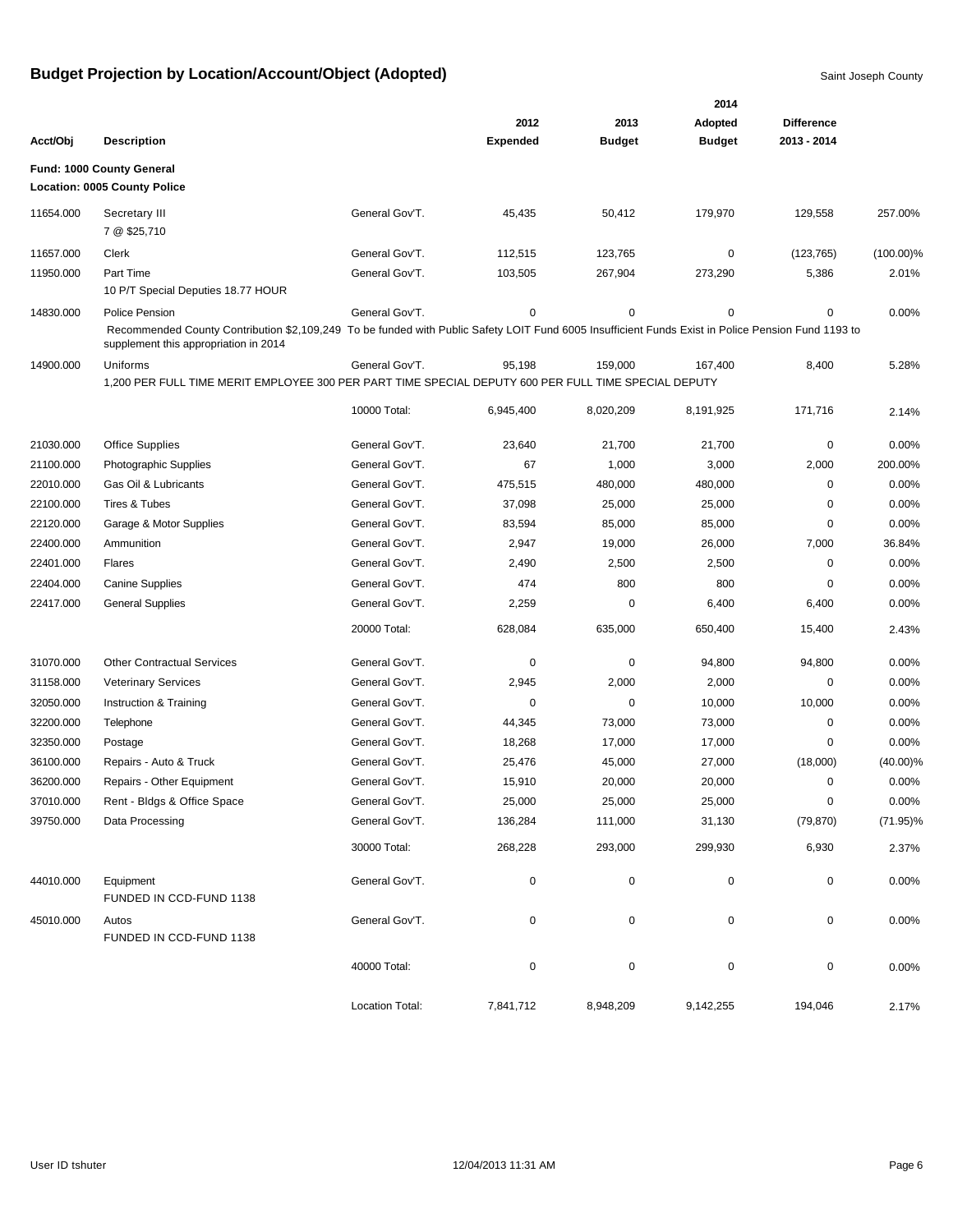# Budget Projection by Location/Account/Object (Adopted)

Saint Joseph County

| Acct/Obj | Description | | 2012 Expended | 2013 Budget | 2014 Adopted Budget | Difference 2013 - 2014 | |
|---|---|---|---|---|---|---|---|
| **Fund: 1000 County General** | | | | | | | |
| **Location: 0005 County Police** | | | | | | | |
| 11654.000 | Secretary III<br>7 @ $25,710 | General Gov'T. | 45,435 | 50,412 | 179,970 | 129,558 | 257.00% |
| 11657.000 | Clerk | General Gov'T. | 112,515 | 123,765 | 0 | (123,765) | (100.00)% |
| 11950.000 | Part Time<br>10 P/T Special Deputies 18.77 HOUR | General Gov'T. | 103,505 | 267,904 | 273,290 | 5,386 | 2.01% |
| 14830.000 | Police Pension<br>Recommended County Contribution $2,109,249 To be funded with Public Safety LOIT Fund 6005 Insufficient Funds Exist in Police Pension Fund 1193 to supplement this appropriation in 2014 | General Gov'T. | 0 | 0 | 0 | 0 | 0.00% |
| 14900.000 | Uniforms<br>1,200 PER FULL TIME MERIT EMPLOYEE 300 PER PART TIME SPECIAL DEPUTY 600 PER FULL TIME SPECIAL DEPUTY | General Gov'T. | 95,198 | 159,000 | 167,400 | 8,400 | 5.28% |
| | | 10000 Total: | 6,945,400 | 8,020,209 | 8,191,925 | 171,716 | 2.14% |
| 21030.000 | Office Supplies | General Gov'T. | 23,640 | 21,700 | 21,700 | 0 | 0.00% |
| 21100.000 | Photographic Supplies | General Gov'T. | 67 | 1,000 | 3,000 | 2,000 | 200.00% |
| 22010.000 | Gas Oil & Lubricants | General Gov'T. | 475,515 | 480,000 | 480,000 | 0 | 0.00% |
| 22100.000 | Tires & Tubes | General Gov'T. | 37,098 | 25,000 | 25,000 | 0 | 0.00% |
| 22120.000 | Garage & Motor Supplies | General Gov'T. | 83,594 | 85,000 | 85,000 | 0 | 0.00% |
| 22400.000 | Ammunition | General Gov'T. | 2,947 | 19,000 | 26,000 | 7,000 | 36.84% |
| 22401.000 | Flares | General Gov'T. | 2,490 | 2,500 | 2,500 | 0 | 0.00% |
| 22404.000 | Canine Supplies | General Gov'T. | 474 | 800 | 800 | 0 | 0.00% |
| 22417.000 | General Supplies | General Gov'T. | 2,259 | 0 | 6,400 | 6,400 | 0.00% |
| | | 20000 Total: | 628,084 | 635,000 | 650,400 | 15,400 | 2.43% |
| 31070.000 | Other Contractual Services | General Gov'T. | 0 | 0 | 94,800 | 94,800 | 0.00% |
| 31158.000 | Veterinary Services | General Gov'T. | 2,945 | 2,000 | 2,000 | 0 | 0.00% |
| 32050.000 | Instruction & Training | General Gov'T. | 0 | 0 | 10,000 | 10,000 | 0.00% |
| 32200.000 | Telephone | General Gov'T. | 44,345 | 73,000 | 73,000 | 0 | 0.00% |
| 32350.000 | Postage | General Gov'T. | 18,268 | 17,000 | 17,000 | 0 | 0.00% |
| 36100.000 | Repairs - Auto & Truck | General Gov'T. | 25,476 | 45,000 | 27,000 | (18,000) | (40.00)% |
| 36200.000 | Repairs - Other Equipment | General Gov'T. | 15,910 | 20,000 | 20,000 | 0 | 0.00% |
| 37010.000 | Rent - Bldgs & Office Space | General Gov'T. | 25,000 | 25,000 | 25,000 | 0 | 0.00% |
| 39750.000 | Data Processing | General Gov'T. | 136,284 | 111,000 | 31,130 | (79,870) | (71.95)% |
| | | 30000 Total: | 268,228 | 293,000 | 299,930 | 6,930 | 2.37% |
| 44010.000 | Equipment<br>FUNDED IN CCD-FUND 1138 | General Gov'T. | 0 | 0 | 0 | 0 | 0.00% |
| 45010.000 | Autos<br>FUNDED IN CCD-FUND 1138 | General Gov'T. | 0 | 0 | 0 | 0 | 0.00% |
| | | 40000 Total: | 0 | 0 | 0 | 0 | 0.00% |
| | | Location Total: | 7,841,712 | 8,948,209 | 9,142,255 | 194,046 | 2.17% |

User ID tshuter 12/04/2013 11:31 AM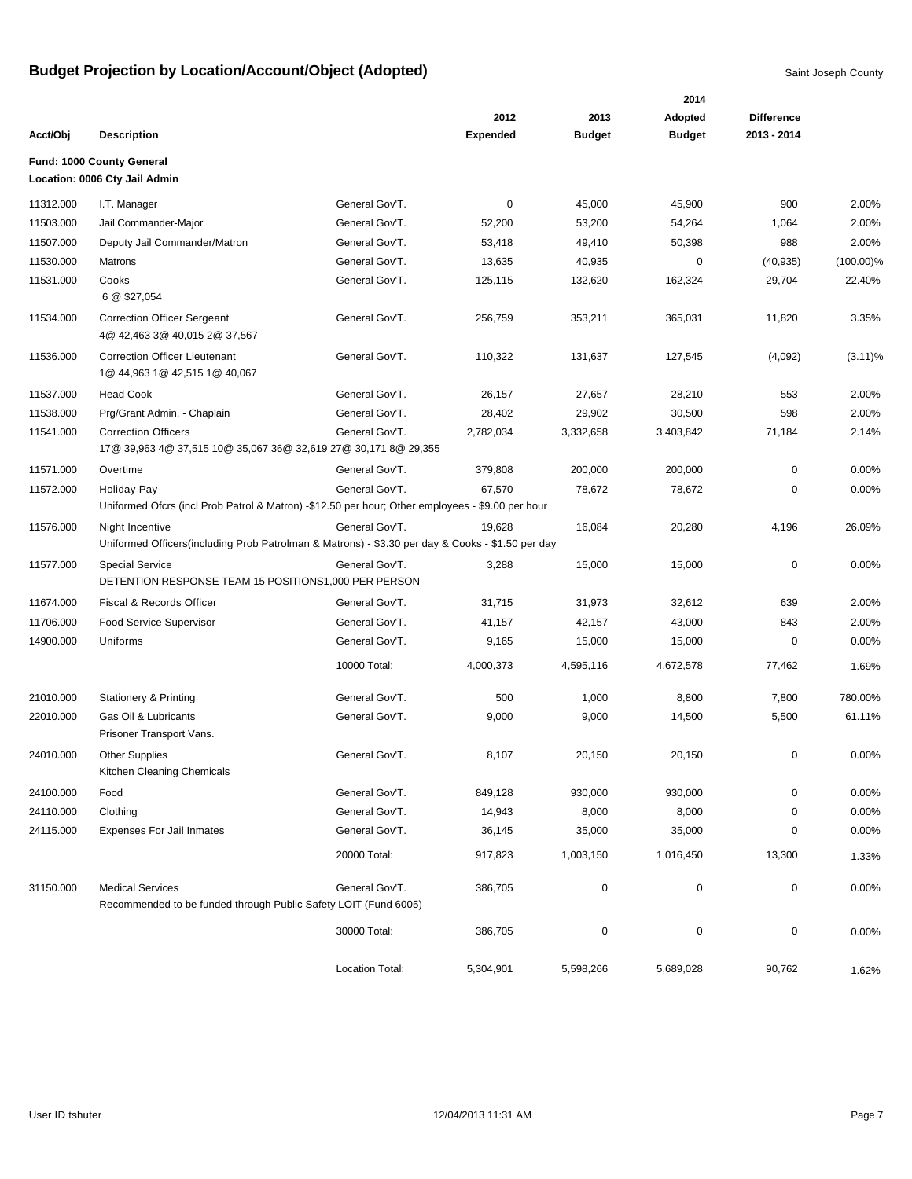# Budget Projection by Location/Account/Object (Adopted)

Saint Joseph County

| Acct/Obj | Description | | 2012 Expended | 2013 Budget | 2014 Adopted Budget | Difference 2013 - 2014 | |
|---|---|---|---|---|---|---|---|
| **Fund: 1000 County General** | | | | | | | |
| **Location: 0006 Cty Jail Admin** | | | | | | | |
| 11312.000 | I.T. Manager | General Gov'T. | 0 | 45,000 | 45,900 | 900 | 2.00% |
| 11503.000 | Jail Commander-Major | General Gov'T. | 52,200 | 53,200 | 54,264 | 1,064 | 2.00% |
| 11507.000 | Deputy Jail Commander/Matron | General Gov'T. | 53,418 | 49,410 | 50,398 | 988 | 2.00% |
| 11530.000 | Matrons | General Gov'T. | 13,635 | 40,935 | 0 | (40,935) | (100.00)% |
| 11531.000 | Cooks<br>6 @ $27,054 | General Gov'T. | 125,115 | 132,620 | 162,324 | 29,704 | 22.40% |
| 11534.000 | Correction Officer Sergeant<br>4@ 42,463 3@ 40,015 2@ 37,567 | General Gov'T. | 256,759 | 353,211 | 365,031 | 11,820 | 3.35% |
| 11536.000 | Correction Officer Lieutenant<br>1@ 44,963 1@ 42,515 1@ 40,067 | General Gov'T. | 110,322 | 131,637 | 127,545 | (4,092) | (3.11)% |
| 11537.000 | Head Cook | General Gov'T. | 26,157 | 27,657 | 28,210 | 553 | 2.00% |
| 11538.000 | Prg/Grant Admin. - Chaplain | General Gov'T. | 28,402 | 29,902 | 30,500 | 598 | 2.00% |
| 11541.000 | Correction Officers<br>17@ 39,963 4@ 37,515 10@ 35,067 36@ 32,619 27@ 30,171 8@ 29,355 | General Gov'T. | 2,782,034 | 3,332,658 | 3,403,842 | 71,184 | 2.14% |
| 11571.000 | Overtime | General Gov'T. | 379,808 | 200,000 | 200,000 | 0 | 0.00% |
| 11572.000 | Holiday Pay<br>Uniformed Ofcrs (incl Prob Patrol & Matron) -$12.50 per hour; Other employees - $9.00 per hour | General Gov'T. | 67,570 | 78,672 | 78,672 | 0 | 0.00% |
| 11576.000 | Night Incentive<br>Uniformed Officers(including Prob Patrolman & Matrons) - $3.30 per day & Cooks - $1.50 per day | General Gov'T. | 19,628 | 16,084 | 20,280 | 4,196 | 26.09% |
| 11577.000 | Special Service<br>DETENTION RESPONSE TEAM 15 POSITIONS1,000 PER PERSON | General Gov'T. | 3,288 | 15,000 | 15,000 | 0 | 0.00% |
| 11674.000 | Fiscal & Records Officer | General Gov'T. | 31,715 | 31,973 | 32,612 | 639 | 2.00% |
| 11706.000 | Food Service Supervisor | General Gov'T. | 41,157 | 42,157 | 43,000 | 843 | 2.00% |
| 14900.000 | Uniforms | General Gov'T. | 9,165 | 15,000 | 15,000 | 0 | 0.00% |
| | | 10000 Total: | 4,000,373 | 4,595,116 | 4,672,578 | 77,462 | 1.69% |
| 21010.000 | Stationery & Printing | General Gov'T. | 500 | 1,000 | 8,800 | 7,800 | 780.00% |
| 22010.000 | Gas Oil & Lubricants<br>Prisoner Transport Vans. | General Gov'T. | 9,000 | 9,000 | 14,500 | 5,500 | 61.11% |
| 24010.000 | Other Supplies<br>Kitchen Cleaning Chemicals | General Gov'T. | 8,107 | 20,150 | 20,150 | 0 | 0.00% |
| 24100.000 | Food | General Gov'T. | 849,128 | 930,000 | 930,000 | 0 | 0.00% |
| 24110.000 | Clothing | General Gov'T. | 14,943 | 8,000 | 8,000 | 0 | 0.00% |
| 24115.000 | Expenses For Jail Inmates | General Gov'T. | 36,145 | 35,000 | 35,000 | 0 | 0.00% |
| | | 20000 Total: | 917,823 | 1,003,150 | 1,016,450 | 13,300 | 1.33% |
| 31150.000 | Medical Services<br>Recommended to be funded through Public Safety LOIT (Fund 6005) | General Gov'T. | 386,705 | 0 | 0 | 0 | 0.00% |
| | | 30000 Total: | 386,705 | 0 | 0 | 0 | 0.00% |
| | | Location Total: | 5,304,901 | 5,598,266 | 5,689,028 | 90,762 | 1.62% |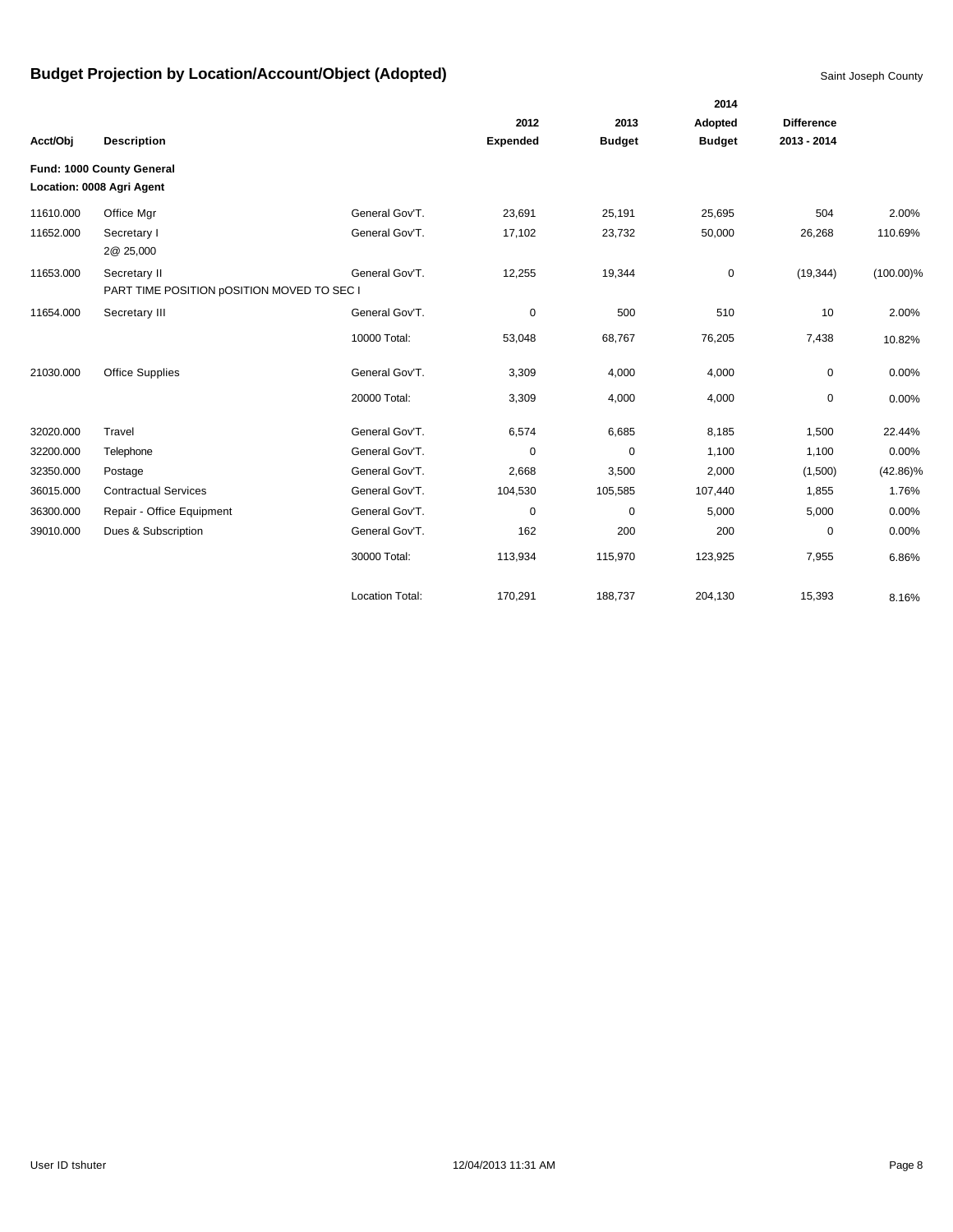# Budget Projection by Location/Account/Object (Adopted)

Saint Joseph County

| Acct/Obj | Description | | 2012 Expended | 2013 Budget | 2014 Adopted Budget | Difference 2013 - 2014 | |
|---|---|---|---|---|---|---|---|
| **Fund: 1000 County General** | | | | | | | |
| **Location: 0008 Agri Agent** | | | | | | | |
| 11610.000 | Office Mgr | General Gov'T. | 23,691 | 25,191 | 25,695 | 504 | 2.00% |
| 11652.000 | Secretary I<br>2@ 25,000 | General Gov'T. | 17,102 | 23,732 | 50,000 | 26,268 | 110.69% |
| 11653.000 | Secretary II<br>PART TIME POSITION pOSITION MOVED TO SEC I | General Gov'T. | 12,255 | 19,344 | 0 | (19,344) | (100.00)% |
| 11654.000 | Secretary III | General Gov'T. | 0 | 500 | 510 | 10 | 2.00% |
| | | 10000 Total: | 53,048 | 68,767 | 76,205 | 7,438 | 10.82% |
| 21030.000 | Office Supplies | General Gov'T. | 3,309 | 4,000 | 4,000 | 0 | 0.00% |
| | | 20000 Total: | 3,309 | 4,000 | 4,000 | 0 | 0.00% |
| 32020.000 | Travel | General Gov'T. | 6,574 | 6,685 | 8,185 | 1,500 | 22.44% |
| 32200.000 | Telephone | General Gov'T. | 0 | 0 | 1,100 | 1,100 | 0.00% |
| 32350.000 | Postage | General Gov'T. | 2,668 | 3,500 | 2,000 | (1,500) | (42.86)% |
| 36015.000 | Contractual Services | General Gov'T. | 104,530 | 105,585 | 107,440 | 1,855 | 1.76% |
| 36300.000 | Repair - Office Equipment | General Gov'T. | 0 | 0 | 5,000 | 5,000 | 0.00% |
| 39010.000 | Dues & Subscription | General Gov'T. | 162 | 200 | 200 | 0 | 0.00% |
| | | 30000 Total: | 113,934 | 115,970 | 123,925 | 7,955 | 6.86% |
| | | Location Total: | 170,291 | 188,737 | 204,130 | 15,393 | 8.16% |

User ID tshuter 12/04/2013 11:31 AM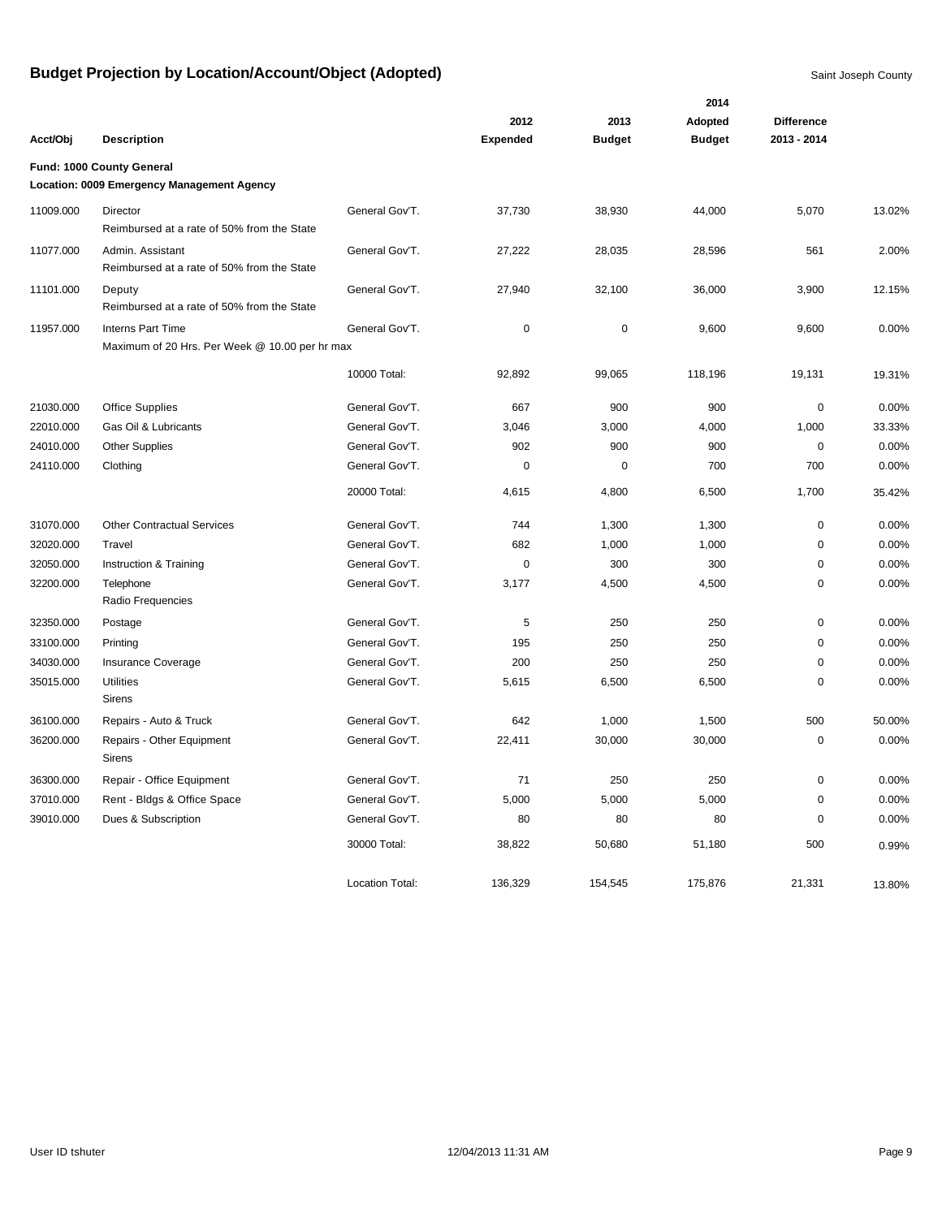# Budget Projection by Location/Account/Object (Adopted)

Saint Joseph County

| Acct/Obj | Description | | 2012 Expended | 2013 Budget | 2014 Adopted Budget | Difference 2013 - 2014 | |
|---|---|---|---|---|---|---|---|
| **Fund: 1000 County General** | | | | | | | |
| **Location: 0009 Emergency Management Agency** | | | | | | | |
| 11009.000 | Director<br>Reimbursed at a rate of 50% from the State | General Gov'T. | 37,730 | 38,930 | 44,000 | 5,070 | 13.02% |
| 11077.000 | Admin. Assistant<br>Reimbursed at a rate of 50% from the State | General Gov'T. | 27,222 | 28,035 | 28,596 | 561 | 2.00% |
| 11101.000 | Deputy<br>Reimbursed at a rate of 50% from the State | General Gov'T. | 27,940 | 32,100 | 36,000 | 3,900 | 12.15% |
| 11957.000 | Interns Part Time<br>Maximum of 20 Hrs. Per Week @ 10.00 per hr max | General Gov'T. | 0 | 0 | 9,600 | 9,600 | 0.00% |
| | | 10000 Total: | 92,892 | 99,065 | 118,196 | 19,131 | 19.31% |
| 21030.000 | Office Supplies | General Gov'T. | 667 | 900 | 900 | 0 | 0.00% |
| 22010.000 | Gas Oil & Lubricants | General Gov'T. | 3,046 | 3,000 | 4,000 | 1,000 | 33.33% |
| 24010.000 | Other Supplies | General Gov'T. | 902 | 900 | 900 | 0 | 0.00% |
| 24110.000 | Clothing | General Gov'T. | 0 | 0 | 700 | 700 | 0.00% |
| | | 20000 Total: | 4,615 | 4,800 | 6,500 | 1,700 | 35.42% |
| 31070.000 | Other Contractual Services | General Gov'T. | 744 | 1,300 | 1,300 | 0 | 0.00% |
| 32020.000 | Travel | General Gov'T. | 682 | 1,000 | 1,000 | 0 | 0.00% |
| 32050.000 | Instruction & Training | General Gov'T. | 0 | 300 | 300 | 0 | 0.00% |
| 32200.000 | Telephone<br>Radio Frequencies | General Gov'T. | 3,177 | 4,500 | 4,500 | 0 | 0.00% |
| 32350.000 | Postage | General Gov'T. | 5 | 250 | 250 | 0 | 0.00% |
| 33100.000 | Printing | General Gov'T. | 195 | 250 | 250 | 0 | 0.00% |
| 34030.000 | Insurance Coverage | General Gov'T. | 200 | 250 | 250 | 0 | 0.00% |
| 35015.000 | Utilities<br>Sirens | General Gov'T. | 5,615 | 6,500 | 6,500 | 0 | 0.00% |
| 36100.000 | Repairs - Auto & Truck | General Gov'T. | 642 | 1,000 | 1,500 | 500 | 50.00% |
| 36200.000 | Repairs - Other Equipment<br>Sirens | General Gov'T. | 22,411 | 30,000 | 30,000 | 0 | 0.00% |
| 36300.000 | Repair - Office Equipment | General Gov'T. | 71 | 250 | 250 | 0 | 0.00% |
| 37010.000 | Rent - Bldgs & Office Space | General Gov'T. | 5,000 | 5,000 | 5,000 | 0 | 0.00% |
| 39010.000 | Dues & Subscription | General Gov'T. | 80 | 80 | 80 | 0 | 0.00% |
| | | 30000 Total: | 38,822 | 50,680 | 51,180 | 500 | 0.99% |
| | | Location Total: | 136,329 | 154,545 | 175,876 | 21,331 | 13.80% |

User ID tshuter 12/04/2013 11:31 AM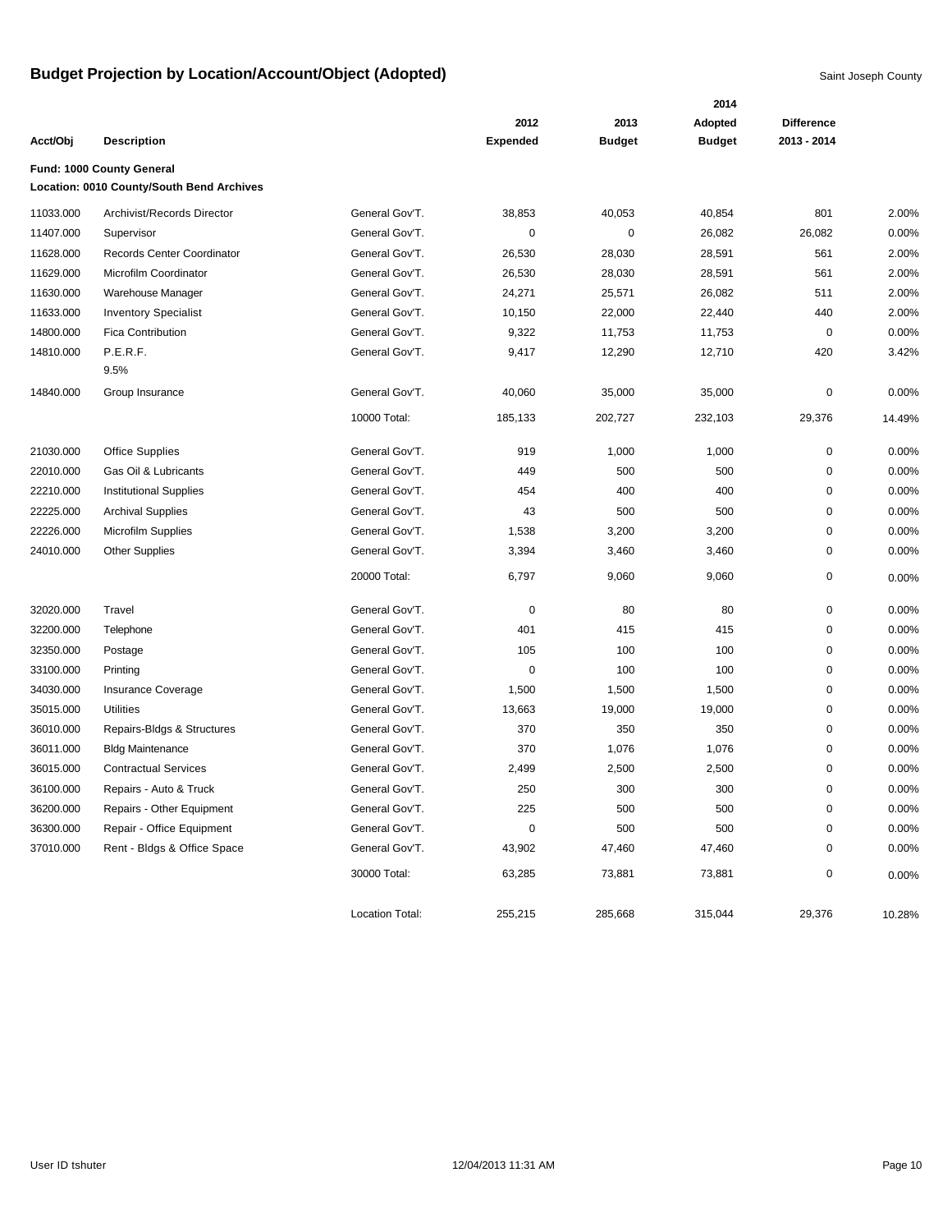# Budget Projection by Location/Account/Object (Adopted)

Saint Joseph County

| Acct/Obj | Description | | 2012 Expended | 2013 Budget | 2014 Adopted Budget | Difference 2013 - 2014 | |
|---|---|---|---|---|---|---|---|
| **Fund: 1000 County General** | | | | | | | |
| **Location: 0010 County/South Bend Archives** | | | | | | | |
| 11033.000 | Archivist/Records Director | General Gov'T. | 38,853 | 40,053 | 40,854 | 801 | 2.00% |
| 11407.000 | Supervisor | General Gov'T. | 0 | 0 | 26,082 | 26,082 | 0.00% |
| 11628.000 | Records Center Coordinator | General Gov'T. | 26,530 | 28,030 | 28,591 | 561 | 2.00% |
| 11629.000 | Microfilm Coordinator | General Gov'T. | 26,530 | 28,030 | 28,591 | 561 | 2.00% |
| 11630.000 | Warehouse Manager | General Gov'T. | 24,271 | 25,571 | 26,082 | 511 | 2.00% |
| 11633.000 | Inventory Specialist | General Gov'T. | 10,150 | 22,000 | 22,440 | 440 | 2.00% |
| 14800.000 | Fica Contribution | General Gov'T. | 9,322 | 11,753 | 11,753 | 0 | 0.00% |
| 14810.000 | P.E.R.F. 9.5% | General Gov'T. | 9,417 | 12,290 | 12,710 | 420 | 3.42% |
| 14840.000 | Group Insurance | General Gov'T. | 40,060 | 35,000 | 35,000 | 0 | 0.00% |
| | | 10000 Total: | 185,133 | 202,727 | 232,103 | 29,376 | 14.49% |
| 21030.000 | Office Supplies | General Gov'T. | 919 | 1,000 | 1,000 | 0 | 0.00% |
| 22010.000 | Gas Oil & Lubricants | General Gov'T. | 449 | 500 | 500 | 0 | 0.00% |
| 22210.000 | Institutional Supplies | General Gov'T. | 454 | 400 | 400 | 0 | 0.00% |
| 22225.000 | Archival Supplies | General Gov'T. | 43 | 500 | 500 | 0 | 0.00% |
| 22226.000 | Microfilm Supplies | General Gov'T. | 1,538 | 3,200 | 3,200 | 0 | 0.00% |
| 24010.000 | Other Supplies | General Gov'T. | 3,394 | 3,460 | 3,460 | 0 | 0.00% |
| | | 20000 Total: | 6,797 | 9,060 | 9,060 | 0 | 0.00% |
| 32020.000 | Travel | General Gov'T. | 0 | 80 | 80 | 0 | 0.00% |
| 32200.000 | Telephone | General Gov'T. | 401 | 415 | 415 | 0 | 0.00% |
| 32350.000 | Postage | General Gov'T. | 105 | 100 | 100 | 0 | 0.00% |
| 33100.000 | Printing | General Gov'T. | 0 | 100 | 100 | 0 | 0.00% |
| 34030.000 | Insurance Coverage | General Gov'T. | 1,500 | 1,500 | 1,500 | 0 | 0.00% |
| 35015.000 | Utilities | General Gov'T. | 13,663 | 19,000 | 19,000 | 0 | 0.00% |
| 36010.000 | Repairs-Bldgs & Structures | General Gov'T. | 370 | 350 | 350 | 0 | 0.00% |
| 36011.000 | Bldg Maintenance | General Gov'T. | 370 | 1,076 | 1,076 | 0 | 0.00% |
| 36015.000 | Contractual Services | General Gov'T. | 2,499 | 2,500 | 2,500 | 0 | 0.00% |
| 36100.000 | Repairs - Auto & Truck | General Gov'T. | 250 | 300 | 300 | 0 | 0.00% |
| 36200.000 | Repairs - Other Equipment | General Gov'T. | 225 | 500 | 500 | 0 | 0.00% |
| 36300.000 | Repair - Office Equipment | General Gov'T. | 0 | 500 | 500 | 0 | 0.00% |
| 37010.000 | Rent - Bldgs & Office Space | General Gov'T. | 43,902 | 47,460 | 47,460 | 0 | 0.00% |
| | | 30000 Total: | 63,285 | 73,881 | 73,881 | 0 | 0.00% |
| | | Location Total: | 255,215 | 285,668 | 315,044 | 29,376 | 10.28% |

User ID tshuter 12/04/2013 11:31 AM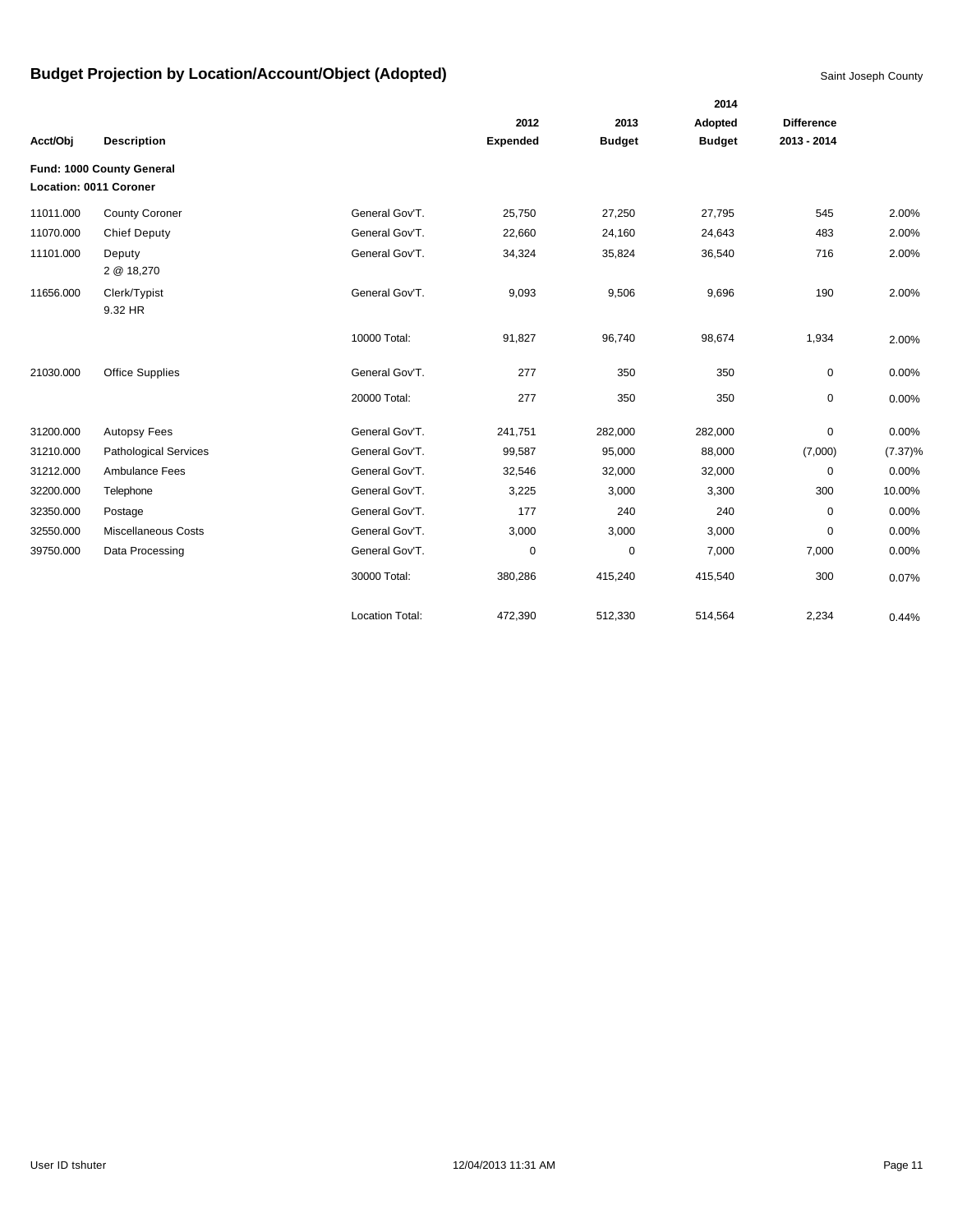# Budget Projection by Location/Account/Object (Adopted)

Saint Joseph County

| Acct/Obj | Description | | 2012 Expended | 2013 Budget | 2014 Adopted Budget | Difference 2013 - 2014 | |
|---|---|---|---|---|---|---|---|
| **Fund: 1000 County General** | | | | | | | |
| **Location: 0011 Coroner** | | | | | | | |
| 11011.000 | County Coroner | General Gov'T. | 25,750 | 27,250 | 27,795 | 545 | 2.00% |
| 11070.000 | Chief Deputy | General Gov'T. | 22,660 | 24,160 | 24,643 | 483 | 2.00% |
| 11101.000 | Deputy 2 @ 18,270 | General Gov'T. | 34,324 | 35,824 | 36,540 | 716 | 2.00% |
| 11656.000 | Clerk/Typist 9.32 HR | General Gov'T. | 9,093 | 9,506 | 9,696 | 190 | 2.00% |
| | | 10000 Total: | 91,827 | 96,740 | 98,674 | 1,934 | 2.00% |
| 21030.000 | Office Supplies | General Gov'T. | 277 | 350 | 350 | 0 | 0.00% |
| | | 20000 Total: | 277 | 350 | 350 | 0 | 0.00% |
| 31200.000 | Autopsy Fees | General Gov'T. | 241,751 | 282,000 | 282,000 | 0 | 0.00% |
| 31210.000 | Pathological Services | General Gov'T. | 99,587 | 95,000 | 88,000 | (7,000) | (7.37)% |
| 31212.000 | Ambulance Fees | General Gov'T. | 32,546 | 32,000 | 32,000 | 0 | 0.00% |
| 32200.000 | Telephone | General Gov'T. | 3,225 | 3,000 | 3,300 | 300 | 10.00% |
| 32350.000 | Postage | General Gov'T. | 177 | 240 | 240 | 0 | 0.00% |
| 32550.000 | Miscellaneous Costs | General Gov'T. | 3,000 | 3,000 | 3,000 | 0 | 0.00% |
| 39750.000 | Data Processing | General Gov'T. | 0 | 0 | 7,000 | 7,000 | 0.00% |
| | | 30000 Total: | 380,286 | 415,240 | 415,540 | 300 | 0.07% |
| | | Location Total: | 472,390 | 512,330 | 514,564 | 2,234 | 0.44% |

User ID tshuter 12/04/2013 11:31 AM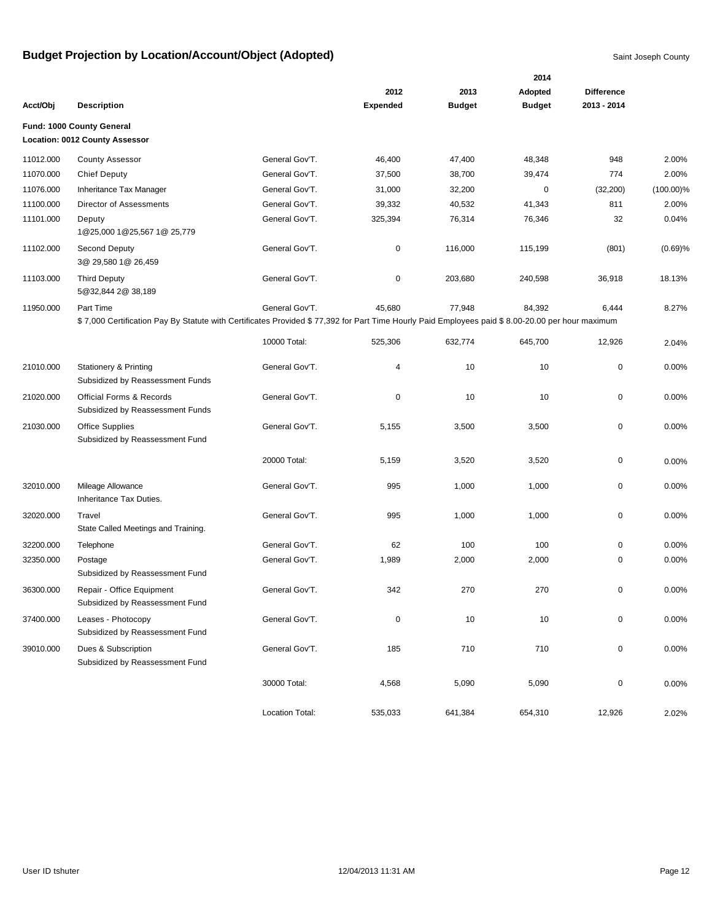# Budget Projection by Location/Account/Object (Adopted)

Saint Joseph County

| Acct/Obj | Description | | 2012 Expended | 2013 Budget | 2014 Adopted Budget | Difference 2013 - 2014 | |
|---|---|---|---|---|---|---|---|
| **Fund: 1000 County General** | | | | | | | |
| **Location: 0012 County Assessor** | | | | | | | |
| 11012.000 | County Assessor | General Gov'T. | 46,400 | 47,400 | 48,348 | 948 | 2.00% |
| 11070.000 | Chief Deputy | General Gov'T. | 37,500 | 38,700 | 39,474 | 774 | 2.00% |
| 11076.000 | Inheritance Tax Manager | General Gov'T. | 31,000 | 32,200 | 0 | (32,200) | (100.00)% |
| 11100.000 | Director of Assessments | General Gov'T. | 39,332 | 40,532 | 41,343 | 811 | 2.00% |
| 11101.000 | Deputy<br>1@25,000 1@25,567 1@ 25,779 | General Gov'T. | 325,394 | 76,314 | 76,346 | 32 | 0.04% |
| 11102.000 | Second Deputy<br>3@ 29,580 1@ 26,459 | General Gov'T. | 0 | 116,000 | 115,199 | (801) | (0.69)% |
| 11103.000 | Third Deputy<br>5@32,844 2@ 38,189 | General Gov'T. | 0 | 203,680 | 240,598 | 36,918 | 18.13% |
| 11950.000 | Part Time<br>$ 7,000 Certification Pay By Statute with Certificates Provided $ 77,392 for Part Time Hourly Paid Employees paid $ 8.00-20.00 per hour maximum | General Gov'T. | 45,680 | 77,948 | 84,392 | 6,444 | 8.27% |
| | | 10000 Total: | 525,306 | 632,774 | 645,700 | 12,926 | 2.04% |
| 21010.000 | Stationery & Printing<br>Subsidized by Reassessment Funds | General Gov'T. | 4 | 10 | 10 | 0 | 0.00% |
| 21020.000 | Official Forms & Records<br>Subsidized by Reassessment Funds | General Gov'T. | 0 | 10 | 10 | 0 | 0.00% |
| 21030.000 | Office Supplies<br>Subsidized by Reassessment Fund | General Gov'T. | 5,155 | 3,500 | 3,500 | 0 | 0.00% |
| | | 20000 Total: | 5,159 | 3,520 | 3,520 | 0 | 0.00% |
| 32010.000 | Mileage Allowance<br>Inheritance Tax Duties. | General Gov'T. | 995 | 1,000 | 1,000 | 0 | 0.00% |
| 32020.000 | Travel<br>State Called Meetings and Training. | General Gov'T. | 995 | 1,000 | 1,000 | 0 | 0.00% |
| 32200.000 | Telephone | General Gov'T. | 62 | 100 | 100 | 0 | 0.00% |
| 32350.000 | Postage<br>Subsidized by Reassessment Fund | General Gov'T. | 1,989 | 2,000 | 2,000 | 0 | 0.00% |
| 36300.000 | Repair - Office Equipment<br>Subsidized by Reassessment Fund | General Gov'T. | 342 | 270 | 270 | 0 | 0.00% |
| 37400.000 | Leases - Photocopy<br>Subsidized by Reassessment Fund | General Gov'T. | 0 | 10 | 10 | 0 | 0.00% |
| 39010.000 | Dues & Subscription<br>Subsidized by Reassessment Fund | General Gov'T. | 185 | 710 | 710 | 0 | 0.00% |
| | | 30000 Total: | 4,568 | 5,090 | 5,090 | 0 | 0.00% |
| | | Location Total: | 535,033 | 641,384 | 654,310 | 12,926 | 2.02% |

User ID tshuter 12/04/2013 11:31 AM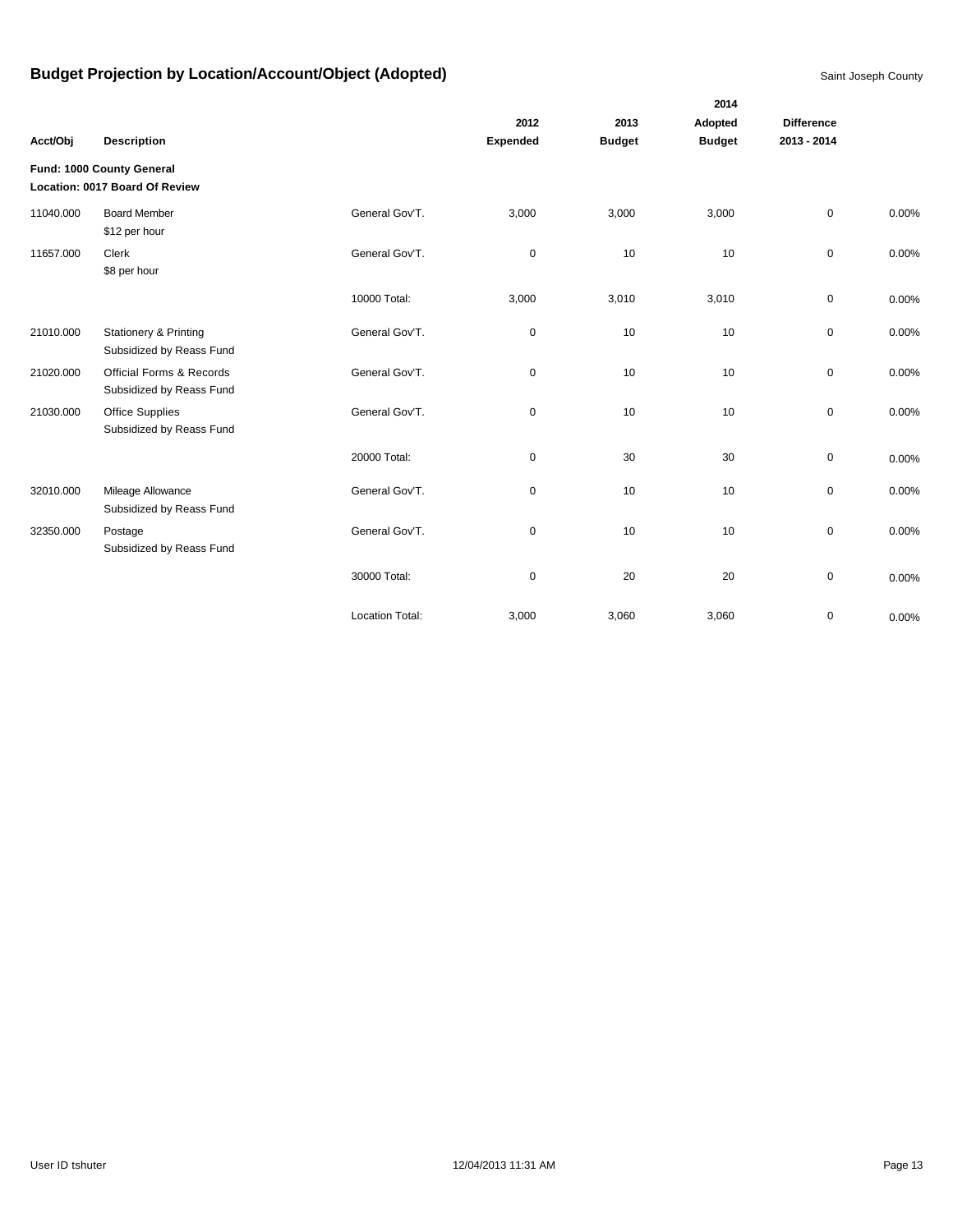# Budget Projection by Location/Account/Object (Adopted)

Saint Joseph County

| Acct/Obj | Description | | 2012 Expended | 2013 Budget | 2014 Adopted Budget | Difference 2013 - 2014 | |
|---|---|---|---|---|---|---|---|
| **Fund: 1000 County General** | | | | | | | |
| **Location: 0017 Board Of Review** | | | | | | | |
| 11040.000 | Board Member<br>$12 per hour | General Gov'T. | 3,000 | 3,000 | 3,000 | 0 | 0.00% |
| 11657.000 | Clerk<br>$8 per hour | General Gov'T. | 0 | 10 | 10 | 0 | 0.00% |
| | | 10000 Total: | 3,000 | 3,010 | 3,010 | 0 | 0.00% |
| 21010.000 | Stationery & Printing<br>Subsidized by Reass Fund | General Gov'T. | 0 | 10 | 10 | 0 | 0.00% |
| 21020.000 | Official Forms & Records<br>Subsidized by Reass Fund | General Gov'T. | 0 | 10 | 10 | 0 | 0.00% |
| 21030.000 | Office Supplies<br>Subsidized by Reass Fund | General Gov'T. | 0 | 10 | 10 | 0 | 0.00% |
| | | 20000 Total: | 0 | 30 | 30 | 0 | 0.00% |
| 32010.000 | Mileage Allowance<br>Subsidized by Reass Fund | General Gov'T. | 0 | 10 | 10 | 0 | 0.00% |
| 32350.000 | Postage<br>Subsidized by Reass Fund | General Gov'T. | 0 | 10 | 10 | 0 | 0.00% |
| | | 30000 Total: | 0 | 20 | 20 | 0 | 0.00% |
| | | Location Total: | 3,000 | 3,060 | 3,060 | 0 | 0.00% |

User ID tshuter 12/04/2013 11:31 AM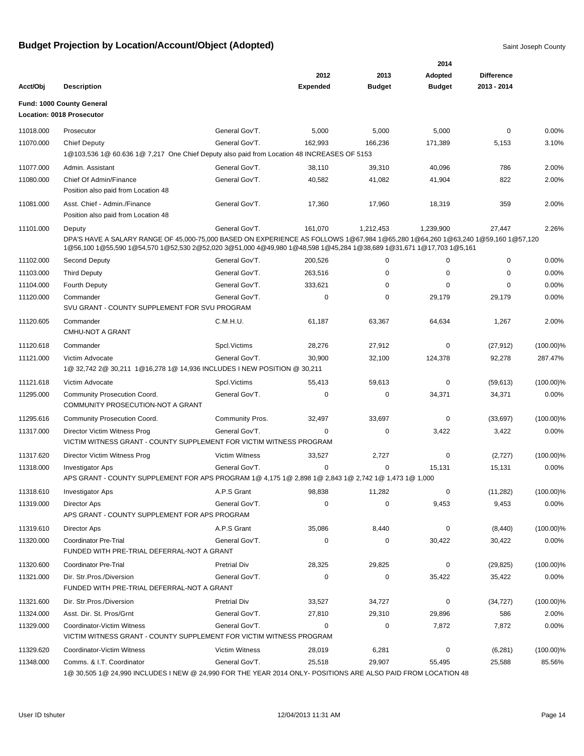# Budget Projection by Location/Account/Object (Adopted)

Saint Joseph County

| Acct/Obj | Description | | 2012 Expended | 2013 Budget | 2014 Adopted Budget | Difference 2013 - 2014 | |
|---|---|---|---|---|---|---|---|
| **Fund: 1000 County General** | | | | | | | |
| **Location: 0018 Prosecutor** | | | | | | | |
| 11018.000 | Prosecutor | General Gov'T. | 5,000 | 5,000 | 5,000 | 0 | 0.00% |
| 11070.000 | Chief Deputy | General Gov'T. | 162,993 | 166,236 | 171,389 | 5,153 | 3.10% |
| | 1@103,536 1@ 60.636 1@ 7,217 One Chief Deputy also paid from Location 48 INCREASES OF 5153 | | | | | | |
| 11077.000 | Admin. Assistant | General Gov'T. | 38,110 | 39,310 | 40,096 | 786 | 2.00% |
| 11080.000 | Chief Of Admin/Finance | General Gov'T. | 40,582 | 41,082 | 41,904 | 822 | 2.00% |
| | Position also paid from Location 48 | | | | | | |
| 11081.000 | Asst. Chief - Admin./Finance | General Gov'T. | 17,360 | 17,960 | 18,319 | 359 | 2.00% |
| | Position also paid from Location 48 | | | | | | |
| 11101.000 | Deputy | General Gov'T. | 161,070 | 1,212,453 | 1,239,900 | 27,447 | 2.26% |
| | DPA'S HAVE A SALARY RANGE OF 45,000-75,000 BASED ON EXPERIENCE AS FOLLOWS 1@67,984 1@65,280 1@64,260 1@63,240 1@59,160 1@57,120 1@56,100 1@55,590 1@54,570 1@52,530 2@52,020 3@51,000 4@49,980 1@48,598 1@45,284 1@38,689 1@31,671 1@17,703 1@5,161 | | | | | | |
| 11102.000 | Second Deputy | General Gov'T. | 200,526 | 0 | 0 | 0 | 0.00% |
| 11103.000 | Third Deputy | General Gov'T. | 263,516 | 0 | 0 | 0 | 0.00% |
| 11104.000 | Fourth Deputy | General Gov'T. | 333,621 | 0 | 0 | 0 | 0.00% |
| 11120.000 | Commander | General Gov'T. | 0 | 0 | 29,179 | 29,179 | 0.00% |
| | SVU GRANT - COUNTY SUPPLEMENT FOR SVU PROGRAM | | | | | | |
| 11120.605 | Commander | C.M.H.U. | 61,187 | 63,367 | 64,634 | 1,267 | 2.00% |
| | CMHU-NOT A GRANT | | | | | | |
| 11120.618 | Commander | Spcl.Victims | 28,276 | 27,912 | 0 | (27,912) | (100.00)% |
| 11121.000 | Victim Advocate | General Gov'T. | 30,900 | 32,100 | 124,378 | 92,278 | 287.47% |
| | 1@ 32,742 2@ 30,211 1@16,278 1@ 14,936 INCLUDES I NEW POSITION @ 30,211 | | | | | | |
| 11121.618 | Victim Advocate | Spcl.Victims | 55,413 | 59,613 | 0 | (59,613) | (100.00)% |
| 11295.000 | Community Prosecution Coord. | General Gov'T. | 0 | 0 | 34,371 | 34,371 | 0.00% |
| | COMMUNITY PROSECUTION-NOT A GRANT | | | | | | |
| 11295.616 | Community Prosecution Coord. | Community Pros. | 32,497 | 33,697 | 0 | (33,697) | (100.00)% |
| 11317.000 | Director Victim Witness Prog | General Gov'T. | 0 | 0 | 3,422 | 3,422 | 0.00% |
| | VICTIM WITNESS GRANT - COUNTY SUPPLEMENT FOR VICTIM WITNESS PROGRAM | | | | | | |
| 11317.620 | Director Victim Witness Prog | Victim Witness | 33,527 | 2,727 | 0 | (2,727) | (100.00)% |
| 11318.000 | Investigator Aps | General Gov'T. | 0 | 0 | 15,131 | 15,131 | 0.00% |
| | APS GRANT - COUNTY SUPPLEMENT FOR APS PROGRAM 1@ 4,175 1@ 2,898 1@ 2,843 1@ 2,742 1@ 1,473 1@ 1,000 | | | | | | |
| 11318.610 | Investigator Aps | A.P.S Grant | 98,838 | 11,282 | 0 | (11,282) | (100.00)% |
| 11319.000 | Director Aps | General Gov'T. | 0 | 0 | 9,453 | 9,453 | 0.00% |
| | APS GRANT - COUNTY SUPPLEMENT FOR APS PROGRAM | | | | | | |
| 11319.610 | Director Aps | A.P.S Grant | 35,086 | 8,440 | 0 | (8,440) | (100.00)% |
| 11320.000 | Coordinator Pre-Trial | General Gov'T. | 0 | 0 | 30,422 | 30,422 | 0.00% |
| | FUNDED WITH PRE-TRIAL DEFERRAL-NOT A GRANT | | | | | | |
| 11320.600 | Coordinator Pre-Trial | Pretrial Div | 28,325 | 29,825 | 0 | (29,825) | (100.00)% |
| 11321.000 | Dir. Str.Pros./Diversion | General Gov'T. | 0 | 0 | 35,422 | 35,422 | 0.00% |
| | FUNDED WITH PRE-TRIAL DEFERRAL-NOT A GRANT | | | | | | |
| 11321.600 | Dir. Str.Pros./Diversion | Pretrial Div | 33,527 | 34,727 | 0 | (34,727) | (100.00)% |
| 11324.000 | Asst. Dir. St. Pros/Grnt | General Gov'T. | 27,810 | 29,310 | 29,896 | 586 | 2.00% |
| 11329.000 | Coordinator-Victim Witness | General Gov'T. | 0 | 0 | 7,872 | 7,872 | 0.00% |
| | VICTIM WITNESS GRANT - COUNTY SUPPLEMENT FOR VICTIM WITNESS PROGRAM | | | | | | |
| 11329.620 | Coordinator-Victim Witness | Victim Witness | 28,019 | 6,281 | 0 | (6,281) | (100.00)% |
| 11348.000 | Comms. & I.T. Coordinator | General Gov'T. | 25,518 | 29,907 | 55,495 | 25,588 | 85.56% |
| | 1@ 30,505 1@ 24,990 INCLUDES I NEW @ 24,990 FOR THE YEAR 2014 ONLY- POSITIONS ARE ALSO PAID FROM LOCATION 48 | | | | | | |

User ID tshuter 12/04/2013 11:31 AM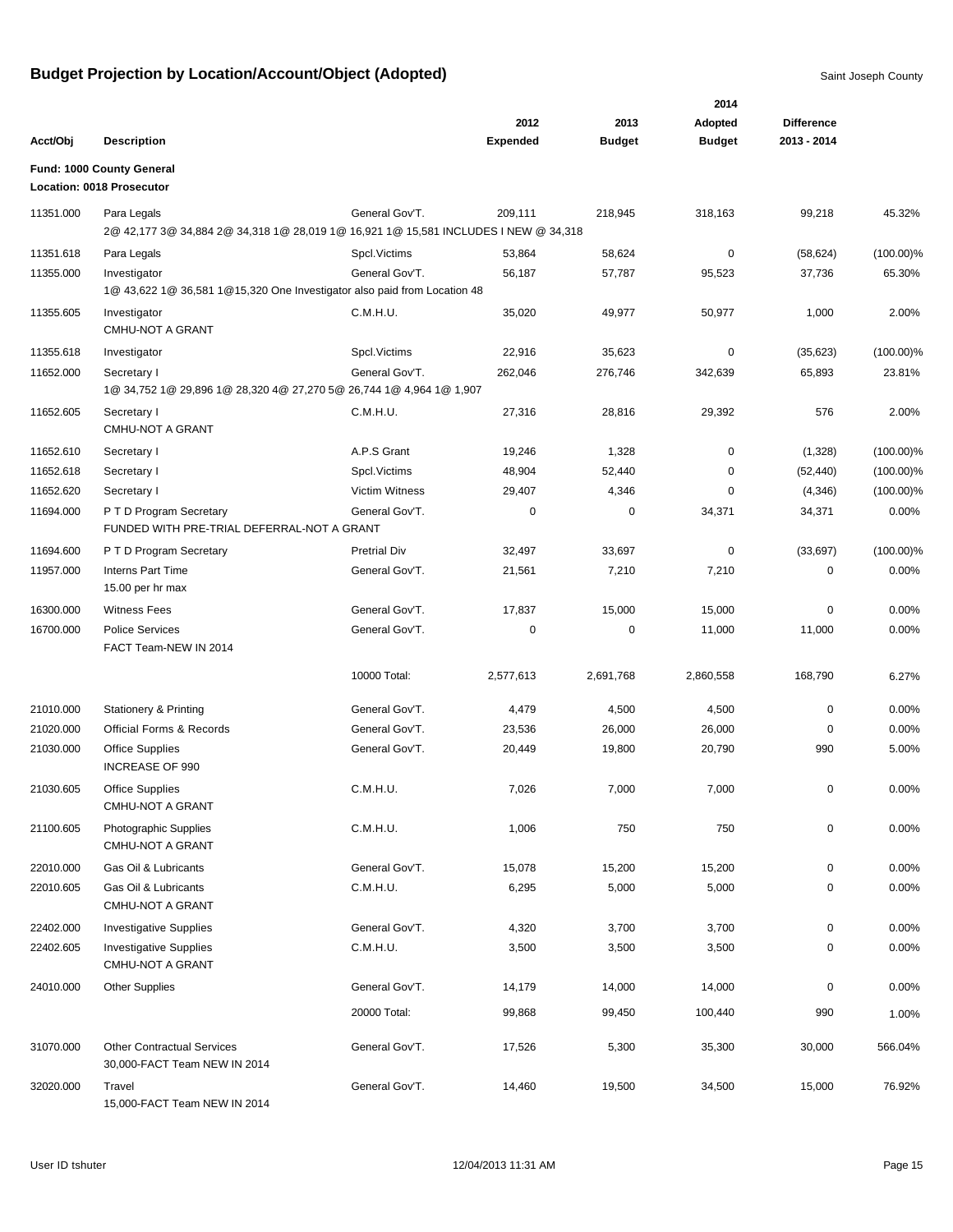# Budget Projection by Location/Account/Object (Adopted)

Saint Joseph County

**Fund: 1000 County General**
**Location: 0018 Prosecutor**

| Acct/Obj | Description | | 2012 Expended | 2013 Budget | 2014 Adopted Budget | Difference 2013 - 2014 | |
|---|---|---|---|---|---|---|---|
| 11351.000 | Para Legals<br>2@ 42,177 3@ 34,884 2@ 34,318 1@ 28,019 1@ 16,921 1@ 15,581 INCLUDES I NEW @ 34,318 | General Gov'T. | 209,111 | 218,945 | 318,163 | 99,218 | 45.32% |
| 11351.618 | Para Legals | Spcl.Victims | 53,864 | 58,624 | 0 | (58,624) | (100.00)% |
| 11355.000 | Investigator<br>1@ 43,622 1@ 36,581 1@15,320 One Investigator also paid from Location 48 | General Gov'T. | 56,187 | 57,787 | 95,523 | 37,736 | 65.30% |
| 11355.605 | Investigator<br>CMHU-NOT A GRANT | C.M.H.U. | 35,020 | 49,977 | 50,977 | 1,000 | 2.00% |
| 11355.618 | Investigator | Spcl.Victims | 22,916 | 35,623 | 0 | (35,623) | (100.00)% |
| 11652.000 | Secretary I<br>1@ 34,752 1@ 29,896 1@ 28,320 4@ 27,270 5@ 26,744 1@ 4,964 1@ 1,907 | General Gov'T. | 262,046 | 276,746 | 342,639 | 65,893 | 23.81% |
| 11652.605 | Secretary I<br>CMHU-NOT A GRANT | C.M.H.U. | 27,316 | 28,816 | 29,392 | 576 | 2.00% |
| 11652.610 | Secretary I | A.P.S Grant | 19,246 | 1,328 | 0 | (1,328) | (100.00)% |
| 11652.618 | Secretary I | Spcl.Victims | 48,904 | 52,440 | 0 | (52,440) | (100.00)% |
| 11652.620 | Secretary I | Victim Witness | 29,407 | 4,346 | 0 | (4,346) | (100.00)% |
| 11694.000 | P T D Program Secretary<br>FUNDED WITH PRE-TRIAL DEFERRAL-NOT A GRANT | General Gov'T. | 0 | 0 | 34,371 | 34,371 | 0.00% |
| 11694.600 | P T D Program Secretary | Pretrial Div | 32,497 | 33,697 | 0 | (33,697) | (100.00)% |
| 11957.000 | Interns Part Time<br>15.00 per hr max | General Gov'T. | 21,561 | 7,210 | 7,210 | 0 | 0.00% |
| 16300.000 | Witness Fees | General Gov'T. | 17,837 | 15,000 | 15,000 | 0 | 0.00% |
| 16700.000 | Police Services<br>FACT Team-NEW IN 2014 | General Gov'T. | 0 | 0 | 11,000 | 11,000 | 0.00% |
| | | 10000 Total: | 2,577,613 | 2,691,768 | 2,860,558 | 168,790 | 6.27% |
| 21010.000 | Stationery & Printing | General Gov'T. | 4,479 | 4,500 | 4,500 | 0 | 0.00% |
| 21020.000 | Official Forms & Records | General Gov'T. | 23,536 | 26,000 | 26,000 | 0 | 0.00% |
| 21030.000 | Office Supplies<br>INCREASE OF 990 | General Gov'T. | 20,449 | 19,800 | 20,790 | 990 | 5.00% |
| 21030.605 | Office Supplies<br>CMHU-NOT A GRANT | C.M.H.U. | 7,026 | 7,000 | 7,000 | 0 | 0.00% |
| 21100.605 | Photographic Supplies<br>CMHU-NOT A GRANT | C.M.H.U. | 1,006 | 750 | 750 | 0 | 0.00% |
| 22010.000 | Gas Oil & Lubricants | General Gov'T. | 15,078 | 15,200 | 15,200 | 0 | 0.00% |
| 22010.605 | Gas Oil & Lubricants<br>CMHU-NOT A GRANT | C.M.H.U. | 6,295 | 5,000 | 5,000 | 0 | 0.00% |
| 22402.000 | Investigative Supplies | General Gov'T. | 4,320 | 3,700 | 3,700 | 0 | 0.00% |
| 22402.605 | Investigative Supplies<br>CMHU-NOT A GRANT | C.M.H.U. | 3,500 | 3,500 | 3,500 | 0 | 0.00% |
| 24010.000 | Other Supplies | General Gov'T. | 14,179 | 14,000 | 14,000 | 0 | 0.00% |
| | | 20000 Total: | 99,868 | 99,450 | 100,440 | 990 | 1.00% |
| 31070.000 | Other Contractual Services<br>30,000-FACT Team NEW IN 2014 | General Gov'T. | 17,526 | 5,300 | 35,300 | 30,000 | 566.04% |
| 32020.000 | Travel<br>15,000-FACT Team NEW IN 2014 | General Gov'T. | 14,460 | 19,500 | 34,500 | 15,000 | 76.92% |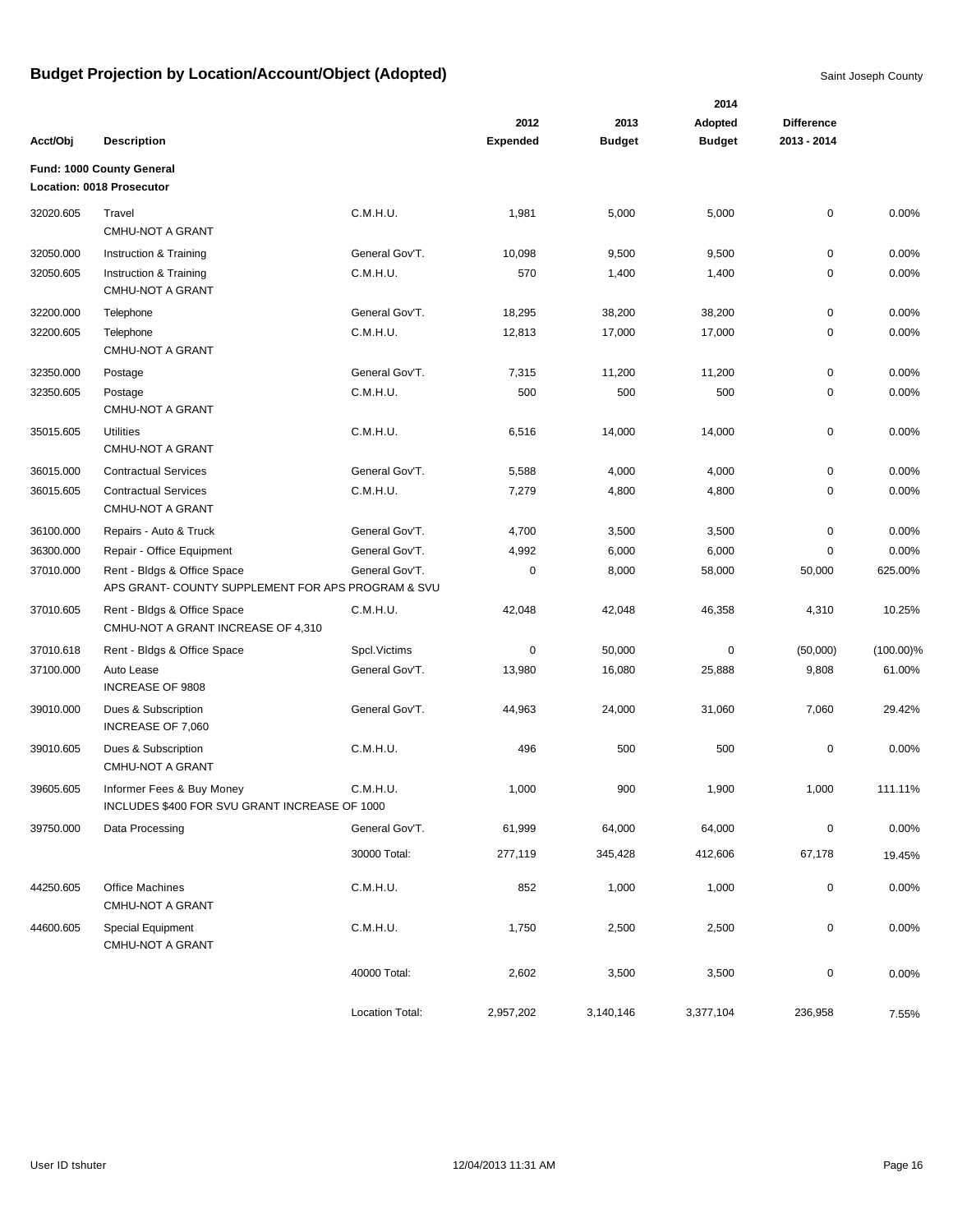# Budget Projection by Location/Account/Object (Adopted)

Saint Joseph County

| Acct/Obj | Description | | 2012 Expended | 2013 Budget | 2014 Adopted Budget | Difference 2013 - 2014 | |
|---|---|---|---|---|---|---|---|
| **Fund: 1000 County General** | | | | | | | |
| **Location: 0018 Prosecutor** | | | | | | | |
| 32020.605 | Travel<br>CMHU-NOT A GRANT | C.M.H.U. | 1,981 | 5,000 | 5,000 | 0 | 0.00% |
| 32050.000 | Instruction & Training | General Gov'T. | 10,098 | 9,500 | 9,500 | 0 | 0.00% |
| 32050.605 | Instruction & Training<br>CMHU-NOT A GRANT | C.M.H.U. | 570 | 1,400 | 1,400 | 0 | 0.00% |
| 32200.000 | Telephone | General Gov'T. | 18,295 | 38,200 | 38,200 | 0 | 0.00% |
| 32200.605 | Telephone<br>CMHU-NOT A GRANT | C.M.H.U. | 12,813 | 17,000 | 17,000 | 0 | 0.00% |
| 32350.000 | Postage | General Gov'T. | 7,315 | 11,200 | 11,200 | 0 | 0.00% |
| 32350.605 | Postage<br>CMHU-NOT A GRANT | C.M.H.U. | 500 | 500 | 500 | 0 | 0.00% |
| 35015.605 | Utilities<br>CMHU-NOT A GRANT | C.M.H.U. | 6,516 | 14,000 | 14,000 | 0 | 0.00% |
| 36015.000 | Contractual Services | General Gov'T. | 5,588 | 4,000 | 4,000 | 0 | 0.00% |
| 36015.605 | Contractual Services<br>CMHU-NOT A GRANT | C.M.H.U. | 7,279 | 4,800 | 4,800 | 0 | 0.00% |
| 36100.000 | Repairs - Auto & Truck | General Gov'T. | 4,700 | 3,500 | 3,500 | 0 | 0.00% |
| 36300.000 | Repair - Office Equipment | General Gov'T. | 4,992 | 6,000 | 6,000 | 0 | 0.00% |
| 37010.000 | Rent - Bldgs & Office Space<br>APS GRANT- COUNTY SUPPLEMENT FOR APS PROGRAM & SVU | General Gov'T. | 0 | 8,000 | 58,000 | 50,000 | 625.00% |
| 37010.605 | Rent - Bldgs & Office Space<br>CMHU-NOT A GRANT INCREASE OF 4,310 | C.M.H.U. | 42,048 | 42,048 | 46,358 | 4,310 | 10.25% |
| 37010.618 | Rent - Bldgs & Office Space | Spcl.Victims | 0 | 50,000 | 0 | (50,000) | (100.00)% |
| 37100.000 | Auto Lease<br>INCREASE OF 9808 | General Gov'T. | 13,980 | 16,080 | 25,888 | 9,808 | 61.00% |
| 39010.000 | Dues & Subscription<br>INCREASE OF 7,060 | General Gov'T. | 44,963 | 24,000 | 31,060 | 7,060 | 29.42% |
| 39010.605 | Dues & Subscription<br>CMHU-NOT A GRANT | C.M.H.U. | 496 | 500 | 500 | 0 | 0.00% |
| 39605.605 | Informer Fees & Buy Money<br>INCLUDES $400 FOR SVU GRANT INCREASE OF 1000 | C.M.H.U. | 1,000 | 900 | 1,900 | 1,000 | 111.11% |
| 39750.000 | Data Processing | General Gov'T. | 61,999 | 64,000 | 64,000 | 0 | 0.00% |
| | | 30000 Total: | 277,119 | 345,428 | 412,606 | 67,178 | 19.45% |
| 44250.605 | Office Machines<br>CMHU-NOT A GRANT | C.M.H.U. | 852 | 1,000 | 1,000 | 0 | 0.00% |
| 44600.605 | Special Equipment<br>CMHU-NOT A GRANT | C.M.H.U. | 1,750 | 2,500 | 2,500 | 0 | 0.00% |
| | | 40000 Total: | 2,602 | 3,500 | 3,500 | 0 | 0.00% |
| | | Location Total: | 2,957,202 | 3,140,146 | 3,377,104 | 236,958 | 7.55% |

User ID tshuter 12/04/2013 11:31 AM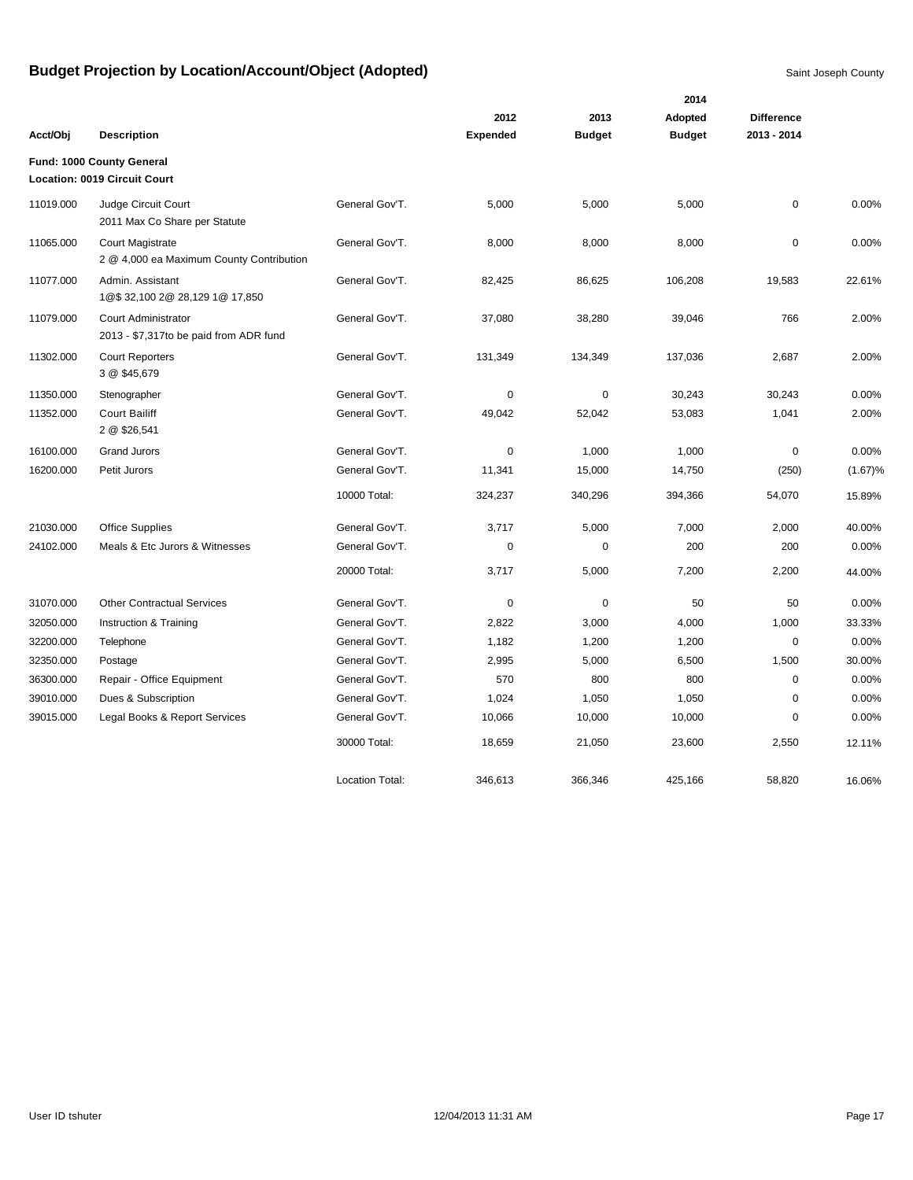# Budget Projection by Location/Account/Object (Adopted)

Saint Joseph County

| Acct/Obj | Description | | 2012 Expended | 2013 Budget | 2014 Adopted Budget | Difference 2013 - 2014 | |
|---|---|---|---|---|---|---|---|
| **Fund: 1000 County General** | | | | | | | |
| **Location: 0019 Circuit Court** | | | | | | | |
| 11019.000 | Judge Circuit Court<br>2011 Max Co Share per Statute | General Gov'T. | 5,000 | 5,000 | 5,000 | 0 | 0.00% |
| 11065.000 | Court Magistrate<br>2 @ 4,000 ea Maximum County Contribution | General Gov'T. | 8,000 | 8,000 | 8,000 | 0 | 0.00% |
| 11077.000 | Admin. Assistant<br>1@$ 32,100 2@ 28,129 1@ 17,850 | General Gov'T. | 82,425 | 86,625 | 106,208 | 19,583 | 22.61% |
| 11079.000 | Court Administrator<br>2013 - $7,317to be paid from ADR fund | General Gov'T. | 37,080 | 38,280 | 39,046 | 766 | 2.00% |
| 11302.000 | Court Reporters<br>3 @ $45,679 | General Gov'T. | 131,349 | 134,349 | 137,036 | 2,687 | 2.00% |
| 11350.000 | Stenographer | General Gov'T. | 0 | 0 | 30,243 | 30,243 | 0.00% |
| 11352.000 | Court Bailiff<br>2 @ $26,541 | General Gov'T. | 49,042 | 52,042 | 53,083 | 1,041 | 2.00% |
| 16100.000 | Grand Jurors | General Gov'T. | 0 | 1,000 | 1,000 | 0 | 0.00% |
| 16200.000 | Petit Jurors | General Gov'T. | 11,341 | 15,000 | 14,750 | (250) | (1.67)% |
| | | 10000 Total: | 324,237 | 340,296 | 394,366 | 54,070 | 15.89% |
| 21030.000 | Office Supplies | General Gov'T. | 3,717 | 5,000 | 7,000 | 2,000 | 40.00% |
| 24102.000 | Meals & Etc Jurors & Witnesses | General Gov'T. | 0 | 0 | 200 | 200 | 0.00% |
| | | 20000 Total: | 3,717 | 5,000 | 7,200 | 2,200 | 44.00% |
| 31070.000 | Other Contractual Services | General Gov'T. | 0 | 0 | 50 | 50 | 0.00% |
| 32050.000 | Instruction & Training | General Gov'T. | 2,822 | 3,000 | 4,000 | 1,000 | 33.33% |
| 32200.000 | Telephone | General Gov'T. | 1,182 | 1,200 | 1,200 | 0 | 0.00% |
| 32350.000 | Postage | General Gov'T. | 2,995 | 5,000 | 6,500 | 1,500 | 30.00% |
| 36300.000 | Repair - Office Equipment | General Gov'T. | 570 | 800 | 800 | 0 | 0.00% |
| 39010.000 | Dues & Subscription | General Gov'T. | 1,024 | 1,050 | 1,050 | 0 | 0.00% |
| 39015.000 | Legal Books & Report Services | General Gov'T. | 10,066 | 10,000 | 10,000 | 0 | 0.00% |
| | | 30000 Total: | 18,659 | 21,050 | 23,600 | 2,550 | 12.11% |
| | | Location Total: | 346,613 | 366,346 | 425,166 | 58,820 | 16.06% |

User ID tshuter 12/04/2013 11:31 AM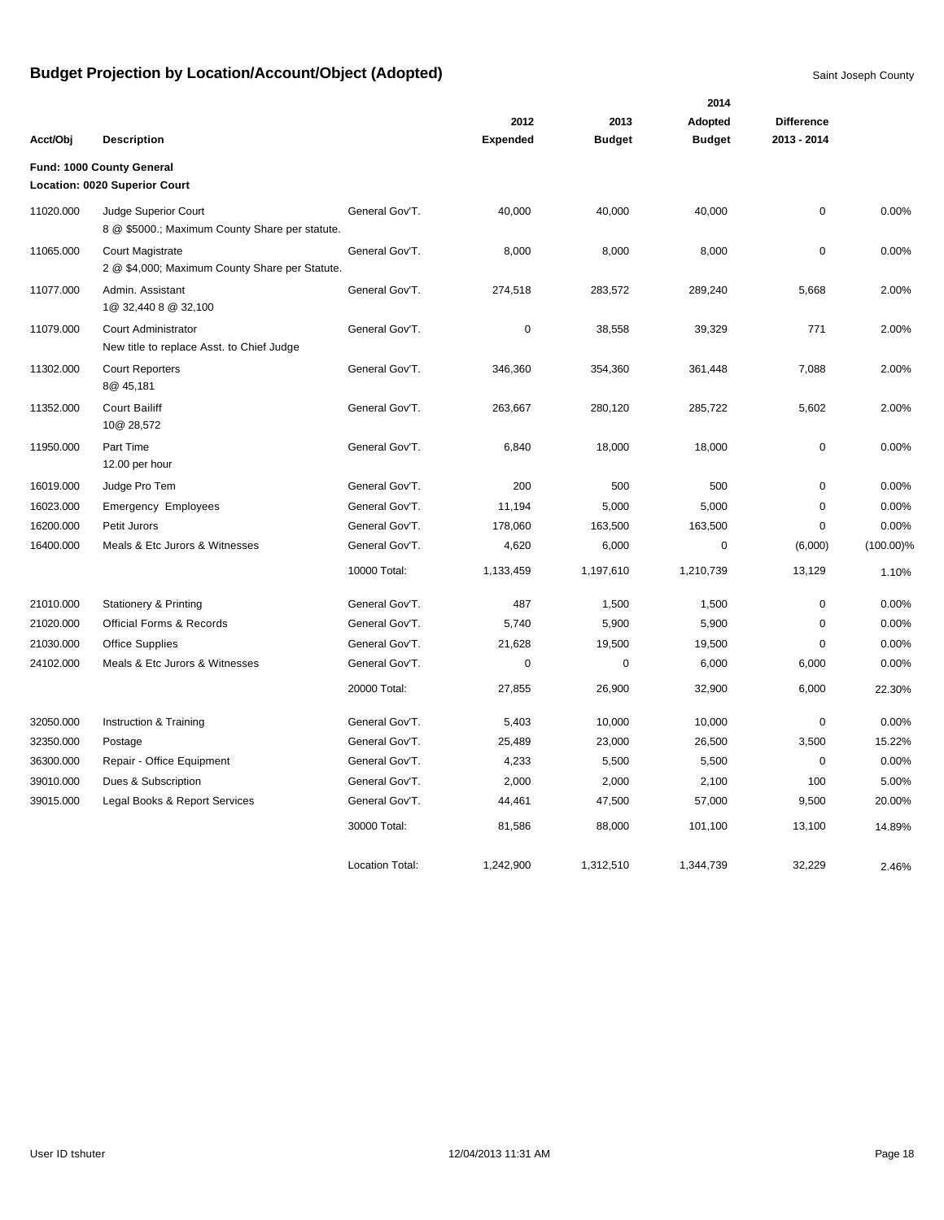# Budget Projection by Location/Account/Object (Adopted)

Saint Joseph County

| Acct/Obj | Description | | 2012 Expended | 2013 Budget | 2014 Adopted Budget | Difference 2013 - 2014 | |
|---|---|---|---|---|---|---|---|
| **Fund: 1000 County General** | | | | | | | |
| **Location: 0020 Superior Court** | | | | | | | |
| 11020.000 | Judge Superior Court<br>8 @ $5000.; Maximum County Share per statute. | General Gov'T. | 40,000 | 40,000 | 40,000 | 0 | 0.00% |
| 11065.000 | Court Magistrate<br>2 @ $4,000; Maximum County Share per Statute. | General Gov'T. | 8,000 | 8,000 | 8,000 | 0 | 0.00% |
| 11077.000 | Admin. Assistant<br>1@ 32,440 8 @ 32,100 | General Gov'T. | 274,518 | 283,572 | 289,240 | 5,668 | 2.00% |
| 11079.000 | Court Administrator<br>New title to replace Asst. to Chief Judge | General Gov'T. | 0 | 38,558 | 39,329 | 771 | 2.00% |
| 11302.000 | Court Reporters<br>8@ 45,181 | General Gov'T. | 346,360 | 354,360 | 361,448 | 7,088 | 2.00% |
| 11352.000 | Court Bailiff<br>10@ 28,572 | General Gov'T. | 263,667 | 280,120 | 285,722 | 5,602 | 2.00% |
| 11950.000 | Part Time<br>12.00 per hour | General Gov'T. | 6,840 | 18,000 | 18,000 | 0 | 0.00% |
| 16019.000 | Judge Pro Tem | General Gov'T. | 200 | 500 | 500 | 0 | 0.00% |
| 16023.000 | Emergency Employees | General Gov'T. | 11,194 | 5,000 | 5,000 | 0 | 0.00% |
| 16200.000 | Petit Jurors | General Gov'T. | 178,060 | 163,500 | 163,500 | 0 | 0.00% |
| 16400.000 | Meals & Etc Jurors & Witnesses | General Gov'T. | 4,620 | 6,000 | 0 | (6,000) | (100.00)% |
| | | 10000 Total: | 1,133,459 | 1,197,610 | 1,210,739 | 13,129 | 1.10% |
| 21010.000 | Stationery & Printing | General Gov'T. | 487 | 1,500 | 1,500 | 0 | 0.00% |
| 21020.000 | Official Forms & Records | General Gov'T. | 5,740 | 5,900 | 5,900 | 0 | 0.00% |
| 21030.000 | Office Supplies | General Gov'T. | 21,628 | 19,500 | 19,500 | 0 | 0.00% |
| 24102.000 | Meals & Etc Jurors & Witnesses | General Gov'T. | 0 | 0 | 6,000 | 6,000 | 0.00% |
| | | 20000 Total: | 27,855 | 26,900 | 32,900 | 6,000 | 22.30% |
| 32050.000 | Instruction & Training | General Gov'T. | 5,403 | 10,000 | 10,000 | 0 | 0.00% |
| 32350.000 | Postage | General Gov'T. | 25,489 | 23,000 | 26,500 | 3,500 | 15.22% |
| 36300.000 | Repair - Office Equipment | General Gov'T. | 4,233 | 5,500 | 5,500 | 0 | 0.00% |
| 39010.000 | Dues & Subscription | General Gov'T. | 2,000 | 2,000 | 2,100 | 100 | 5.00% |
| 39015.000 | Legal Books & Report Services | General Gov'T. | 44,461 | 47,500 | 57,000 | 9,500 | 20.00% |
| | | 30000 Total: | 81,586 | 88,000 | 101,100 | 13,100 | 14.89% |
| | | Location Total: | 1,242,900 | 1,312,510 | 1,344,739 | 32,229 | 2.46% |

User ID tshuter 12/04/2013 11:31 AM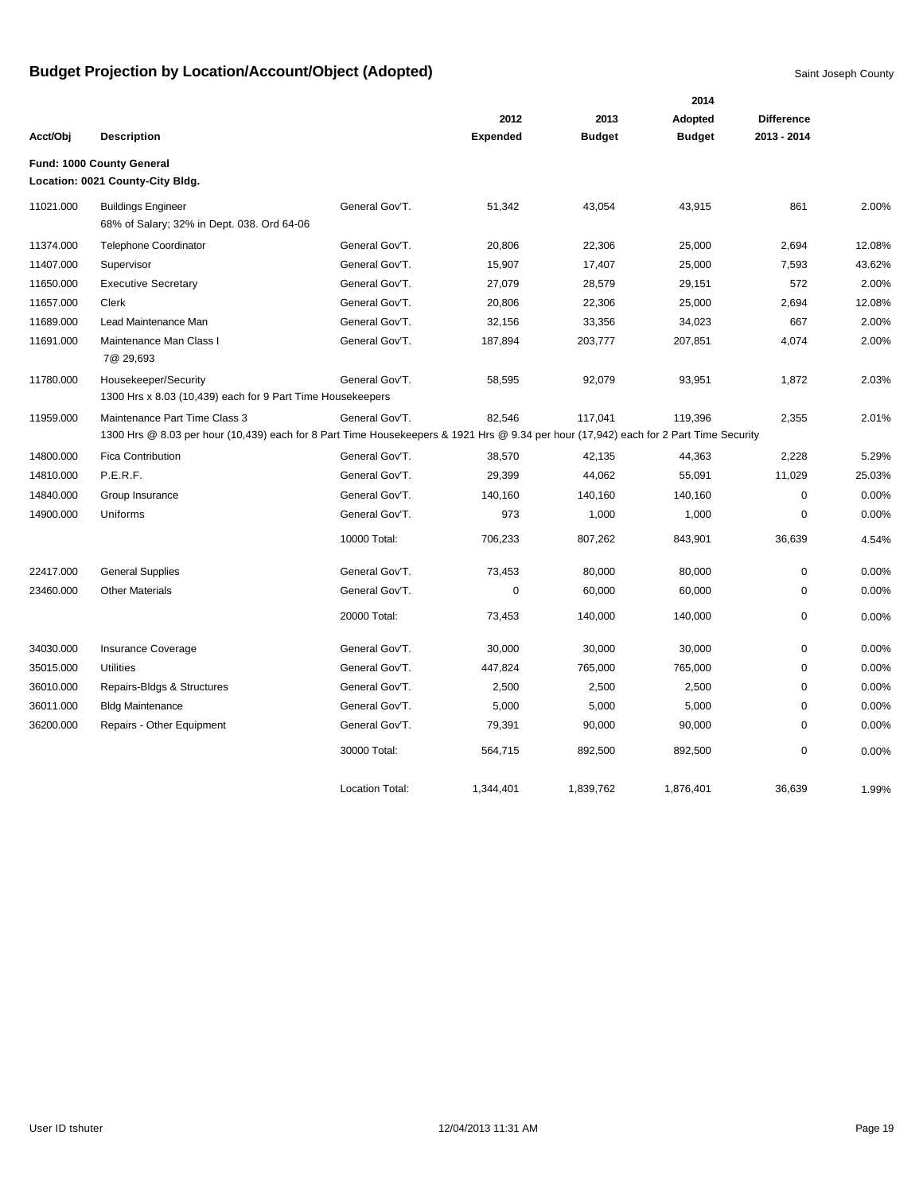# Budget Projection by Location/Account/Object (Adopted)

Saint Joseph County

| Acct/Obj | Description | | 2012 Expended | 2013 Budget | 2014 Adopted Budget | Difference 2013 - 2014 | |
|---|---|---|---|---|---|---|---|
| **Fund: 1000 County General** | | | | | | | |
| **Location: 0021 County-City Bldg.** | | | | | | | |
| 11021.000 | Buildings Engineer<br>68% of Salary; 32% in Dept. 038. Ord 64-06 | General Gov'T. | 51,342 | 43,054 | 43,915 | 861 | 2.00% |
| 11374.000 | Telephone Coordinator | General Gov'T. | 20,806 | 22,306 | 25,000 | 2,694 | 12.08% |
| 11407.000 | Supervisor | General Gov'T. | 15,907 | 17,407 | 25,000 | 7,593 | 43.62% |
| 11650.000 | Executive Secretary | General Gov'T. | 27,079 | 28,579 | 29,151 | 572 | 2.00% |
| 11657.000 | Clerk | General Gov'T. | 20,806 | 22,306 | 25,000 | 2,694 | 12.08% |
| 11689.000 | Lead Maintenance Man | General Gov'T. | 32,156 | 33,356 | 34,023 | 667 | 2.00% |
| 11691.000 | Maintenance Man Class I<br>7@ 29,693 | General Gov'T. | 187,894 | 203,777 | 207,851 | 4,074 | 2.00% |
| 11780.000 | Housekeeper/Security<br>1300 Hrs x 8.03 (10,439) each for 9 Part Time Housekeepers | General Gov'T. | 58,595 | 92,079 | 93,951 | 1,872 | 2.03% |
| 11959.000 | Maintenance Part Time Class 3<br>1300 Hrs @ 8.03 per hour (10,439) each for 8 Part Time Housekeepers & 1921 Hrs @ 9.34 per hour (17,942) each for 2 Part Time Security | General Gov'T. | 82,546 | 117,041 | 119,396 | 2,355 | 2.01% |
| 14800.000 | Fica Contribution | General Gov'T. | 38,570 | 42,135 | 44,363 | 2,228 | 5.29% |
| 14810.000 | P.E.R.F. | General Gov'T. | 29,399 | 44,062 | 55,091 | 11,029 | 25.03% |
| 14840.000 | Group Insurance | General Gov'T. | 140,160 | 140,160 | 140,160 | 0 | 0.00% |
| 14900.000 | Uniforms | General Gov'T. | 973 | 1,000 | 1,000 | 0 | 0.00% |
| | | 10000 Total: | 706,233 | 807,262 | 843,901 | 36,639 | 4.54% |
| 22417.000 | General Supplies | General Gov'T. | 73,453 | 80,000 | 80,000 | 0 | 0.00% |
| 23460.000 | Other Materials | General Gov'T. | 0 | 60,000 | 60,000 | 0 | 0.00% |
| | | 20000 Total: | 73,453 | 140,000 | 140,000 | 0 | 0.00% |
| 34030.000 | Insurance Coverage | General Gov'T. | 30,000 | 30,000 | 30,000 | 0 | 0.00% |
| 35015.000 | Utilities | General Gov'T. | 447,824 | 765,000 | 765,000 | 0 | 0.00% |
| 36010.000 | Repairs-Bldgs & Structures | General Gov'T. | 2,500 | 2,500 | 2,500 | 0 | 0.00% |
| 36011.000 | Bldg Maintenance | General Gov'T. | 5,000 | 5,000 | 5,000 | 0 | 0.00% |
| 36200.000 | Repairs - Other Equipment | General Gov'T. | 79,391 | 90,000 | 90,000 | 0 | 0.00% |
| | | 30000 Total: | 564,715 | 892,500 | 892,500 | 0 | 0.00% |
| | | Location Total: | 1,344,401 | 1,839,762 | 1,876,401 | 36,639 | 1.99% |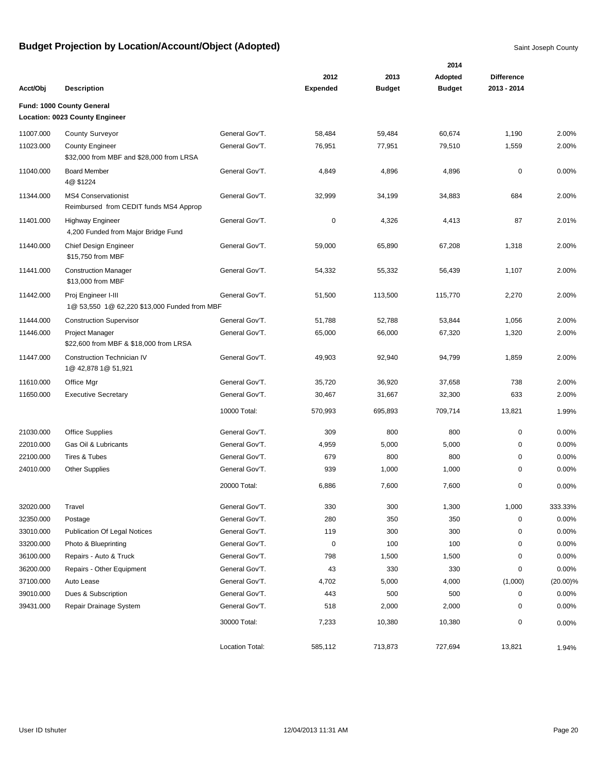# Budget Projection by Location/Account/Object (Adopted)

Saint Joseph County

| Acct/Obj | Description | | 2012 Expended | 2013 Budget | 2014 Adopted Budget | Difference 2013 - 2014 | |
|---|---|---|---|---|---|---|---|
| **Fund: 1000 County General** | | | | | | | |
| **Location: 0023 County Engineer** | | | | | | | |
| 11007.000 | County Surveyor | General Gov'T. | 58,484 | 59,484 | 60,674 | 1,190 | 2.00% |
| 11023.000 | County Engineer<br>$32,000 from MBF and $28,000 from LRSA | General Gov'T. | 76,951 | 77,951 | 79,510 | 1,559 | 2.00% |
| 11040.000 | Board Member<br>4@ $1224 | General Gov'T. | 4,849 | 4,896 | 4,896 | 0 | 0.00% |
| 11344.000 | MS4 Conservationist<br>Reimbursed from CEDIT funds MS4 Approp | General Gov'T. | 32,999 | 34,199 | 34,883 | 684 | 2.00% |
| 11401.000 | Highway Engineer<br>4,200 Funded from Major Bridge Fund | General Gov'T. | 0 | 4,326 | 4,413 | 87 | 2.01% |
| 11440.000 | Chief Design Engineer<br>$15,750 from MBF | General Gov'T. | 59,000 | 65,890 | 67,208 | 1,318 | 2.00% |
| 11441.000 | Construction Manager<br>$13,000 from MBF | General Gov'T. | 54,332 | 55,332 | 56,439 | 1,107 | 2.00% |
| 11442.000 | Proj Engineer I-III<br>1@ 53,550 1@ 62,220 $13,000 Funded from MBF | General Gov'T. | 51,500 | 113,500 | 115,770 | 2,270 | 2.00% |
| 11444.000 | Construction Supervisor | General Gov'T. | 51,788 | 52,788 | 53,844 | 1,056 | 2.00% |
| 11446.000 | Project Manager<br>$22,600 from MBF & $18,000 from LRSA | General Gov'T. | 65,000 | 66,000 | 67,320 | 1,320 | 2.00% |
| 11447.000 | Construction Technician IV<br>1@ 42,878 1@ 51,921 | General Gov'T. | 49,903 | 92,940 | 94,799 | 1,859 | 2.00% |
| 11610.000 | Office Mgr | General Gov'T. | 35,720 | 36,920 | 37,658 | 738 | 2.00% |
| 11650.000 | Executive Secretary | General Gov'T. | 30,467 | 31,667 | 32,300 | 633 | 2.00% |
| | | 10000 Total: | 570,993 | 695,893 | 709,714 | 13,821 | 1.99% |
| 21030.000 | Office Supplies | General Gov'T. | 309 | 800 | 800 | 0 | 0.00% |
| 22010.000 | Gas Oil & Lubricants | General Gov'T. | 4,959 | 5,000 | 5,000 | 0 | 0.00% |
| 22100.000 | Tires & Tubes | General Gov'T. | 679 | 800 | 800 | 0 | 0.00% |
| 24010.000 | Other Supplies | General Gov'T. | 939 | 1,000 | 1,000 | 0 | 0.00% |
| | | 20000 Total: | 6,886 | 7,600 | 7,600 | 0 | 0.00% |
| 32020.000 | Travel | General Gov'T. | 330 | 300 | 1,300 | 1,000 | 333.33% |
| 32350.000 | Postage | General Gov'T. | 280 | 350 | 350 | 0 | 0.00% |
| 33010.000 | Publication Of Legal Notices | General Gov'T. | 119 | 300 | 300 | 0 | 0.00% |
| 33200.000 | Photo & Blueprinting | General Gov'T. | 0 | 100 | 100 | 0 | 0.00% |
| 36100.000 | Repairs - Auto & Truck | General Gov'T. | 798 | 1,500 | 1,500 | 0 | 0.00% |
| 36200.000 | Repairs - Other Equipment | General Gov'T. | 43 | 330 | 330 | 0 | 0.00% |
| 37100.000 | Auto Lease | General Gov'T. | 4,702 | 5,000 | 4,000 | (1,000) | (20.00)% |
| 39010.000 | Dues & Subscription | General Gov'T. | 443 | 500 | 500 | 0 | 0.00% |
| 39431.000 | Repair Drainage System | General Gov'T. | 518 | 2,000 | 2,000 | 0 | 0.00% |
| | | 30000 Total: | 7,233 | 10,380 | 10,380 | 0 | 0.00% |
| | | Location Total: | 585,112 | 713,873 | 727,694 | 13,821 | 1.94% |

User ID tshuter 12/04/2013 11:31 AM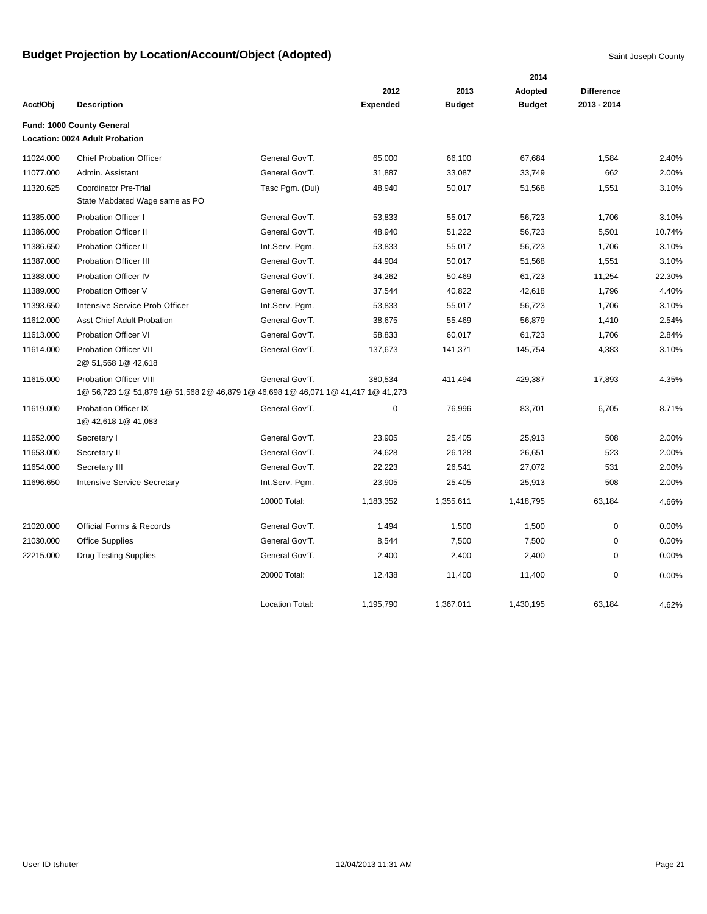# Budget Projection by Location/Account/Object (Adopted)

Saint Joseph County

| Acct/Obj | Description | | 2012 Expended | 2013 Budget | 2014 Adopted Budget | Difference 2013 - 2014 | |
|---|---|---|---|---|---|---|---|
| **Fund: 1000 County General** | | | | | | | |
| **Location: 0024 Adult Probation** | | | | | | | |
| 11024.000 | Chief Probation Officer | General Gov'T. | 65,000 | 66,100 | 67,684 | 1,584 | 2.40% |
| 11077.000 | Admin. Assistant | General Gov'T. | 31,887 | 33,087 | 33,749 | 662 | 2.00% |
| 11320.625 | Coordinator Pre-Trial<br>State Mabdated Wage same as PO | Tasc Pgm. (Dui) | 48,940 | 50,017 | 51,568 | 1,551 | 3.10% |
| 11385.000 | Probation Officer I | General Gov'T. | 53,833 | 55,017 | 56,723 | 1,706 | 3.10% |
| 11386.000 | Probation Officer II | General Gov'T. | 48,940 | 51,222 | 56,723 | 5,501 | 10.74% |
| 11386.650 | Probation Officer II | Int.Serv. Pgm. | 53,833 | 55,017 | 56,723 | 1,706 | 3.10% |
| 11387.000 | Probation Officer III | General Gov'T. | 44,904 | 50,017 | 51,568 | 1,551 | 3.10% |
| 11388.000 | Probation Officer IV | General Gov'T. | 34,262 | 50,469 | 61,723 | 11,254 | 22.30% |
| 11389.000 | Probation Officer V | General Gov'T. | 37,544 | 40,822 | 42,618 | 1,796 | 4.40% |
| 11393.650 | Intensive Service Prob Officer | Int.Serv. Pgm. | 53,833 | 55,017 | 56,723 | 1,706 | 3.10% |
| 11612.000 | Asst Chief Adult Probation | General Gov'T. | 38,675 | 55,469 | 56,879 | 1,410 | 2.54% |
| 11613.000 | Probation Officer VI | General Gov'T. | 58,833 | 60,017 | 61,723 | 1,706 | 2.84% |
| 11614.000 | Probation Officer VII<br>2@ 51,568 1@ 42,618 | General Gov'T. | 137,673 | 141,371 | 145,754 | 4,383 | 3.10% |
| 11615.000 | Probation Officer VIII<br>1@ 56,723 1@ 51,879 1@ 51,568 2@ 46,879 1@ 46,698 1@ 46,071 1@ 41,417 1@ 41,273 | General Gov'T. | 380,534 | 411,494 | 429,387 | 17,893 | 4.35% |
| 11619.000 | Probation Officer IX<br>1@ 42,618 1@ 41,083 | General Gov'T. | 0 | 76,996 | 83,701 | 6,705 | 8.71% |
| 11652.000 | Secretary I | General Gov'T. | 23,905 | 25,405 | 25,913 | 508 | 2.00% |
| 11653.000 | Secretary II | General Gov'T. | 24,628 | 26,128 | 26,651 | 523 | 2.00% |
| 11654.000 | Secretary III | General Gov'T. | 22,223 | 26,541 | 27,072 | 531 | 2.00% |
| 11696.650 | Intensive Service Secretary | Int.Serv. Pgm. | 23,905 | 25,405 | 25,913 | 508 | 2.00% |
| | | 10000 Total: | 1,183,352 | 1,355,611 | 1,418,795 | 63,184 | 4.66% |
| 21020.000 | Official Forms & Records | General Gov'T. | 1,494 | 1,500 | 1,500 | 0 | 0.00% |
| 21030.000 | Office Supplies | General Gov'T. | 8,544 | 7,500 | 7,500 | 0 | 0.00% |
| 22215.000 | Drug Testing Supplies | General Gov'T. | 2,400 | 2,400 | 2,400 | 0 | 0.00% |
| | | 20000 Total: | 12,438 | 11,400 | 11,400 | 0 | 0.00% |
| | | Location Total: | 1,195,790 | 1,367,011 | 1,430,195 | 63,184 | 4.62% |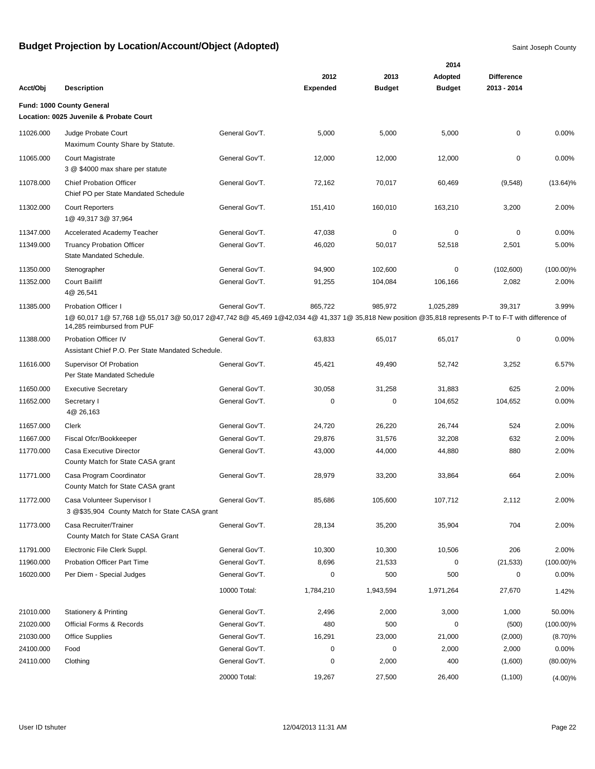# Budget Projection by Location/Account/Object (Adopted)

Saint Joseph County

| Acct/Obj | Description | | 2012 Expended | 2013 Budget | 2014 Adopted Budget | Difference 2013 - 2014 | |
|---|---|---|---|---|---|---|---|
| **Fund: 1000 County General** | | | | | | | |
| **Location: 0025 Juvenile & Probate Court** | | | | | | | |
| 11026.000 | Judge Probate Court<br>Maximum County Share by Statute. | General Gov'T. | 5,000 | 5,000 | 5,000 | 0 | 0.00% |
| 11065.000 | Court Magistrate<br>3 @ $4000 max share per statute | General Gov'T. | 12,000 | 12,000 | 12,000 | 0 | 0.00% |
| 11078.000 | Chief Probation Officer<br>Chief PO per State Mandated Schedule | General Gov'T. | 72,162 | 70,017 | 60,469 | (9,548) | (13.64)% |
| 11302.000 | Court Reporters<br>1@ 49,317 3@ 37,964 | General Gov'T. | 151,410 | 160,010 | 163,210 | 3,200 | 2.00% |
| 11347.000 | Accelerated Academy Teacher | General Gov'T. | 47,038 | 0 | 0 | 0 | 0.00% |
| 11349.000 | Truancy Probation Officer<br>State Mandated Schedule. | General Gov'T. | 46,020 | 50,017 | 52,518 | 2,501 | 5.00% |
| 11350.000 | Stenographer | General Gov'T. | 94,900 | 102,600 | 0 | (102,600) | (100.00)% |
| 11352.000 | Court Bailiff<br>4@ 26,541 | General Gov'T. | 91,255 | 104,084 | 106,166 | 2,082 | 2.00% |
| 11385.000 | Probation Officer I<br>1@ 60,017 1@ 57,768 1@ 55,017 3@ 50,017 2@47,742 8@ 45,469 1@42,034 4@ 41,337 1@ 35,818 New position @35,818 represents P-T to F-T with difference of 14,285 reimbursed from PUF | General Gov'T. | 865,722 | 985,972 | 1,025,289 | 39,317 | 3.99% |
| 11388.000 | Probation Officer IV<br>Assistant Chief P.O. Per State Mandated Schedule. | General Gov'T. | 63,833 | 65,017 | 65,017 | 0 | 0.00% |
| 11616.000 | Supervisor Of Probation<br>Per State Mandated Schedule | General Gov'T. | 45,421 | 49,490 | 52,742 | 3,252 | 6.57% |
| 11650.000 | Executive Secretary | General Gov'T. | 30,058 | 31,258 | 31,883 | 625 | 2.00% |
| 11652.000 | Secretary I<br>4@ 26,163 | General Gov'T. | 0 | 0 | 104,652 | 104,652 | 0.00% |
| 11657.000 | Clerk | General Gov'T. | 24,720 | 26,220 | 26,744 | 524 | 2.00% |
| 11667.000 | Fiscal Ofcr/Bookkeeper | General Gov'T. | 29,876 | 31,576 | 32,208 | 632 | 2.00% |
| 11770.000 | Casa Executive Director<br>County Match for State CASA grant | General Gov'T. | 43,000 | 44,000 | 44,880 | 880 | 2.00% |
| 11771.000 | Casa Program Coordinator<br>County Match for State CASA grant | General Gov'T. | 28,979 | 33,200 | 33,864 | 664 | 2.00% |
| 11772.000 | Casa Volunteer Supervisor I<br>3 @$35,904 County Match for State CASA grant | General Gov'T. | 85,686 | 105,600 | 107,712 | 2,112 | 2.00% |
| 11773.000 | Casa Recruiter/Trainer<br>County Match for State CASA Grant | General Gov'T. | 28,134 | 35,200 | 35,904 | 704 | 2.00% |
| 11791.000 | Electronic File Clerk Suppl. | General Gov'T. | 10,300 | 10,300 | 10,506 | 206 | 2.00% |
| 11960.000 | Probation Officer Part Time | General Gov'T. | 8,696 | 21,533 | 0 | (21,533) | (100.00)% |
| 16020.000 | Per Diem - Special Judges | General Gov'T. | 0 | 500 | 500 | 0 | 0.00% |
| | | 10000 Total: | 1,784,210 | 1,943,594 | 1,971,264 | 27,670 | 1.42% |
| 21010.000 | Stationery & Printing | General Gov'T. | 2,496 | 2,000 | 3,000 | 1,000 | 50.00% |
| 21020.000 | Official Forms & Records | General Gov'T. | 480 | 500 | 0 | (500) | (100.00)% |
| 21030.000 | Office Supplies | General Gov'T. | 16,291 | 23,000 | 21,000 | (2,000) | (8.70)% |
| 24100.000 | Food | General Gov'T. | 0 | 0 | 2,000 | 2,000 | 0.00% |
| 24110.000 | Clothing | General Gov'T. | 0 | 2,000 | 400 | (1,600) | (80.00)% |
| | | 20000 Total: | 19,267 | 27,500 | 26,400 | (1,100) | (4.00)% |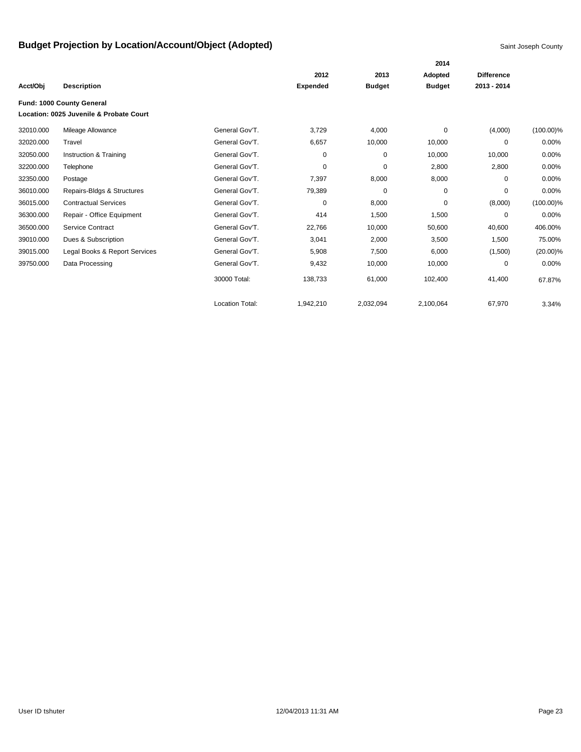# Budget Projection by Location/Account/Object (Adopted)

Saint Joseph County

| Acct/Obj | Description | | 2012 Expended | 2013 Budget | 2014 Adopted Budget | Difference 2013 - 2014 | |
|---|---|---|---|---|---|---|---|
| **Fund: 1000 County General** | | | | | | | |
| **Location: 0025 Juvenile & Probate Court** | | | | | | | |
| 32010.000 | Mileage Allowance | General Gov'T. | 3,729 | 4,000 | 0 | (4,000) | (100.00)% |
| 32020.000 | Travel | General Gov'T. | 6,657 | 10,000 | 10,000 | 0 | 0.00% |
| 32050.000 | Instruction & Training | General Gov'T. | 0 | 0 | 10,000 | 10,000 | 0.00% |
| 32200.000 | Telephone | General Gov'T. | 0 | 0 | 2,800 | 2,800 | 0.00% |
| 32350.000 | Postage | General Gov'T. | 7,397 | 8,000 | 8,000 | 0 | 0.00% |
| 36010.000 | Repairs-Bldgs & Structures | General Gov'T. | 79,389 | 0 | 0 | 0 | 0.00% |
| 36015.000 | Contractual Services | General Gov'T. | 0 | 8,000 | 0 | (8,000) | (100.00)% |
| 36300.000 | Repair - Office Equipment | General Gov'T. | 414 | 1,500 | 1,500 | 0 | 0.00% |
| 36500.000 | Service Contract | General Gov'T. | 22,766 | 10,000 | 50,600 | 40,600 | 406.00% |
| 39010.000 | Dues & Subscription | General Gov'T. | 3,041 | 2,000 | 3,500 | 1,500 | 75.00% |
| 39015.000 | Legal Books & Report Services | General Gov'T. | 5,908 | 7,500 | 6,000 | (1,500) | (20.00)% |
| 39750.000 | Data Processing | General Gov'T. | 9,432 | 10,000 | 10,000 | 0 | 0.00% |
| | | 30000 Total: | 138,733 | 61,000 | 102,400 | 41,400 | 67.87% |
| | | Location Total: | 1,942,210 | 2,032,094 | 2,100,064 | 67,970 | 3.34% |

User ID tshuter 12/04/2013 11:31 AM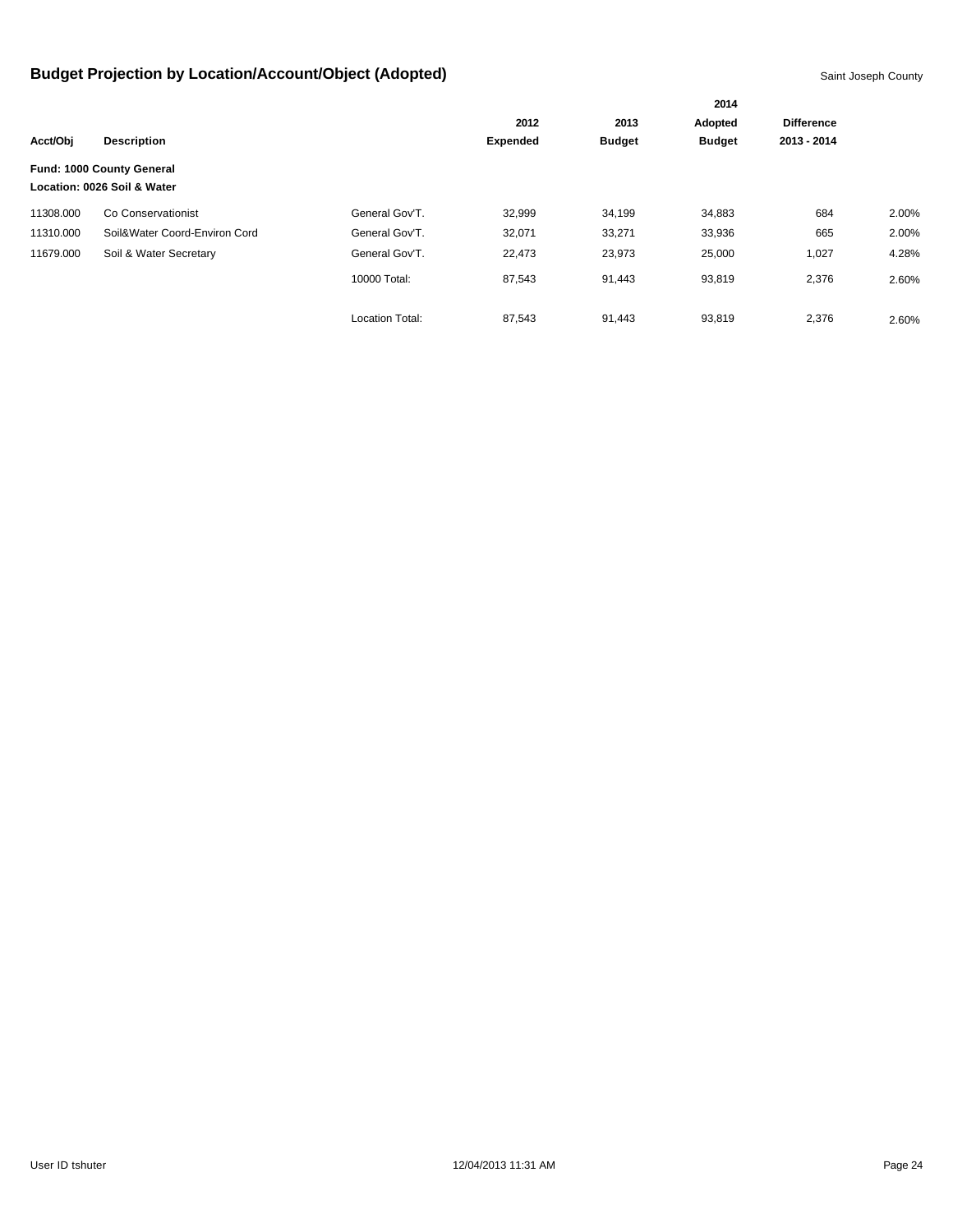# Budget Projection by Location/Account/Object (Adopted)

Saint Joseph County

| Acct/Obj | Description | | 2012 Expended | 2013 Budget | 2014 Adopted Budget | Difference 2013 - 2014 | |
|---|---|---|---|---|---|---|---|
| **Fund: 1000 County General** | | | | | | | |
| **Location: 0026 Soil & Water** | | | | | | | |
| 11308.000 | Co Conservationist | General Gov'T. | 32,999 | 34,199 | 34,883 | 684 | 2.00% |
| 11310.000 | Soil&Water Coord-Environ Cord | General Gov'T. | 32,071 | 33,271 | 33,936 | 665 | 2.00% |
| 11679.000 | Soil & Water Secretary | General Gov'T. | 22,473 | 23,973 | 25,000 | 1,027 | 4.28% |
| | | 10000 Total: | 87,543 | 91,443 | 93,819 | 2,376 | 2.60% |
| | | Location Total: | 87,543 | 91,443 | 93,819 | 2,376 | 2.60% |

User ID tshuter 12/04/2013 11:31 AM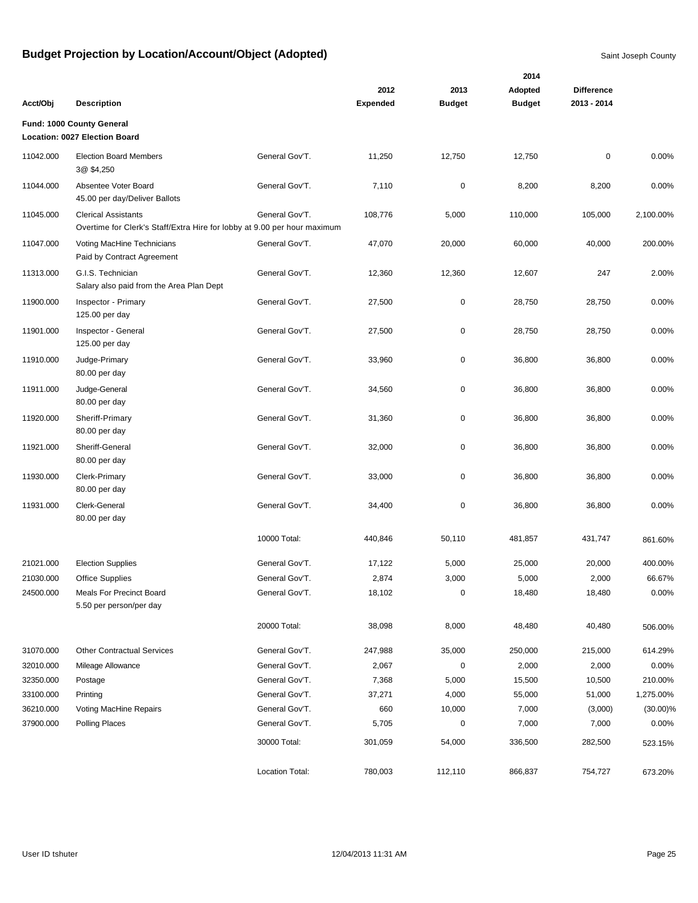# Budget Projection by Location/Account/Object (Adopted)

Saint Joseph County

| Acct/Obj | Description | | 2012 Expended | 2013 Budget | 2014 Adopted Budget | Difference 2013 - 2014 | |
|---|---|---|---|---|---|---|---|
| **Fund: 1000 County General** | | | | | | | |
| **Location: 0027 Election Board** | | | | | | | |
| 11042.000 | Election Board Members<br>3@ $4,250 | General Gov'T. | 11,250 | 12,750 | 12,750 | 0 | 0.00% |
| 11044.000 | Absentee Voter Board<br>45.00 per day/Deliver Ballots | General Gov'T. | 7,110 | 0 | 8,200 | 8,200 | 0.00% |
| 11045.000 | Clerical Assistants<br>Overtime for Clerk's Staff/Extra Hire for lobby at 9.00 per hour maximum | General Gov'T. | 108,776 | 5,000 | 110,000 | 105,000 | 2,100.00% |
| 11047.000 | Voting MacHine Technicians<br>Paid by Contract Agreement | General Gov'T. | 47,070 | 20,000 | 60,000 | 40,000 | 200.00% |
| 11313.000 | G.I.S. Technician<br>Salary also paid from the Area Plan Dept | General Gov'T. | 12,360 | 12,360 | 12,607 | 247 | 2.00% |
| 11900.000 | Inspector - Primary<br>125.00 per day | General Gov'T. | 27,500 | 0 | 28,750 | 28,750 | 0.00% |
| 11901.000 | Inspector - General<br>125.00 per day | General Gov'T. | 27,500 | 0 | 28,750 | 28,750 | 0.00% |
| 11910.000 | Judge-Primary<br>80.00 per day | General Gov'T. | 33,960 | 0 | 36,800 | 36,800 | 0.00% |
| 11911.000 | Judge-General<br>80.00 per day | General Gov'T. | 34,560 | 0 | 36,800 | 36,800 | 0.00% |
| 11920.000 | Sheriff-Primary<br>80.00 per day | General Gov'T. | 31,360 | 0 | 36,800 | 36,800 | 0.00% |
| 11921.000 | Sheriff-General<br>80.00 per day | General Gov'T. | 32,000 | 0 | 36,800 | 36,800 | 0.00% |
| 11930.000 | Clerk-Primary<br>80.00 per day | General Gov'T. | 33,000 | 0 | 36,800 | 36,800 | 0.00% |
| 11931.000 | Clerk-General<br>80.00 per day | General Gov'T. | 34,400 | 0 | 36,800 | 36,800 | 0.00% |
| | | 10000 Total: | 440,846 | 50,110 | 481,857 | 431,747 | 861.60% |
| 21021.000 | Election Supplies | General Gov'T. | 17,122 | 5,000 | 25,000 | 20,000 | 400.00% |
| 21030.000 | Office Supplies | General Gov'T. | 2,874 | 3,000 | 5,000 | 2,000 | 66.67% |
| 24500.000 | Meals For Precinct Board<br>5.50 per person/per day | General Gov'T. | 18,102 | 0 | 18,480 | 18,480 | 0.00% |
| | | 20000 Total: | 38,098 | 8,000 | 48,480 | 40,480 | 506.00% |
| 31070.000 | Other Contractual Services | General Gov'T. | 247,988 | 35,000 | 250,000 | 215,000 | 614.29% |
| 32010.000 | Mileage Allowance | General Gov'T. | 2,067 | 0 | 2,000 | 2,000 | 0.00% |
| 32350.000 | Postage | General Gov'T. | 7,368 | 5,000 | 15,500 | 10,500 | 210.00% |
| 33100.000 | Printing | General Gov'T. | 37,271 | 4,000 | 55,000 | 51,000 | 1,275.00% |
| 36210.000 | Voting MacHine Repairs | General Gov'T. | 660 | 10,000 | 7,000 | (3,000) | (30.00)% |
| 37900.000 | Polling Places | General Gov'T. | 5,705 | 0 | 7,000 | 7,000 | 0.00% |
| | | 30000 Total: | 301,059 | 54,000 | 336,500 | 282,500 | 523.15% |
| | | Location Total: | 780,003 | 112,110 | 866,837 | 754,727 | 673.20% |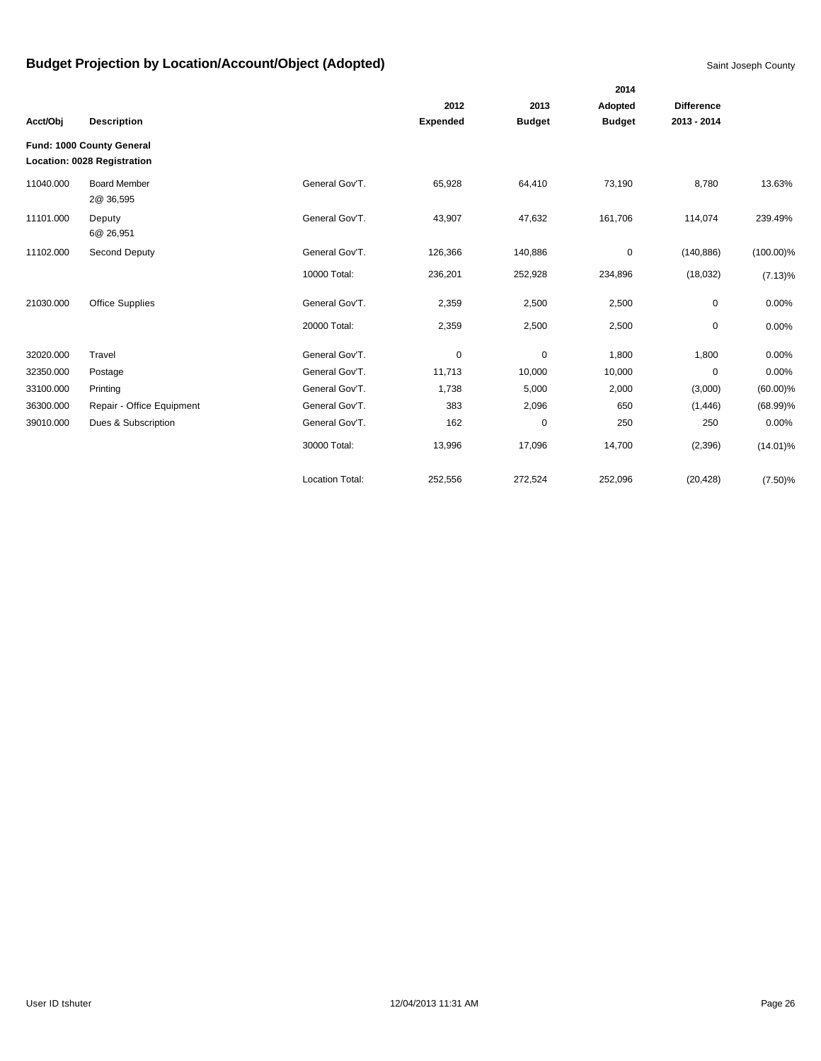# Budget Projection by Location/Account/Object (Adopted)

Saint Joseph County

| Acct/Obj | Description | | 2012 Expended | 2013 Budget | 2014 Adopted Budget | Difference 2013 - 2014 | |
|---|---|---|---|---|---|---|---|
| **Fund: 1000 County General** | | | | | | | |
| **Location: 0028 Registration** | | | | | | | |
| 11040.000 | Board Member 2@ 36,595 | General Gov'T. | 65,928 | 64,410 | 73,190 | 8,780 | 13.63% |
| 11101.000 | Deputy 6@ 26,951 | General Gov'T. | 43,907 | 47,632 | 161,706 | 114,074 | 239.49% |
| 11102.000 | Second Deputy | General Gov'T. | 126,366 | 140,886 | 0 | (140,886) | (100.00)% |
| | | 10000 Total: | 236,201 | 252,928 | 234,896 | (18,032) | (7.13)% |
| 21030.000 | Office Supplies | General Gov'T. | 2,359 | 2,500 | 2,500 | 0 | 0.00% |
| | | 20000 Total: | 2,359 | 2,500 | 2,500 | 0 | 0.00% |
| 32020.000 | Travel | General Gov'T. | 0 | 0 | 1,800 | 1,800 | 0.00% |
| 32350.000 | Postage | General Gov'T. | 11,713 | 10,000 | 10,000 | 0 | 0.00% |
| 33100.000 | Printing | General Gov'T. | 1,738 | 5,000 | 2,000 | (3,000) | (60.00)% |
| 36300.000 | Repair - Office Equipment | General Gov'T. | 383 | 2,096 | 650 | (1,446) | (68.99)% |
| 39010.000 | Dues & Subscription | General Gov'T. | 162 | 0 | 250 | 250 | 0.00% |
| | | 30000 Total: | 13,996 | 17,096 | 14,700 | (2,396) | (14.01)% |
| | | Location Total: | 252,556 | 272,524 | 252,096 | (20,428) | (7.50)% |

User ID tshuter 12/04/2013 11:31 AM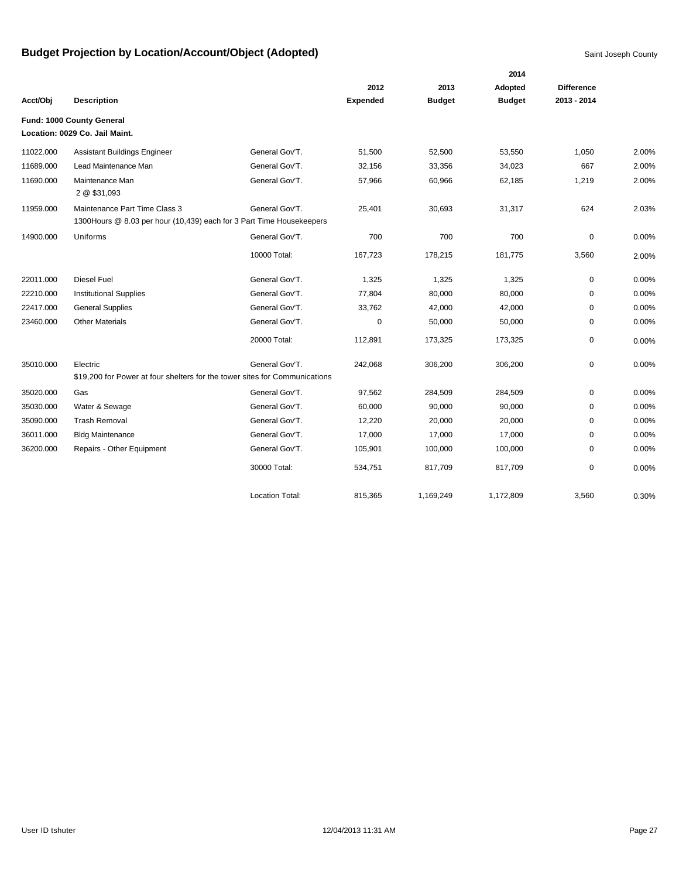# Budget Projection by Location/Account/Object (Adopted)

Saint Joseph County

| Acct/Obj | Description | | 2012 Expended | 2013 Budget | 2014 Adopted Budget | Difference 2013 - 2014 | |
|---|---|---|---|---|---|---|---|
| **Fund: 1000 County General** | | | | | | | |
| **Location: 0029 Co. Jail Maint.** | | | | | | | |
| 11022.000 | Assistant Buildings Engineer | General Gov'T. | 51,500 | 52,500 | 53,550 | 1,050 | 2.00% |
| 11689.000 | Lead Maintenance Man | General Gov'T. | 32,156 | 33,356 | 34,023 | 667 | 2.00% |
| 11690.000 | Maintenance Man<br>2 @ $31,093 | General Gov'T. | 57,966 | 60,966 | 62,185 | 1,219 | 2.00% |
| 11959.000 | Maintenance Part Time Class 3<br>1300Hours @ 8.03 per hour (10,439) each for 3 Part Time Housekeepers | General Gov'T. | 25,401 | 30,693 | 31,317 | 624 | 2.03% |
| 14900.000 | Uniforms | General Gov'T. | 700 | 700 | 700 | 0 | 0.00% |
| | | 10000 Total: | 167,723 | 178,215 | 181,775 | 3,560 | 2.00% |
| 22011.000 | Diesel Fuel | General Gov'T. | 1,325 | 1,325 | 1,325 | 0 | 0.00% |
| 22210.000 | Institutional Supplies | General Gov'T. | 77,804 | 80,000 | 80,000 | 0 | 0.00% |
| 22417.000 | General Supplies | General Gov'T. | 33,762 | 42,000 | 42,000 | 0 | 0.00% |
| 23460.000 | Other Materials | General Gov'T. | 0 | 50,000 | 50,000 | 0 | 0.00% |
| | | 20000 Total: | 112,891 | 173,325 | 173,325 | 0 | 0.00% |
| 35010.000 | Electric<br>$19,200 for Power at four shelters for the tower sites for Communications | General Gov'T. | 242,068 | 306,200 | 306,200 | 0 | 0.00% |
| 35020.000 | Gas | General Gov'T. | 97,562 | 284,509 | 284,509 | 0 | 0.00% |
| 35030.000 | Water & Sewage | General Gov'T. | 60,000 | 90,000 | 90,000 | 0 | 0.00% |
| 35090.000 | Trash Removal | General Gov'T. | 12,220 | 20,000 | 20,000 | 0 | 0.00% |
| 36011.000 | Bldg Maintenance | General Gov'T. | 17,000 | 17,000 | 17,000 | 0 | 0.00% |
| 36200.000 | Repairs - Other Equipment | General Gov'T. | 105,901 | 100,000 | 100,000 | 0 | 0.00% |
| | | 30000 Total: | 534,751 | 817,709 | 817,709 | 0 | 0.00% |
| | | Location Total: | 815,365 | 1,169,249 | 1,172,809 | 3,560 | 0.30% |

User ID tshuter 12/04/2013 11:31 AM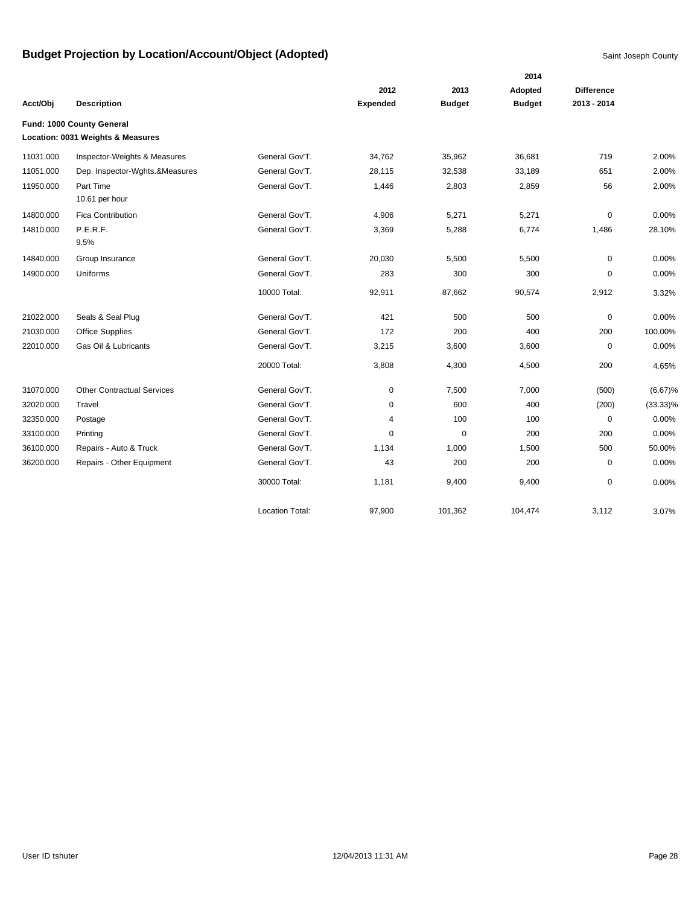# Budget Projection by Location/Account/Object (Adopted)

Saint Joseph County

| Acct/Obj | Description | | 2012 Expended | 2013 Budget | 2014 Adopted Budget | Difference 2013 - 2014 | |
|---|---|---|---|---|---|---|---|
| **Fund: 1000 County General** | | | | | | | |
| **Location: 0031 Weights & Measures** | | | | | | | |
| 11031.000 | Inspector-Weights & Measures | General Gov'T. | 34,762 | 35,962 | 36,681 | 719 | 2.00% |
| 11051.000 | Dep. Inspector-Wghts.&Measures | General Gov'T. | 28,115 | 32,538 | 33,189 | 651 | 2.00% |
| 11950.000 | Part Time<br>10.61 per hour | General Gov'T. | 1,446 | 2,803 | 2,859 | 56 | 2.00% |
| 14800.000 | Fica Contribution | General Gov'T. | 4,906 | 5,271 | 5,271 | 0 | 0.00% |
| 14810.000 | P.E.R.F.<br>9.5% | General Gov'T. | 3,369 | 5,288 | 6,774 | 1,486 | 28.10% |
| 14840.000 | Group Insurance | General Gov'T. | 20,030 | 5,500 | 5,500 | 0 | 0.00% |
| 14900.000 | Uniforms | General Gov'T. | 283 | 300 | 300 | 0 | 0.00% |
| | | 10000 Total: | 92,911 | 87,662 | 90,574 | 2,912 | 3.32% |
| 21022.000 | Seals & Seal Plug | General Gov'T. | 421 | 500 | 500 | 0 | 0.00% |
| 21030.000 | Office Supplies | General Gov'T. | 172 | 200 | 400 | 200 | 100.00% |
| 22010.000 | Gas Oil & Lubricants | General Gov'T. | 3,215 | 3,600 | 3,600 | 0 | 0.00% |
| | | 20000 Total: | 3,808 | 4,300 | 4,500 | 200 | 4.65% |
| 31070.000 | Other Contractual Services | General Gov'T. | 0 | 7,500 | 7,000 | (500) | (6.67)% |
| 32020.000 | Travel | General Gov'T. | 0 | 600 | 400 | (200) | (33.33)% |
| 32350.000 | Postage | General Gov'T. | 4 | 100 | 100 | 0 | 0.00% |
| 33100.000 | Printing | General Gov'T. | 0 | 0 | 200 | 200 | 0.00% |
| 36100.000 | Repairs - Auto & Truck | General Gov'T. | 1,134 | 1,000 | 1,500 | 500 | 50.00% |
| 36200.000 | Repairs - Other Equipment | General Gov'T. | 43 | 200 | 200 | 0 | 0.00% |
| | | 30000 Total: | 1,181 | 9,400 | 9,400 | 0 | 0.00% |
| | | Location Total: | 97,900 | 101,362 | 104,474 | 3,112 | 3.07% |

User ID tshuter 12/04/2013 11:31 AM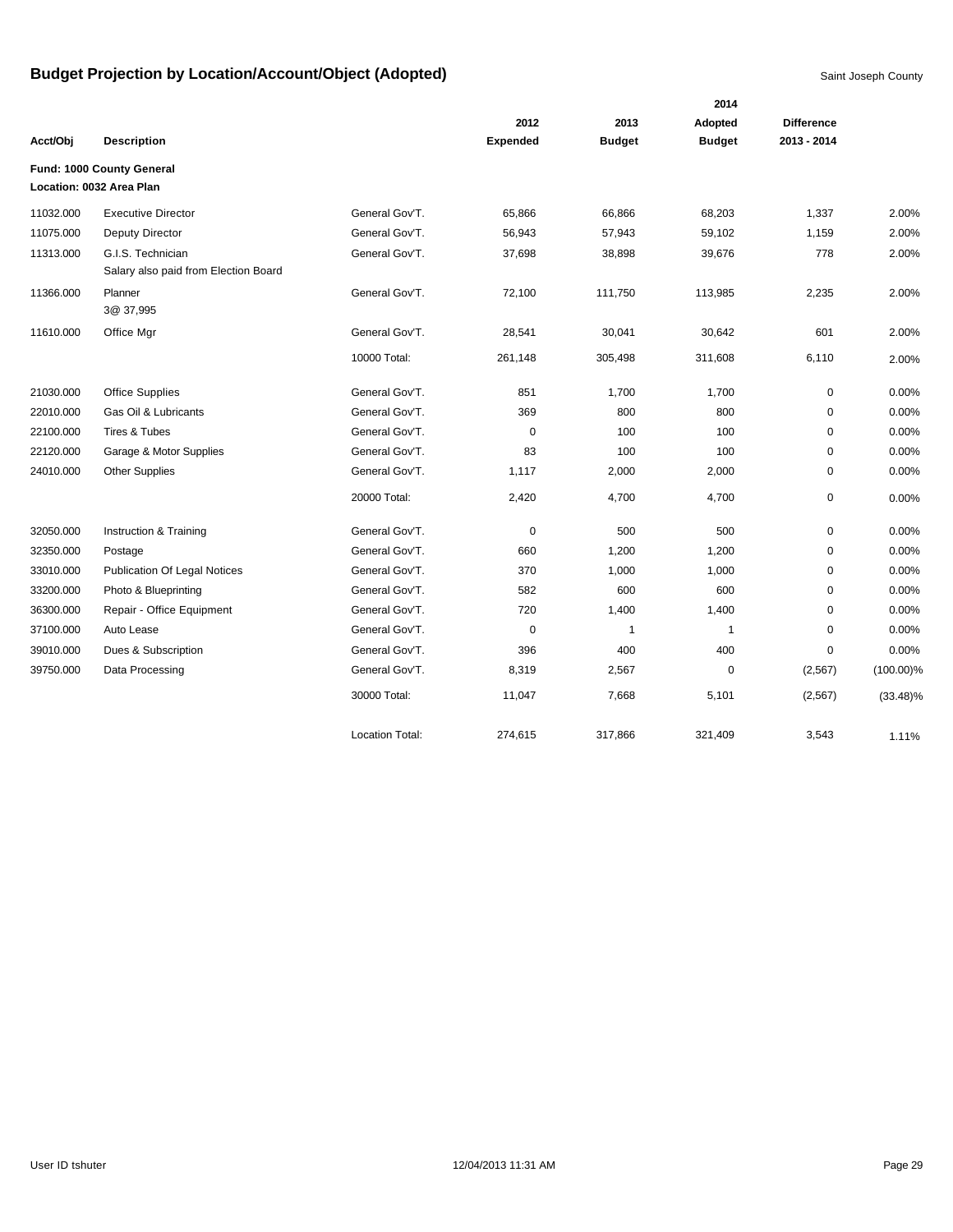# Budget Projection by Location/Account/Object (Adopted)

Saint Joseph County

| Acct/Obj | Description | | 2012 Expended | 2013 Budget | 2014 Adopted Budget | Difference 2013 - 2014 | |
|---|---|---|---|---|---|---|---|
| **Fund: 1000 County General** | | | | | | | |
| **Location: 0032 Area Plan** | | | | | | | |
| 11032.000 | Executive Director | General Gov'T. | 65,866 | 66,866 | 68,203 | 1,337 | 2.00% |
| 11075.000 | Deputy Director | General Gov'T. | 56,943 | 57,943 | 59,102 | 1,159 | 2.00% |
| 11313.000 | G.I.S. Technician<br>Salary also paid from Election Board | General Gov'T. | 37,698 | 38,898 | 39,676 | 778 | 2.00% |
| 11366.000 | Planner<br>3@ 37,995 | General Gov'T. | 72,100 | 111,750 | 113,985 | 2,235 | 2.00% |
| 11610.000 | Office Mgr | General Gov'T. | 28,541 | 30,041 | 30,642 | 601 | 2.00% |
| | | 10000 Total: | 261,148 | 305,498 | 311,608 | 6,110 | 2.00% |
| 21030.000 | Office Supplies | General Gov'T. | 851 | 1,700 | 1,700 | 0 | 0.00% |
| 22010.000 | Gas Oil & Lubricants | General Gov'T. | 369 | 800 | 800 | 0 | 0.00% |
| 22100.000 | Tires & Tubes | General Gov'T. | 0 | 100 | 100 | 0 | 0.00% |
| 22120.000 | Garage & Motor Supplies | General Gov'T. | 83 | 100 | 100 | 0 | 0.00% |
| 24010.000 | Other Supplies | General Gov'T. | 1,117 | 2,000 | 2,000 | 0 | 0.00% |
| | | 20000 Total: | 2,420 | 4,700 | 4,700 | 0 | 0.00% |
| 32050.000 | Instruction & Training | General Gov'T. | 0 | 500 | 500 | 0 | 0.00% |
| 32350.000 | Postage | General Gov'T. | 660 | 1,200 | 1,200 | 0 | 0.00% |
| 33010.000 | Publication Of Legal Notices | General Gov'T. | 370 | 1,000 | 1,000 | 0 | 0.00% |
| 33200.000 | Photo & Blueprinting | General Gov'T. | 582 | 600 | 600 | 0 | 0.00% |
| 36300.000 | Repair - Office Equipment | General Gov'T. | 720 | 1,400 | 1,400 | 0 | 0.00% |
| 37100.000 | Auto Lease | General Gov'T. | 0 | 1 | 1 | 0 | 0.00% |
| 39010.000 | Dues & Subscription | General Gov'T. | 396 | 400 | 400 | 0 | 0.00% |
| 39750.000 | Data Processing | General Gov'T. | 8,319 | 2,567 | 0 | (2,567) | (100.00)% |
| | | 30000 Total: | 11,047 | 7,668 | 5,101 | (2,567) | (33.48)% |
| | | Location Total: | 274,615 | 317,866 | 321,409 | 3,543 | 1.11% |

User ID tshuter 12/04/2013 11:31 AM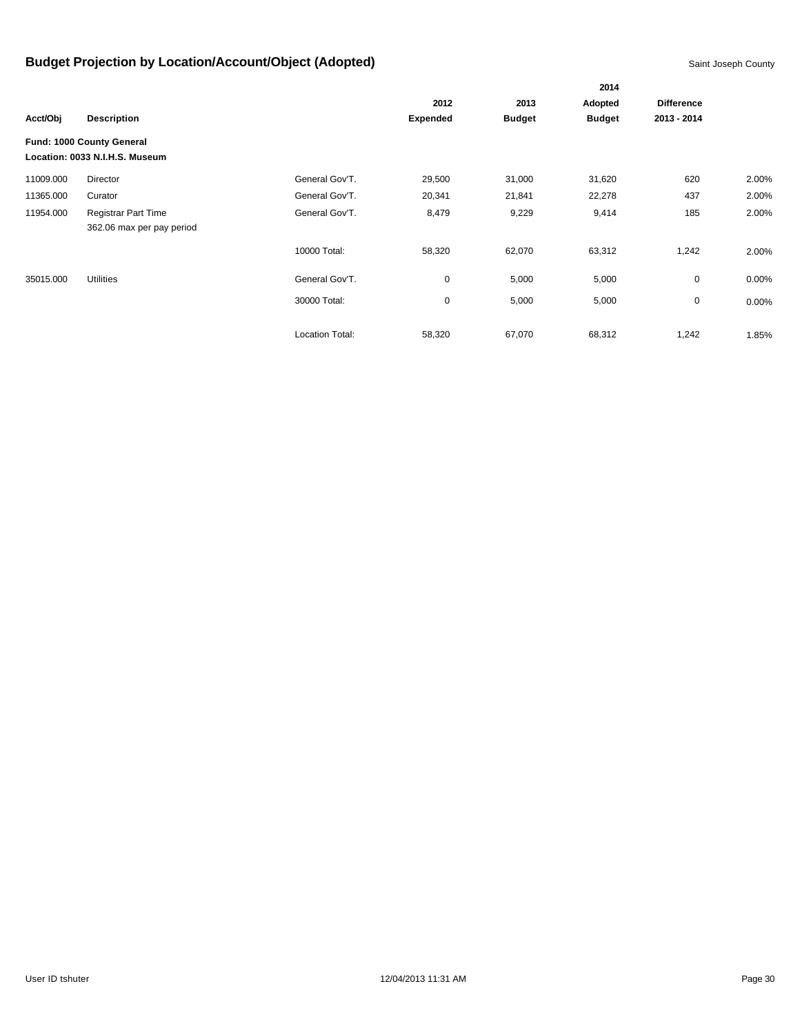## Budget Projection by Location/Account/Object (Adopted)

Saint Joseph County

| Acct/Obj | Description | | 2012 Expended | 2013 Budget | 2014 Adopted Budget | Difference 2013 - 2014 | |
|---|---|---|---|---|---|---|---|
| **Fund: 1000 County General** | | | | | | | |
| **Location: 0033 N.I.H.S. Museum** | | | | | | | |
| 11009.000 | Director | General Gov'T. | 29,500 | 31,000 | 31,620 | 620 | 2.00% |
| 11365.000 | Curator | General Gov'T. | 20,341 | 21,841 | 22,278 | 437 | 2.00% |
| 11954.000 | Registrar Part Time<br>362.06 max per pay period | General Gov'T. | 8,479 | 9,229 | 9,414 | 185 | 2.00% |
| | | 10000 Total: | 58,320 | 62,070 | 63,312 | 1,242 | 2.00% |
| 35015.000 | Utilities | General Gov'T. | 0 | 5,000 | 5,000 | 0 | 0.00% |
| | | 30000 Total: | 0 | 5,000 | 5,000 | 0 | 0.00% |
| | | Location Total: | 58,320 | 67,070 | 68,312 | 1,242 | 1.85% |

User ID tshuter 12/04/2013 11:31 AM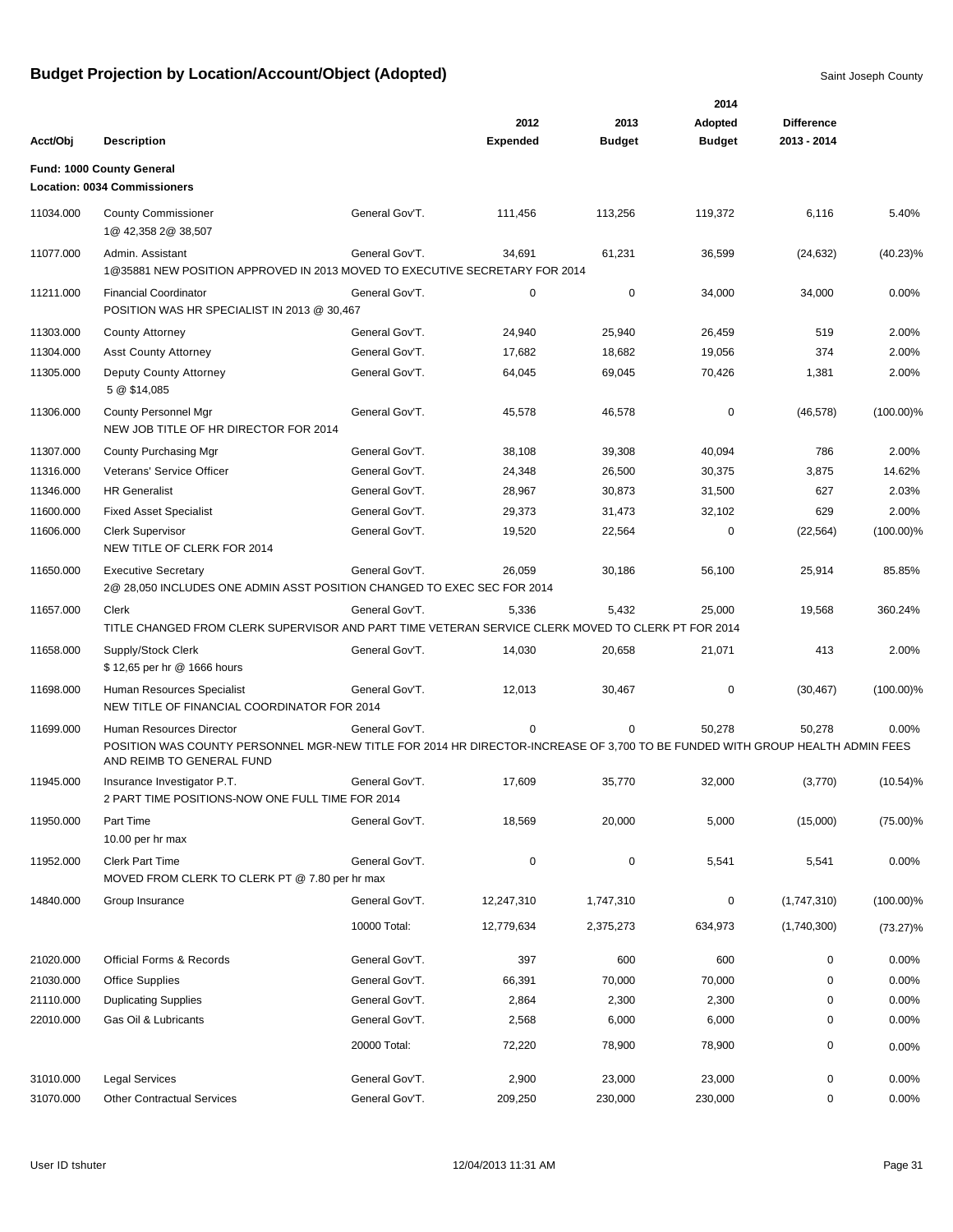# Budget Projection by Location/Account/Object (Adopted)

Saint Joseph County

| Acct/Obj | Description | | 2012 Expended | 2013 Budget | 2014 Adopted Budget | Difference 2013 - 2014 | |
|---|---|---|---|---|---|---|---|
| **Fund: 1000 County General** | | | | | | | |
| **Location: 0034 Commissioners** | | | | | | | |
| 11034.000 | County Commissioner 1@ 42,358 2@ 38,507 | General Gov'T. | 111,456 | 113,256 | 119,372 | 6,116 | 5.40% |
| 11077.000 | Admin. Assistant 1@35881 NEW POSITION APPROVED IN 2013 MOVED TO EXECUTIVE SECRETARY FOR 2014 | General Gov'T. | 34,691 | 61,231 | 36,599 | (24,632) | (40.23)% |
| 11211.000 | Financial Coordinator POSITION WAS HR SPECIALIST IN 2013 @ 30,467 | General Gov'T. | 0 | 0 | 34,000 | 34,000 | 0.00% |
| 11303.000 | County Attorney | General Gov'T. | 24,940 | 25,940 | 26,459 | 519 | 2.00% |
| 11304.000 | Asst County Attorney | General Gov'T. | 17,682 | 18,682 | 19,056 | 374 | 2.00% |
| 11305.000 | Deputy County Attorney 5 @ $14,085 | General Gov'T. | 64,045 | 69,045 | 70,426 | 1,381 | 2.00% |
| 11306.000 | County Personnel Mgr NEW JOB TITLE OF HR DIRECTOR FOR 2014 | General Gov'T. | 45,578 | 46,578 | 0 | (46,578) | (100.00)% |
| 11307.000 | County Purchasing Mgr | General Gov'T. | 38,108 | 39,308 | 40,094 | 786 | 2.00% |
| 11316.000 | Veterans' Service Officer | General Gov'T. | 24,348 | 26,500 | 30,375 | 3,875 | 14.62% |
| 11346.000 | HR Generalist | General Gov'T. | 28,967 | 30,873 | 31,500 | 627 | 2.03% |
| 11600.000 | Fixed Asset Specialist | General Gov'T. | 29,373 | 31,473 | 32,102 | 629 | 2.00% |
| 11606.000 | Clerk Supervisor NEW TITLE OF CLERK FOR 2014 | General Gov'T. | 19,520 | 22,564 | 0 | (22,564) | (100.00)% |
| 11650.000 | Executive Secretary 2@ 28,050 INCLUDES ONE ADMIN ASST POSITION CHANGED TO EXEC SEC FOR 2014 | General Gov'T. | 26,059 | 30,186 | 56,100 | 25,914 | 85.85% |
| 11657.000 | Clerk TITLE CHANGED FROM CLERK SUPERVISOR AND PART TIME VETERAN SERVICE CLERK MOVED TO CLERK PT FOR 2014 | General Gov'T. | 5,336 | 5,432 | 25,000 | 19,568 | 360.24% |
| 11658.000 | Supply/Stock Clerk $ 12,65 per hr @ 1666 hours | General Gov'T. | 14,030 | 20,658 | 21,071 | 413 | 2.00% |
| 11698.000 | Human Resources Specialist NEW TITLE OF FINANCIAL COORDINATOR FOR 2014 | General Gov'T. | 12,013 | 30,467 | 0 | (30,467) | (100.00)% |
| 11699.000 | Human Resources Director POSITION WAS COUNTY PERSONNEL MGR-NEW TITLE FOR 2014 HR DIRECTOR-INCREASE OF 3,700 TO BE FUNDED WITH GROUP HEALTH ADMIN FEES AND REIMB TO GENERAL FUND | General Gov'T. | 0 | 0 | 50,278 | 50,278 | 0.00% |
| 11945.000 | Insurance Investigator P.T. 2 PART TIME POSITIONS-NOW ONE FULL TIME FOR 2014 | General Gov'T. | 17,609 | 35,770 | 32,000 | (3,770) | (10.54)% |
| 11950.000 | Part Time 10.00 per hr max | General Gov'T. | 18,569 | 20,000 | 5,000 | (15,000) | (75.00)% |
| 11952.000 | Clerk Part Time MOVED FROM CLERK TO CLERK PT @ 7.80 per hr max | General Gov'T. | 0 | 0 | 5,541 | 5,541 | 0.00% |
| 14840.000 | Group Insurance | General Gov'T. | 12,247,310 | 1,747,310 | 0 | (1,747,310) | (100.00)% |
| | | 10000 Total: | 12,779,634 | 2,375,273 | 634,973 | (1,740,300) | (73.27)% |
| 21020.000 | Official Forms & Records | General Gov'T. | 397 | 600 | 600 | 0 | 0.00% |
| 21030.000 | Office Supplies | General Gov'T. | 66,391 | 70,000 | 70,000 | 0 | 0.00% |
| 21110.000 | Duplicating Supplies | General Gov'T. | 2,864 | 2,300 | 2,300 | 0 | 0.00% |
| 22010.000 | Gas Oil & Lubricants | General Gov'T. | 2,568 | 6,000 | 6,000 | 0 | 0.00% |
| | | 20000 Total: | 72,220 | 78,900 | 78,900 | 0 | 0.00% |
| 31010.000 | Legal Services | General Gov'T. | 2,900 | 23,000 | 23,000 | 0 | 0.00% |
| 31070.000 | Other Contractual Services | General Gov'T. | 209,250 | 230,000 | 230,000 | 0 | 0.00% |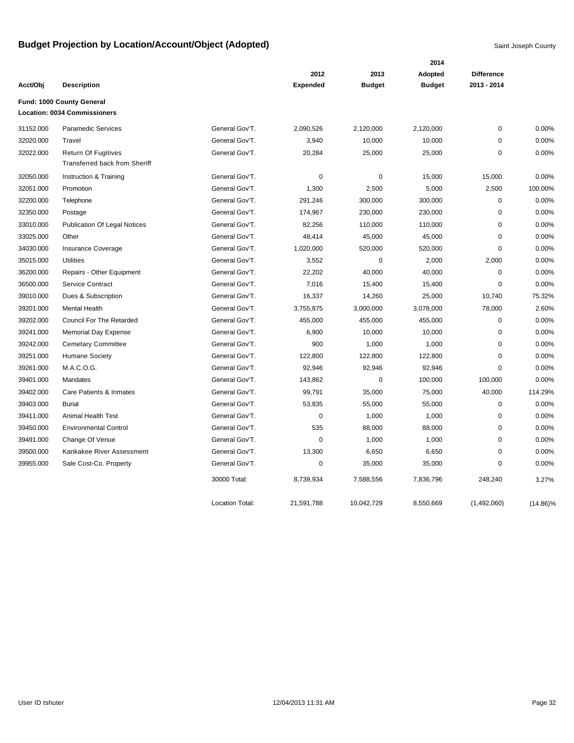# Budget Projection by Location/Account/Object (Adopted)

Saint Joseph County

| Acct/Obj | Description | | 2012 Expended | 2013 Budget | 2014 Adopted Budget | Difference 2013 - 2014 | |
|---|---|---|---|---|---|---|---|
| **Fund: 1000 County General** | | | | | | | |
| **Location: 0034 Commissioners** | | | | | | | |
| 31152.000 | Paramedic Services | General Gov'T. | 2,090,526 | 2,120,000 | 2,120,000 | 0 | 0.00% |
| 32020.000 | Travel | General Gov'T. | 3,940 | 10,000 | 10,000 | 0 | 0.00% |
| 32022.000 | Return Of Fugitives<br>Transferred back from Sheriff | General Gov'T. | 20,284 | 25,000 | 25,000 | 0 | 0.00% |
| 32050.000 | Instruction & Training | General Gov'T. | 0 | 0 | 15,000 | 15,000 | 0.00% |
| 32051.000 | Promotion | General Gov'T. | 1,300 | 2,500 | 5,000 | 2,500 | 100.00% |
| 32200.000 | Telephone | General Gov'T. | 291,246 | 300,000 | 300,000 | 0 | 0.00% |
| 32350.000 | Postage | General Gov'T. | 174,967 | 230,000 | 230,000 | 0 | 0.00% |
| 33010.000 | Publication Of Legal Notices | General Gov'T. | 82,256 | 110,000 | 110,000 | 0 | 0.00% |
| 33025.000 | Other | General Gov'T. | 48,414 | 45,000 | 45,000 | 0 | 0.00% |
| 34030.000 | Insurance Coverage | General Gov'T. | 1,020,000 | 520,000 | 520,000 | 0 | 0.00% |
| 35015.000 | Utilities | General Gov'T. | 3,552 | 0 | 2,000 | 2,000 | 0.00% |
| 36200.000 | Repairs - Other Equipment | General Gov'T. | 22,202 | 40,000 | 40,000 | 0 | 0.00% |
| 36500.000 | Service Contract | General Gov'T. | 7,016 | 15,400 | 15,400 | 0 | 0.00% |
| 39010.000 | Dues & Subscription | General Gov'T. | 16,337 | 14,260 | 25,000 | 10,740 | 75.32% |
| 39201.000 | Mental Health | General Gov'T. | 3,755,875 | 3,000,000 | 3,078,000 | 78,000 | 2.60% |
| 39202.000 | Council For The Retarded | General Gov'T. | 455,000 | 455,000 | 455,000 | 0 | 0.00% |
| 39241.000 | Memorial Day Expense | General Gov'T. | 6,900 | 10,000 | 10,000 | 0 | 0.00% |
| 39242.000 | Cemetary Committee | General Gov'T. | 900 | 1,000 | 1,000 | 0 | 0.00% |
| 39251.000 | Humane Society | General Gov'T. | 122,800 | 122,800 | 122,800 | 0 | 0.00% |
| 39261.000 | M.A.C.O.G. | General Gov'T. | 92,946 | 92,946 | 92,946 | 0 | 0.00% |
| 39401.000 | Mandates | General Gov'T. | 143,862 | 0 | 100,000 | 100,000 | 0.00% |
| 39402.000 | Care Patients & Inmates | General Gov'T. | 99,791 | 35,000 | 75,000 | 40,000 | 114.29% |
| 39403.000 | Burial | General Gov'T. | 53,835 | 55,000 | 55,000 | 0 | 0.00% |
| 39411.000 | Animal Health Test | General Gov'T. | 0 | 1,000 | 1,000 | 0 | 0.00% |
| 39450.000 | Environmental Control | General Gov'T. | 535 | 88,000 | 88,000 | 0 | 0.00% |
| 39491.000 | Change Of Venue | General Gov'T. | 0 | 1,000 | 1,000 | 0 | 0.00% |
| 39500.000 | Kankakee River Assessment | General Gov'T. | 13,300 | 6,650 | 6,650 | 0 | 0.00% |
| 39955.000 | Sale Cost-Co. Property | General Gov'T. | 0 | 35,000 | 35,000 | 0 | 0.00% |
| | | 30000 Total: | 8,739,934 | 7,588,556 | 7,836,796 | 248,240 | 3.27% |
| | | Location Total: | 21,591,788 | 10,042,729 | 8,550,669 | (1,492,060) | (14.86)% |

User ID tshuter 12/04/2013 11:31 AM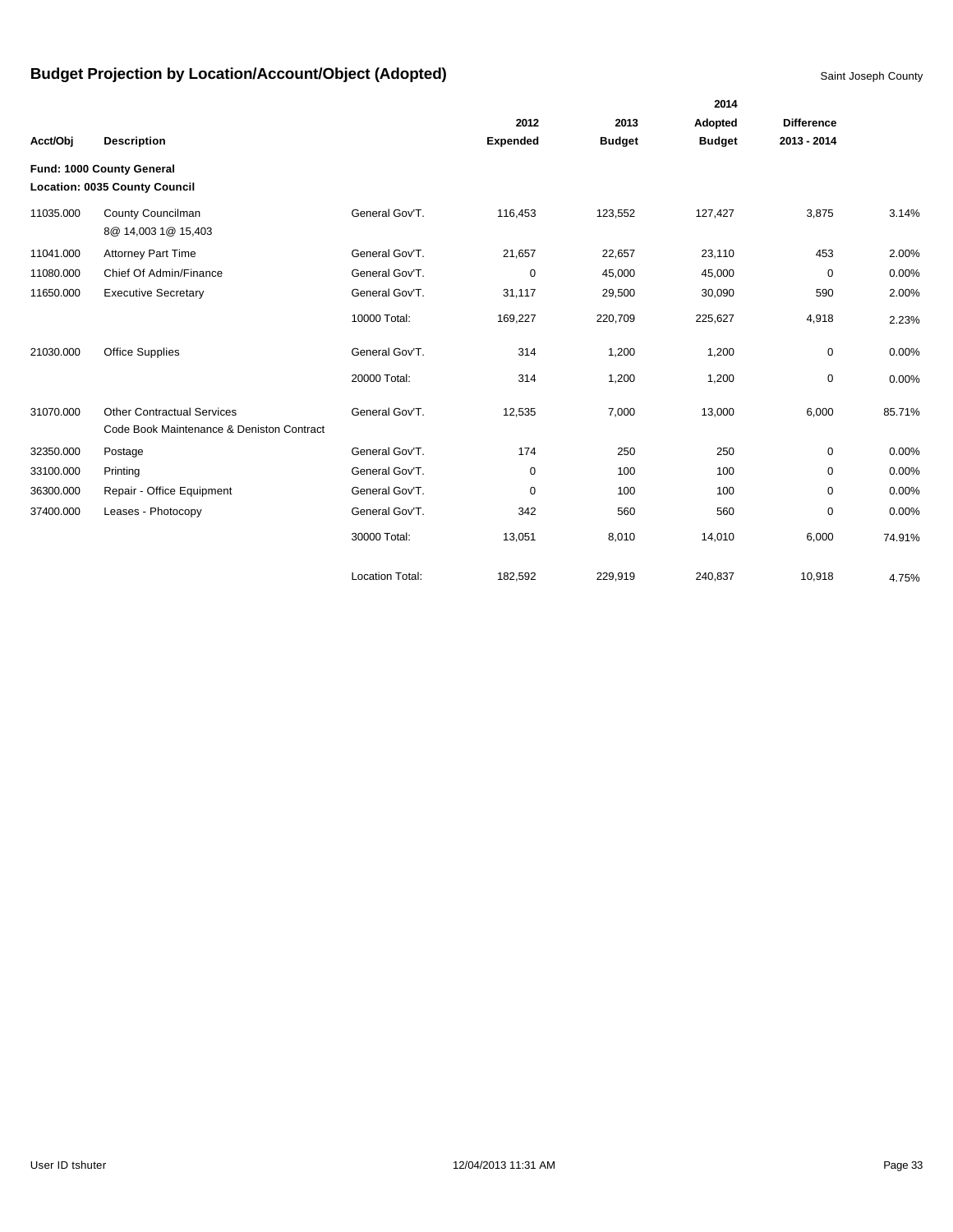# Budget Projection by Location/Account/Object (Adopted)

Saint Joseph County

| Acct/Obj | Description | | 2012 Expended | 2013 Budget | 2014 Adopted Budget | Difference 2013 - 2014 | |
|---|---|---|---|---|---|---|---|
| **Fund: 1000 County General** | | | | | | | |
| **Location: 0035 County Council** | | | | | | | |
| 11035.000 | County Councilman<br>8@ 14,003 1@ 15,403 | General Gov'T. | 116,453 | 123,552 | 127,427 | 3,875 | 3.14% |
| 11041.000 | Attorney Part Time | General Gov'T. | 21,657 | 22,657 | 23,110 | 453 | 2.00% |
| 11080.000 | Chief Of Admin/Finance | General Gov'T. | 0 | 45,000 | 45,000 | 0 | 0.00% |
| 11650.000 | Executive Secretary | General Gov'T. | 31,117 | 29,500 | 30,090 | 590 | 2.00% |
| | | 10000 Total: | 169,227 | 220,709 | 225,627 | 4,918 | 2.23% |
| 21030.000 | Office Supplies | General Gov'T. | 314 | 1,200 | 1,200 | 0 | 0.00% |
| | | 20000 Total: | 314 | 1,200 | 1,200 | 0 | 0.00% |
| 31070.000 | Other Contractual Services<br>Code Book Maintenance & Deniston Contract | General Gov'T. | 12,535 | 7,000 | 13,000 | 6,000 | 85.71% |
| 32350.000 | Postage | General Gov'T. | 174 | 250 | 250 | 0 | 0.00% |
| 33100.000 | Printing | General Gov'T. | 0 | 100 | 100 | 0 | 0.00% |
| 36300.000 | Repair - Office Equipment | General Gov'T. | 0 | 100 | 100 | 0 | 0.00% |
| 37400.000 | Leases - Photocopy | General Gov'T. | 342 | 560 | 560 | 0 | 0.00% |
| | | 30000 Total: | 13,051 | 8,010 | 14,010 | 6,000 | 74.91% |
| | | Location Total: | 182,592 | 229,919 | 240,837 | 10,918 | 4.75% |

User ID tshuter 12/04/2013 11:31 AM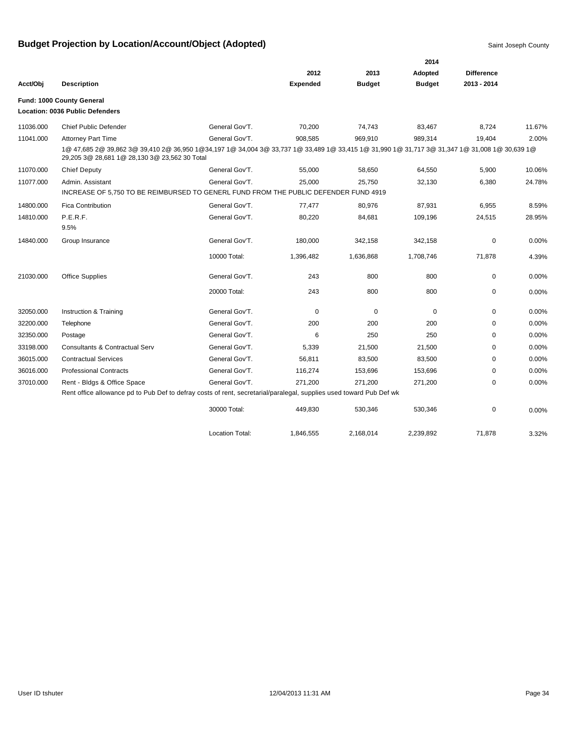# Budget Projection by Location/Account/Object (Adopted)

Saint Joseph County

| Acct/Obj | Description | | 2012 Expended | 2013 Budget | 2014 Adopted Budget | Difference 2013 - 2014 | |
|---|---|---|---|---|---|---|---|
| **Fund: 1000 County General** | | | | | | | |
| **Location: 0036 Public Defenders** | | | | | | | |
| 11036.000 | Chief Public Defender | General Gov'T. | 70,200 | 74,743 | 83,467 | 8,724 | 11.67% |
| 11041.000 | Attorney Part Time | General Gov'T. | 908,585 | 969,910 | 989,314 | 19,404 | 2.00% |
| | 1@ 47,685 2@ 39,862 3@ 39,410 2@ 36,950 1@34,197 1@ 34,004 3@ 33,737 1@ 33,489 1@ 33,415 1@ 31,990 1@ 31,717 3@ 31,347 1@ 31,008 1@ 30,639 1@ 29,205 3@ 28,681 1@ 28,130 3@ 23,562 30 Total | | | | | | |
| 11070.000 | Chief Deputy | General Gov'T. | 55,000 | 58,650 | 64,550 | 5,900 | 10.06% |
| 11077.000 | Admin. Assistant | General Gov'T. | 25,000 | 25,750 | 32,130 | 6,380 | 24.78% |
| | INCREASE OF 5,750 TO BE REIMBURSED TO GENERL FUND FROM THE PUBLIC DEFENDER FUND 4919 | | | | | | |
| 14800.000 | Fica Contribution | General Gov'T. | 77,477 | 80,976 | 87,931 | 6,955 | 8.59% |
| 14810.000 | P.E.R.F. 9.5% | General Gov'T. | 80,220 | 84,681 | 109,196 | 24,515 | 28.95% |
| 14840.000 | Group Insurance | General Gov'T. | 180,000 | 342,158 | 342,158 | 0 | 0.00% |
| | | 10000 Total: | 1,396,482 | 1,636,868 | 1,708,746 | 71,878 | 4.39% |
| 21030.000 | Office Supplies | General Gov'T. | 243 | 800 | 800 | 0 | 0.00% |
| | | 20000 Total: | 243 | 800 | 800 | 0 | 0.00% |
| 32050.000 | Instruction & Training | General Gov'T. | 0 | 0 | 0 | 0 | 0.00% |
| 32200.000 | Telephone | General Gov'T. | 200 | 200 | 200 | 0 | 0.00% |
| 32350.000 | Postage | General Gov'T. | 6 | 250 | 250 | 0 | 0.00% |
| 33198.000 | Consultants & Contractual Serv | General Gov'T. | 5,339 | 21,500 | 21,500 | 0 | 0.00% |
| 36015.000 | Contractual Services | General Gov'T. | 56,811 | 83,500 | 83,500 | 0 | 0.00% |
| 36016.000 | Professional Contracts | General Gov'T. | 116,274 | 153,696 | 153,696 | 0 | 0.00% |
| 37010.000 | Rent - Bldgs & Office Space | General Gov'T. | 271,200 | 271,200 | 271,200 | 0 | 0.00% |
| | Rent office allowance pd to Pub Def to defray costs of rent, secretarial/paralegal, supplies used toward Pub Def wk | | | | | | |
| | | 30000 Total: | 449,830 | 530,346 | 530,346 | 0 | 0.00% |
| | | Location Total: | 1,846,555 | 2,168,014 | 2,239,892 | 71,878 | 3.32% |

User ID tshuter 12/04/2013 11:31 AM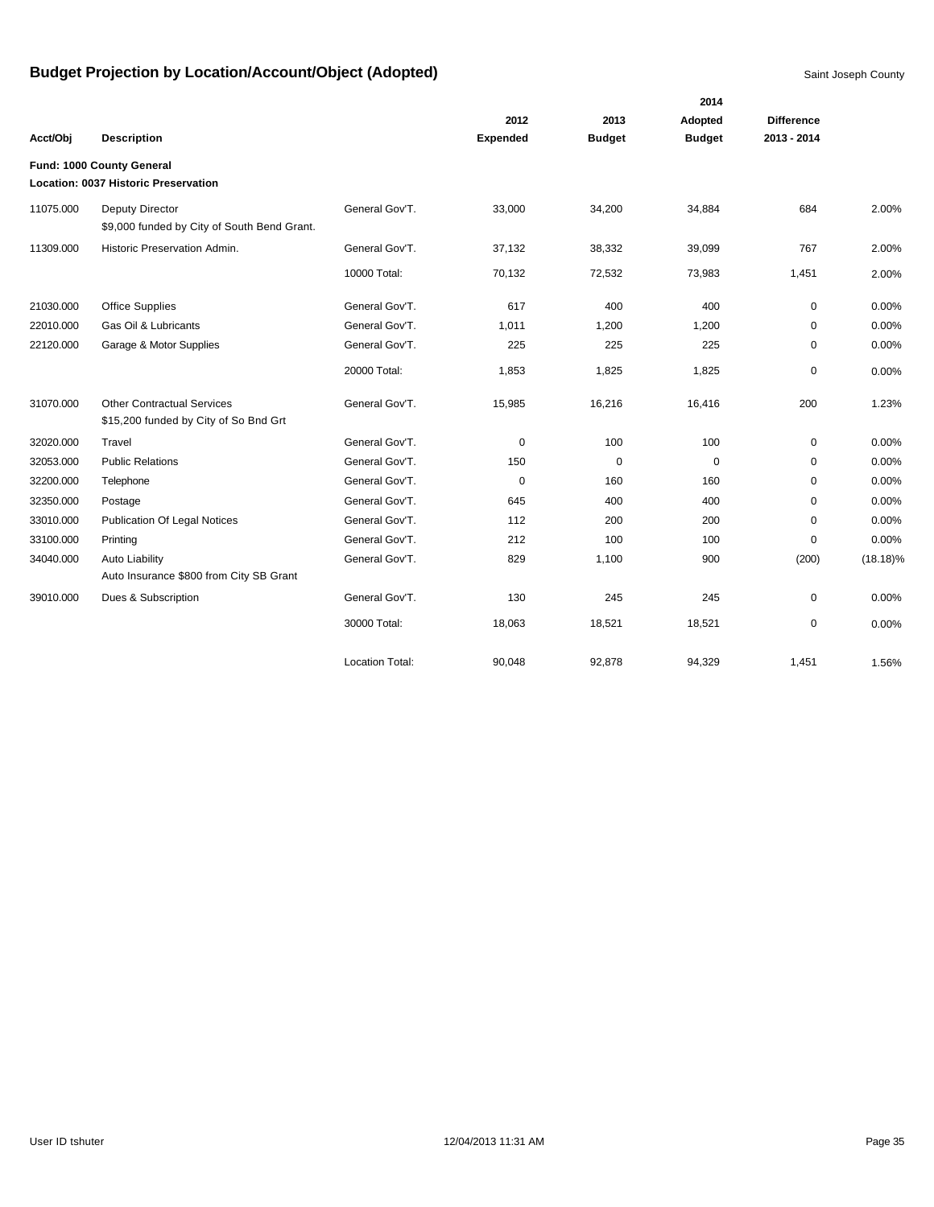# Budget Projection by Location/Account/Object (Adopted)

Saint Joseph County

| Acct/Obj | Description | | 2012 Expended | 2013 Budget | 2014 Adopted Budget | Difference 2013 - 2014 | |
|---|---|---|---|---|---|---|---|
| **Fund: 1000 County General** | | | | | | | |
| **Location: 0037 Historic Preservation** | | | | | | | |
| 11075.000 | Deputy Director<br>$9,000 funded by City of South Bend Grant. | General Gov'T. | 33,000 | 34,200 | 34,884 | 684 | 2.00% |
| 11309.000 | Historic Preservation Admin. | General Gov'T. | 37,132 | 38,332 | 39,099 | 767 | 2.00% |
| | | 10000 Total: | 70,132 | 72,532 | 73,983 | 1,451 | 2.00% |
| 21030.000 | Office Supplies | General Gov'T. | 617 | 400 | 400 | 0 | 0.00% |
| 22010.000 | Gas Oil & Lubricants | General Gov'T. | 1,011 | 1,200 | 1,200 | 0 | 0.00% |
| 22120.000 | Garage & Motor Supplies | General Gov'T. | 225 | 225 | 225 | 0 | 0.00% |
| | | 20000 Total: | 1,853 | 1,825 | 1,825 | 0 | 0.00% |
| 31070.000 | Other Contractual Services<br>$15,200 funded by City of So Bnd Grt | General Gov'T. | 15,985 | 16,216 | 16,416 | 200 | 1.23% |
| 32020.000 | Travel | General Gov'T. | 0 | 100 | 100 | 0 | 0.00% |
| 32053.000 | Public Relations | General Gov'T. | 150 | 0 | 0 | 0 | 0.00% |
| 32200.000 | Telephone | General Gov'T. | 0 | 160 | 160 | 0 | 0.00% |
| 32350.000 | Postage | General Gov'T. | 645 | 400 | 400 | 0 | 0.00% |
| 33010.000 | Publication Of Legal Notices | General Gov'T. | 112 | 200 | 200 | 0 | 0.00% |
| 33100.000 | Printing | General Gov'T. | 212 | 100 | 100 | 0 | 0.00% |
| 34040.000 | Auto Liability<br>Auto Insurance $800 from City SB Grant | General Gov'T. | 829 | 1,100 | 900 | (200) | (18.18)% |
| 39010.000 | Dues & Subscription | General Gov'T. | 130 | 245 | 245 | 0 | 0.00% |
| | | 30000 Total: | 18,063 | 18,521 | 18,521 | 0 | 0.00% |
| | | Location Total: | 90,048 | 92,878 | 94,329 | 1,451 | 1.56% |

User ID tshuter 12/04/2013 11:31 AM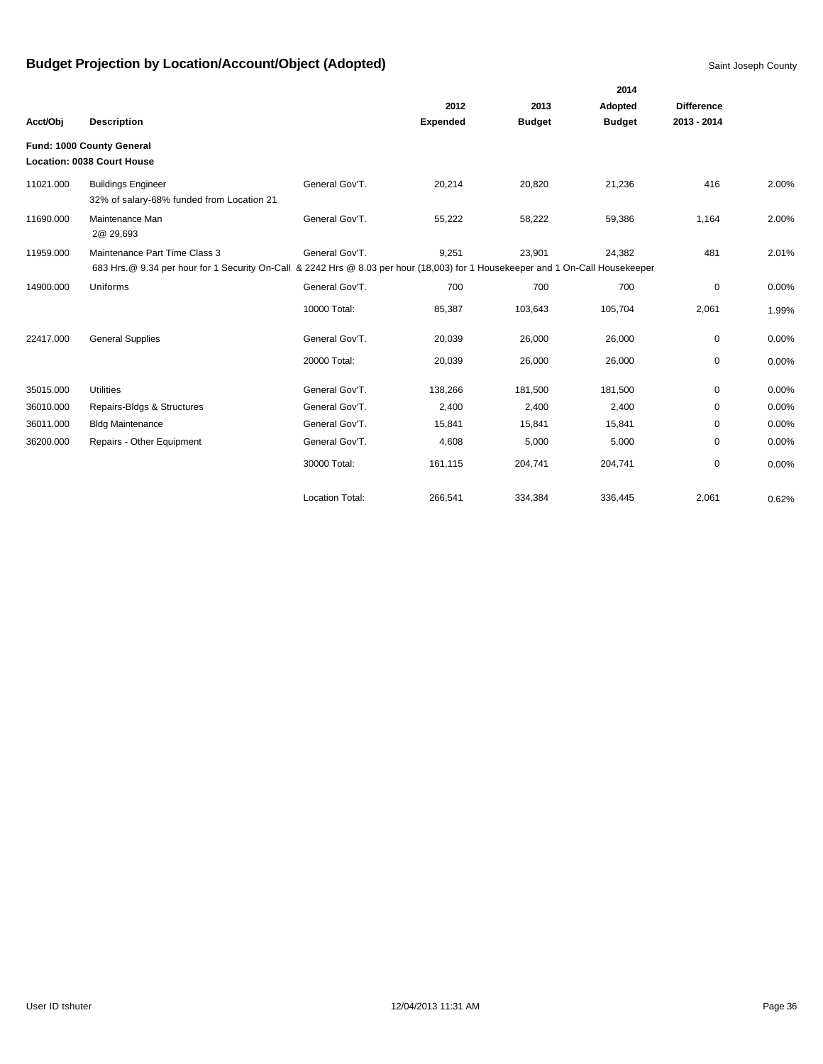# Budget Projection by Location/Account/Object (Adopted)

Saint Joseph County

| Acct/Obj | Description | | 2012 Expended | 2013 Budget | 2014 Adopted Budget | Difference 2013 - 2014 | |
|---|---|---|---|---|---|---|---|
| **Fund: 1000 County General** | | | | | | | |
| **Location: 0038 Court House** | | | | | | | |
| 11021.000 | Buildings Engineer<br>32% of salary-68% funded from Location 21 | General Gov'T. | 20,214 | 20,820 | 21,236 | 416 | 2.00% |
| 11690.000 | Maintenance Man<br>2@ 29,693 | General Gov'T. | 55,222 | 58,222 | 59,386 | 1,164 | 2.00% |
| 11959.000 | Maintenance Part Time Class 3<br>683 Hrs.@ 9.34 per hour for 1 Security On-Call & 2242 Hrs @ 8.03 per hour (18,003) for 1 Housekeeper and 1 On-Call Housekeeper | General Gov'T. | 9,251 | 23,901 | 24,382 | 481 | 2.01% |
| 14900.000 | Uniforms | General Gov'T. | 700 | 700 | 700 | 0 | 0.00% |
| | | 10000 Total: | 85,387 | 103,643 | 105,704 | 2,061 | 1.99% |
| 22417.000 | General Supplies | General Gov'T. | 20,039 | 26,000 | 26,000 | 0 | 0.00% |
| | | 20000 Total: | 20,039 | 26,000 | 26,000 | 0 | 0.00% |
| 35015.000 | Utilities | General Gov'T. | 138,266 | 181,500 | 181,500 | 0 | 0.00% |
| 36010.000 | Repairs-Bldgs & Structures | General Gov'T. | 2,400 | 2,400 | 2,400 | 0 | 0.00% |
| 36011.000 | Bldg Maintenance | General Gov'T. | 15,841 | 15,841 | 15,841 | 0 | 0.00% |
| 36200.000 | Repairs - Other Equipment | General Gov'T. | 4,608 | 5,000 | 5,000 | 0 | 0.00% |
| | | 30000 Total: | 161,115 | 204,741 | 204,741 | 0 | 0.00% |
| | | Location Total: | 266,541 | 334,384 | 336,445 | 2,061 | 0.62% |

User ID tshuter 12/04/2013 11:31 AM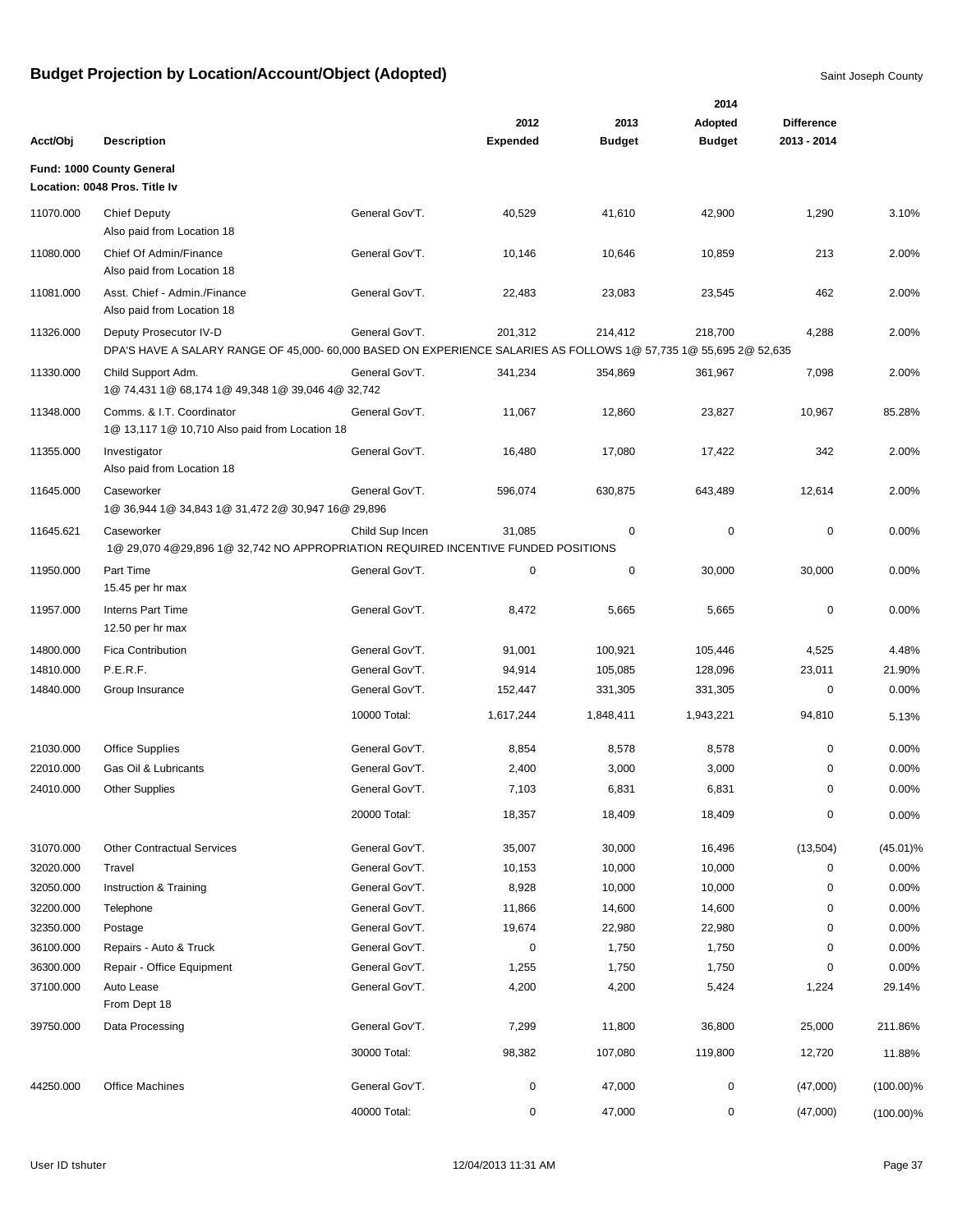# Budget Projection by Location/Account/Object (Adopted)

Saint Joseph County

| Acct/Obj | Description | | 2012 Expended | 2013 Budget | 2014 Adopted Budget | Difference 2013 - 2014 | |
|---|---|---|---|---|---|---|---|
| **Fund: 1000 County General** | | | | | | | |
| **Location: 0048 Pros. Title Iv** | | | | | | | |
| 11070.000 | Chief Deputy<br>Also paid from Location 18 | General Gov'T. | 40,529 | 41,610 | 42,900 | 1,290 | 3.10% |
| 11080.000 | Chief Of Admin/Finance<br>Also paid from Location 18 | General Gov'T. | 10,146 | 10,646 | 10,859 | 213 | 2.00% |
| 11081.000 | Asst. Chief - Admin./Finance<br>Also paid from Location 18 | General Gov'T. | 22,483 | 23,083 | 23,545 | 462 | 2.00% |
| 11326.000 | Deputy Prosecutor IV-D<br>DPA'S HAVE A SALARY RANGE OF 45,000- 60,000 BASED ON EXPERIENCE SALARIES AS FOLLOWS 1@ 57,735 1@ 55,695 2@ 52,635 | General Gov'T. | 201,312 | 214,412 | 218,700 | 4,288 | 2.00% |
| 11330.000 | Child Support Adm.<br>1@ 74,431 1@ 68,174 1@ 49,348 1@ 39,046 4@ 32,742 | General Gov'T. | 341,234 | 354,869 | 361,967 | 7,098 | 2.00% |
| 11348.000 | Comms. & I.T. Coordinator<br>1@ 13,117 1@ 10,710 Also paid from Location 18 | General Gov'T. | 11,067 | 12,860 | 23,827 | 10,967 | 85.28% |
| 11355.000 | Investigator<br>Also paid from Location 18 | General Gov'T. | 16,480 | 17,080 | 17,422 | 342 | 2.00% |
| 11645.000 | Caseworker<br>1@ 36,944 1@ 34,843 1@ 31,472 2@ 30,947 16@ 29,896 | General Gov'T. | 596,074 | 630,875 | 643,489 | 12,614 | 2.00% |
| 11645.621 | Caseworker<br>1@ 29,070 4@29,896 1@ 32,742 NO APPROPRIATION REQUIRED INCENTIVE FUNDED POSITIONS | Child Sup Incen | 31,085 | 0 | 0 | 0 | 0.00% |
| 11950.000 | Part Time<br>15.45 per hr max | General Gov'T. | 0 | 0 | 30,000 | 30,000 | 0.00% |
| 11957.000 | Interns Part Time<br>12.50 per hr max | General Gov'T. | 8,472 | 5,665 | 5,665 | 0 | 0.00% |
| 14800.000 | Fica Contribution | General Gov'T. | 91,001 | 100,921 | 105,446 | 4,525 | 4.48% |
| 14810.000 | P.E.R.F. | General Gov'T. | 94,914 | 105,085 | 128,096 | 23,011 | 21.90% |
| 14840.000 | Group Insurance | General Gov'T. | 152,447 | 331,305 | 331,305 | 0 | 0.00% |
| | | 10000 Total: | 1,617,244 | 1,848,411 | 1,943,221 | 94,810 | 5.13% |
| 21030.000 | Office Supplies | General Gov'T. | 8,854 | 8,578 | 8,578 | 0 | 0.00% |
| 22010.000 | Gas Oil & Lubricants | General Gov'T. | 2,400 | 3,000 | 3,000 | 0 | 0.00% |
| 24010.000 | Other Supplies | General Gov'T. | 7,103 | 6,831 | 6,831 | 0 | 0.00% |
| | | 20000 Total: | 18,357 | 18,409 | 18,409 | 0 | 0.00% |
| 31070.000 | Other Contractual Services | General Gov'T. | 35,007 | 30,000 | 16,496 | (13,504) | (45.01)% |
| 32020.000 | Travel | General Gov'T. | 10,153 | 10,000 | 10,000 | 0 | 0.00% |
| 32050.000 | Instruction & Training | General Gov'T. | 8,928 | 10,000 | 10,000 | 0 | 0.00% |
| 32200.000 | Telephone | General Gov'T. | 11,866 | 14,600 | 14,600 | 0 | 0.00% |
| 32350.000 | Postage | General Gov'T. | 19,674 | 22,980 | 22,980 | 0 | 0.00% |
| 36100.000 | Repairs - Auto & Truck | General Gov'T. | 0 | 1,750 | 1,750 | 0 | 0.00% |
| 36300.000 | Repair - Office Equipment | General Gov'T. | 1,255 | 1,750 | 1,750 | 0 | 0.00% |
| 37100.000 | Auto Lease<br>From Dept 18 | General Gov'T. | 4,200 | 4,200 | 5,424 | 1,224 | 29.14% |
| 39750.000 | Data Processing | General Gov'T. | 7,299 | 11,800 | 36,800 | 25,000 | 211.86% |
| | | 30000 Total: | 98,382 | 107,080 | 119,800 | 12,720 | 11.88% |
| 44250.000 | Office Machines | General Gov'T. | 0 | 47,000 | 0 | (47,000) | (100.00)% |
| | | 40000 Total: | 0 | 47,000 | 0 | (47,000) | (100.00)% |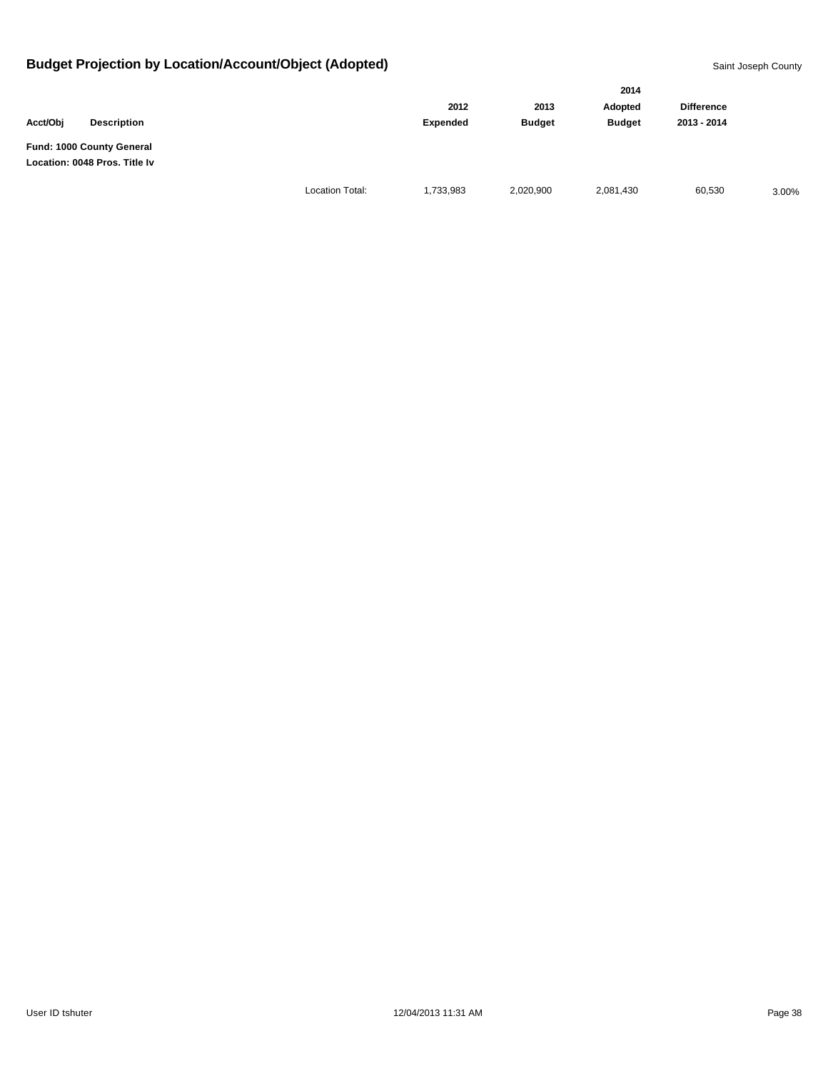## Budget Projection by Location/Account/Object (Adopted)

Saint Joseph County

| Acct/Obj | Description | | 2012 Expended | 2013 Budget | 2014 Adopted Budget | Difference 2013 - 2014 | |
|---|---|---|---|---|---|---|---|
| **Fund: 1000 County General** | | | | | | | |
| **Location: 0048 Pros. Title Iv** | | | | | | | |
| | | Location Total: | 1,733,983 | 2,020,900 | 2,081,430 | 60,530 | 3.00% |

User ID tshuter

12/04/2013 11:31 AM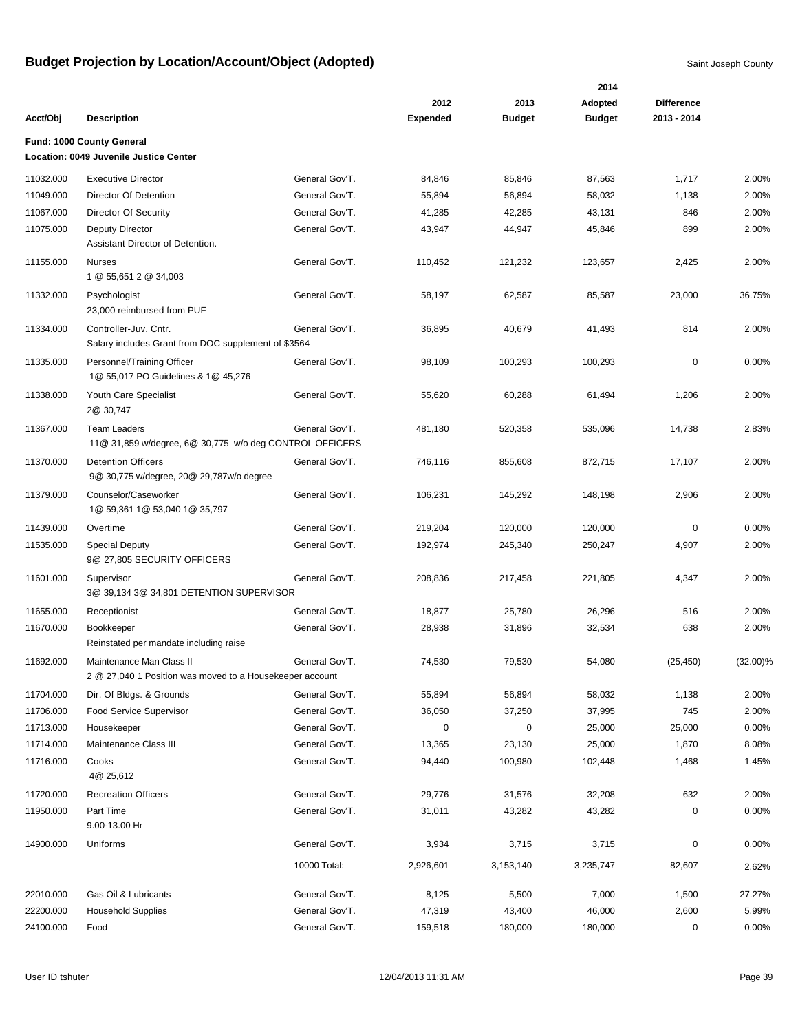# Budget Projection by Location/Account/Object (Adopted)

Saint Joseph County

| Acct/Obj | Description | | 2012 Expended | 2013 Budget | 2014 Adopted Budget | Difference 2013 - 2014 | |
|---|---|---|---|---|---|---|---|
| **Fund: 1000 County General** | | | | | | | |
| **Location: 0049 Juvenile Justice Center** | | | | | | | |
| 11032.000 | Executive Director | General Gov'T. | 84,846 | 85,846 | 87,563 | 1,717 | 2.00% |
| 11049.000 | Director Of Detention | General Gov'T. | 55,894 | 56,894 | 58,032 | 1,138 | 2.00% |
| 11067.000 | Director Of Security | General Gov'T. | 41,285 | 42,285 | 43,131 | 846 | 2.00% |
| 11075.000 | Deputy Director<br>Assistant Director of Detention. | General Gov'T. | 43,947 | 44,947 | 45,846 | 899 | 2.00% |
| 11155.000 | Nurses<br>1 @ 55,651 2 @ 34,003 | General Gov'T. | 110,452 | 121,232 | 123,657 | 2,425 | 2.00% |
| 11332.000 | Psychologist<br>23,000 reimbursed from PUF | General Gov'T. | 58,197 | 62,587 | 85,587 | 23,000 | 36.75% |
| 11334.000 | Controller-Juv. Cntr.<br>Salary includes Grant from DOC supplement of $3564 | General Gov'T. | 36,895 | 40,679 | 41,493 | 814 | 2.00% |
| 11335.000 | Personnel/Training Officer<br>1@ 55,017 PO Guidelines & 1@ 45,276 | General Gov'T. | 98,109 | 100,293 | 100,293 | 0 | 0.00% |
| 11338.000 | Youth Care Specialist<br>2@ 30,747 | General Gov'T. | 55,620 | 60,288 | 61,494 | 1,206 | 2.00% |
| 11367.000 | Team Leaders<br>11@ 31,859 w/degree, 6@ 30,775 w/o deg CONTROL OFFICERS | General Gov'T. | 481,180 | 520,358 | 535,096 | 14,738 | 2.83% |
| 11370.000 | Detention Officers<br>9@ 30,775 w/degree, 20@ 29,787w/o degree | General Gov'T. | 746,116 | 855,608 | 872,715 | 17,107 | 2.00% |
| 11379.000 | Counselor/Caseworker<br>1@ 59,361 1@ 53,040 1@ 35,797 | General Gov'T. | 106,231 | 145,292 | 148,198 | 2,906 | 2.00% |
| 11439.000 | Overtime | General Gov'T. | 219,204 | 120,000 | 120,000 | 0 | 0.00% |
| 11535.000 | Special Deputy<br>9@ 27,805 SECURITY OFFICERS | General Gov'T. | 192,974 | 245,340 | 250,247 | 4,907 | 2.00% |
| 11601.000 | Supervisor<br>3@ 39,134 3@ 34,801 DETENTION SUPERVISOR | General Gov'T. | 208,836 | 217,458 | 221,805 | 4,347 | 2.00% |
| 11655.000 | Receptionist | General Gov'T. | 18,877 | 25,780 | 26,296 | 516 | 2.00% |
| 11670.000 | Bookkeeper<br>Reinstated per mandate including raise | General Gov'T. | 28,938 | 31,896 | 32,534 | 638 | 2.00% |
| 11692.000 | Maintenance Man Class II<br>2 @ 27,040 1 Position was moved to a Housekeeper account | General Gov'T. | 74,530 | 79,530 | 54,080 | (25,450) | (32.00)% |
| 11704.000 | Dir. Of Bldgs. & Grounds | General Gov'T. | 55,894 | 56,894 | 58,032 | 1,138 | 2.00% |
| 11706.000 | Food Service Supervisor | General Gov'T. | 36,050 | 37,250 | 37,995 | 745 | 2.00% |
| 11713.000 | Housekeeper | General Gov'T. | 0 | 0 | 25,000 | 25,000 | 0.00% |
| 11714.000 | Maintenance Class III | General Gov'T. | 13,365 | 23,130 | 25,000 | 1,870 | 8.08% |
| 11716.000 | Cooks<br>4@ 25,612 | General Gov'T. | 94,440 | 100,980 | 102,448 | 1,468 | 1.45% |
| 11720.000 | Recreation Officers | General Gov'T. | 29,776 | 31,576 | 32,208 | 632 | 2.00% |
| 11950.000 | Part Time<br>9.00-13.00 Hr | General Gov'T. | 31,011 | 43,282 | 43,282 | 0 | 0.00% |
| 14900.000 | Uniforms | General Gov'T. | 3,934 | 3,715 | 3,715 | 0 | 0.00% |
| | | 10000 Total: | 2,926,601 | 3,153,140 | 3,235,747 | 82,607 | 2.62% |
| 22010.000 | Gas Oil & Lubricants | General Gov'T. | 8,125 | 5,500 | 7,000 | 1,500 | 27.27% |
| 22200.000 | Household Supplies | General Gov'T. | 47,319 | 43,400 | 46,000 | 2,600 | 5.99% |
| 24100.000 | Food | General Gov'T. | 159,518 | 180,000 | 180,000 | 0 | 0.00% |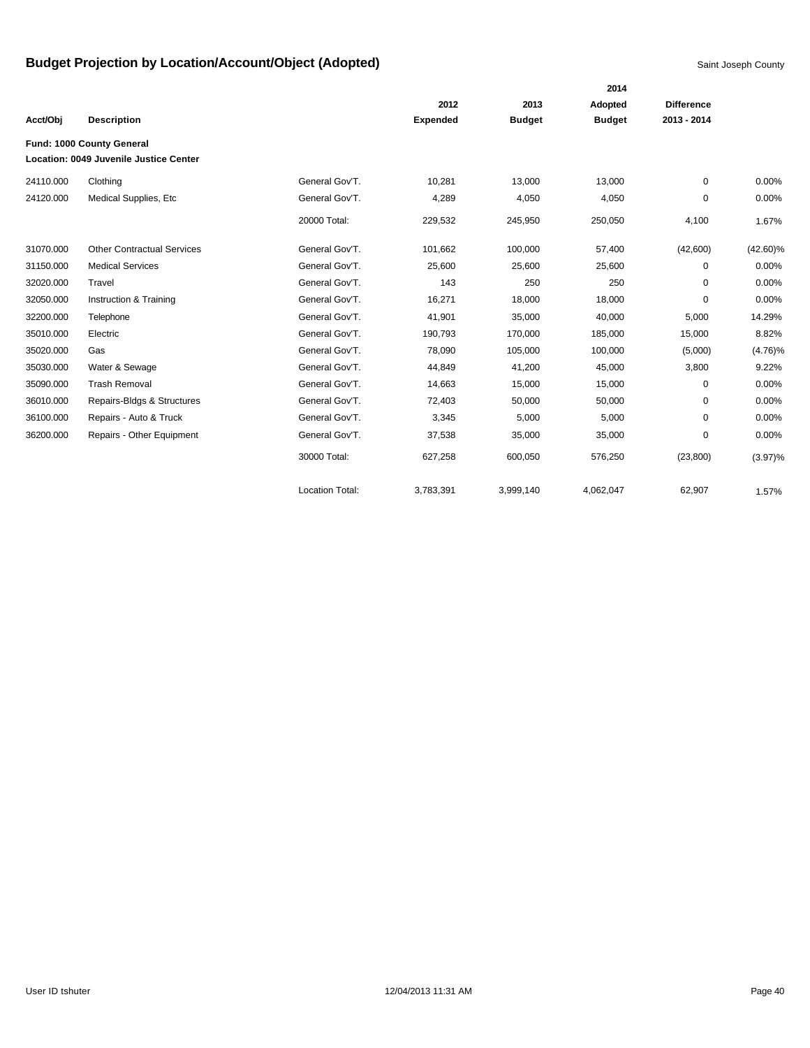# Budget Projection by Location/Account/Object (Adopted)

Saint Joseph County

| Acct/Obj | Description | | 2012 Expended | 2013 Budget | 2014 Adopted Budget | Difference 2013 - 2014 | |
|---|---|---|---|---|---|---|---|
| **Fund: 1000 County General** | | | | | | | |
| **Location: 0049 Juvenile Justice Center** | | | | | | | |
| 24110.000 | Clothing | General Gov'T. | 10,281 | 13,000 | 13,000 | 0 | 0.00% |
| 24120.000 | Medical Supplies, Etc | General Gov'T. | 4,289 | 4,050 | 4,050 | 0 | 0.00% |
| | | 20000 Total: | 229,532 | 245,950 | 250,050 | 4,100 | 1.67% |
| 31070.000 | Other Contractual Services | General Gov'T. | 101,662 | 100,000 | 57,400 | (42,600) | (42.60)% |
| 31150.000 | Medical Services | General Gov'T. | 25,600 | 25,600 | 25,600 | 0 | 0.00% |
| 32020.000 | Travel | General Gov'T. | 143 | 250 | 250 | 0 | 0.00% |
| 32050.000 | Instruction & Training | General Gov'T. | 16,271 | 18,000 | 18,000 | 0 | 0.00% |
| 32200.000 | Telephone | General Gov'T. | 41,901 | 35,000 | 40,000 | 5,000 | 14.29% |
| 35010.000 | Electric | General Gov'T. | 190,793 | 170,000 | 185,000 | 15,000 | 8.82% |
| 35020.000 | Gas | General Gov'T. | 78,090 | 105,000 | 100,000 | (5,000) | (4.76)% |
| 35030.000 | Water & Sewage | General Gov'T. | 44,849 | 41,200 | 45,000 | 3,800 | 9.22% |
| 35090.000 | Trash Removal | General Gov'T. | 14,663 | 15,000 | 15,000 | 0 | 0.00% |
| 36010.000 | Repairs-Bldgs & Structures | General Gov'T. | 72,403 | 50,000 | 50,000 | 0 | 0.00% |
| 36100.000 | Repairs - Auto & Truck | General Gov'T. | 3,345 | 5,000 | 5,000 | 0 | 0.00% |
| 36200.000 | Repairs - Other Equipment | General Gov'T. | 37,538 | 35,000 | 35,000 | 0 | 0.00% |
| | | 30000 Total: | 627,258 | 600,050 | 576,250 | (23,800) | (3.97)% |
| | | Location Total: | 3,783,391 | 3,999,140 | 4,062,047 | 62,907 | 1.57% |

User ID tshuter 12/04/2013 11:31 AM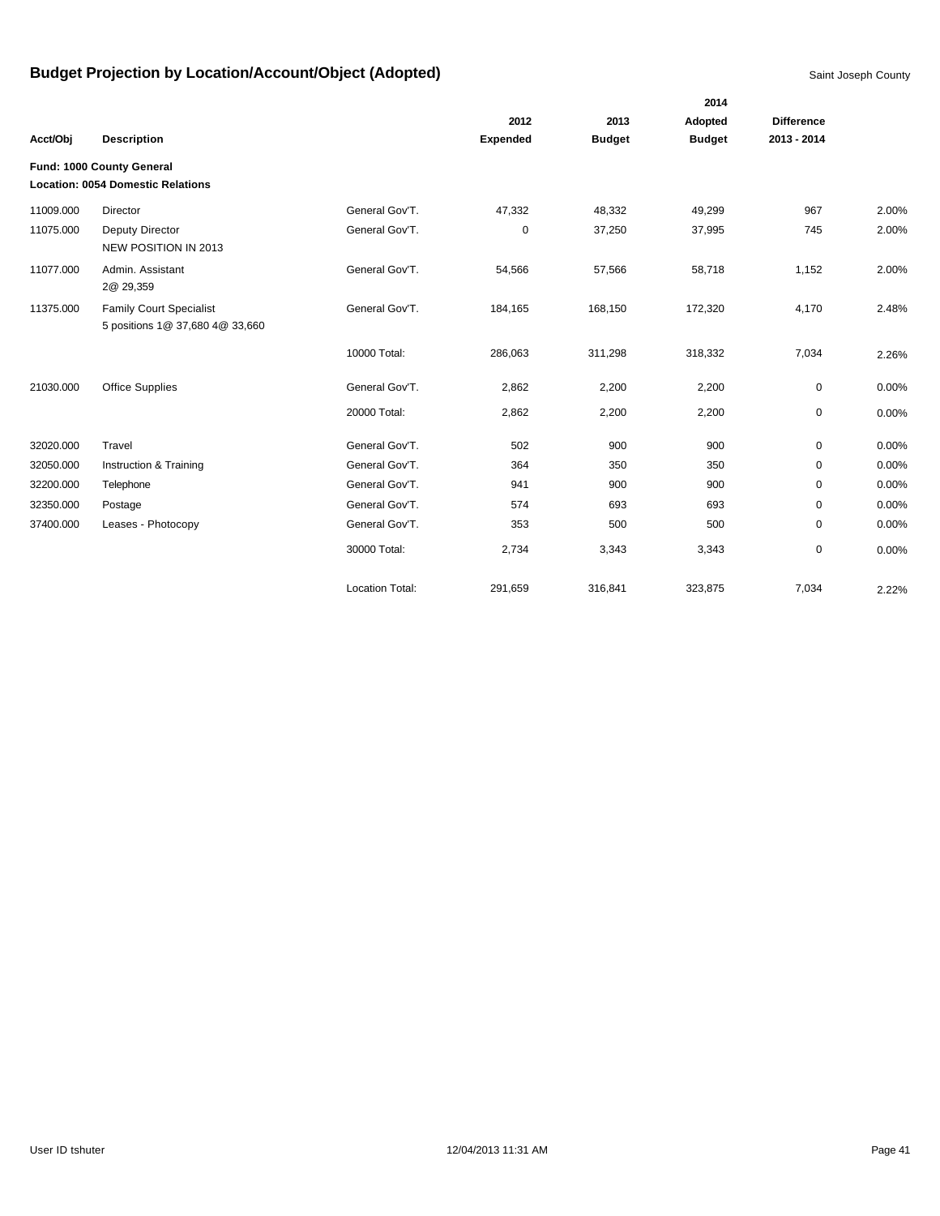# Budget Projection by Location/Account/Object (Adopted)

Saint Joseph County

| Acct/Obj | Description | | 2012 Expended | 2013 Budget | 2014 Adopted Budget | Difference 2013 - 2014 | |
|---|---|---|---|---|---|---|---|
| **Fund: 1000 County General** | | | | | | | |
| **Location: 0054 Domestic Relations** | | | | | | | |
| 11009.000 | Director | General Gov'T. | 47,332 | 48,332 | 49,299 | 967 | 2.00% |
| 11075.000 | Deputy Director NEW POSITION IN 2013 | General Gov'T. | 0 | 37,250 | 37,995 | 745 | 2.00% |
| 11077.000 | Admin. Assistant 2@ 29,359 | General Gov'T. | 54,566 | 57,566 | 58,718 | 1,152 | 2.00% |
| 11375.000 | Family Court Specialist 5 positions 1@ 37,680 4@ 33,660 | General Gov'T. | 184,165 | 168,150 | 172,320 | 4,170 | 2.48% |
| | | 10000 Total: | 286,063 | 311,298 | 318,332 | 7,034 | 2.26% |
| 21030.000 | Office Supplies | General Gov'T. | 2,862 | 2,200 | 2,200 | 0 | 0.00% |
| | | 20000 Total: | 2,862 | 2,200 | 2,200 | 0 | 0.00% |
| 32020.000 | Travel | General Gov'T. | 502 | 900 | 900 | 0 | 0.00% |
| 32050.000 | Instruction & Training | General Gov'T. | 364 | 350 | 350 | 0 | 0.00% |
| 32200.000 | Telephone | General Gov'T. | 941 | 900 | 900 | 0 | 0.00% |
| 32350.000 | Postage | General Gov'T. | 574 | 693 | 693 | 0 | 0.00% |
| 37400.000 | Leases - Photocopy | General Gov'T. | 353 | 500 | 500 | 0 | 0.00% |
| | | 30000 Total: | 2,734 | 3,343 | 3,343 | 0 | 0.00% |
| | | Location Total: | 291,659 | 316,841 | 323,875 | 7,034 | 2.22% |

User ID tshuter 12/04/2013 11:31 AM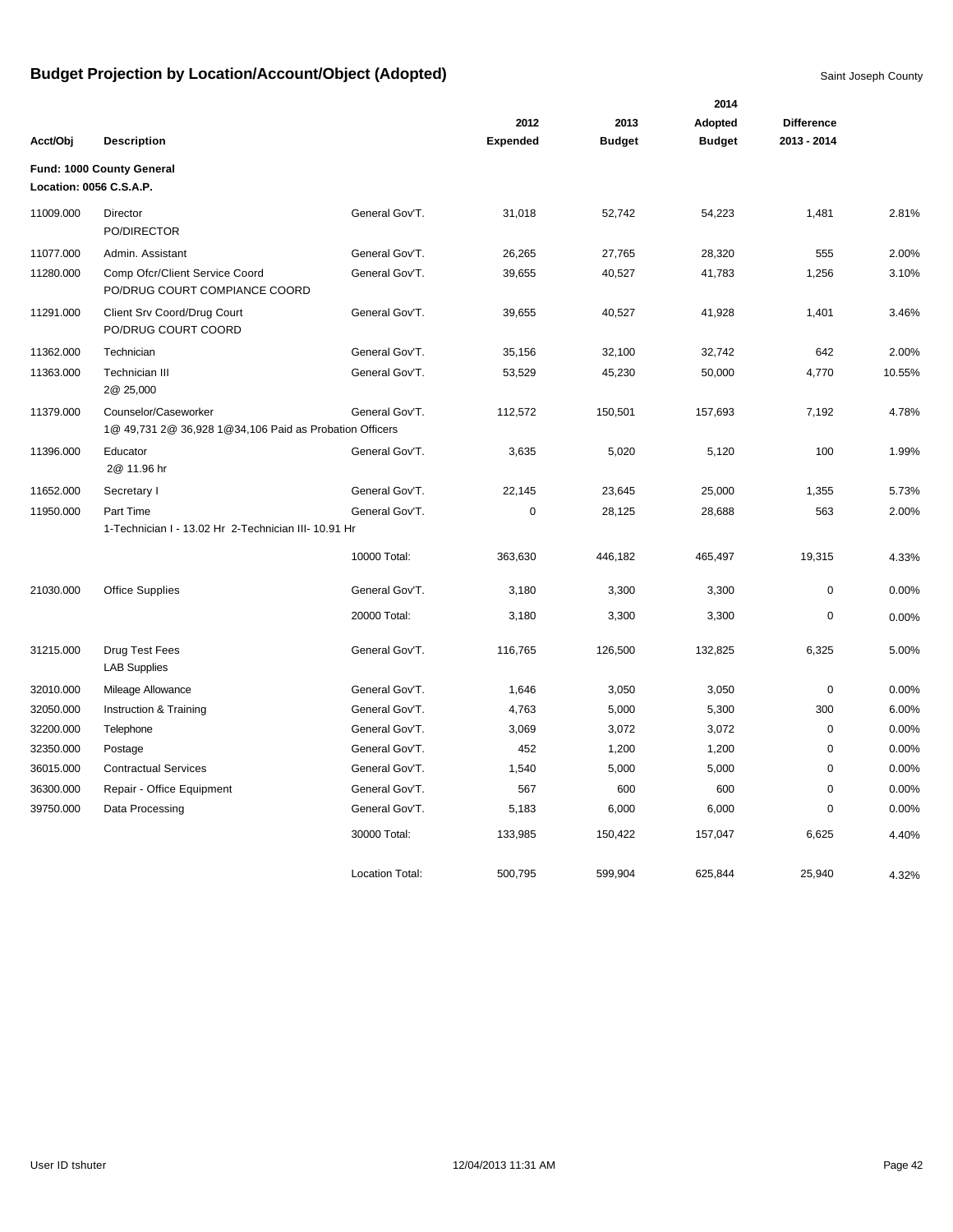# Budget Projection by Location/Account/Object (Adopted)

Saint Joseph County

| Acct/Obj | Description | | 2012 Expended | 2013 Budget | 2014 Adopted Budget | Difference 2013 - 2014 | |
|---|---|---|---|---|---|---|---|
| **Fund: 1000 County General** | | | | | | | |
| **Location: 0056 C.S.A.P.** | | | | | | | |
| 11009.000 | Director<br>PO/DIRECTOR | General Gov'T. | 31,018 | 52,742 | 54,223 | 1,481 | 2.81% |
| 11077.000 | Admin. Assistant | General Gov'T. | 26,265 | 27,765 | 28,320 | 555 | 2.00% |
| 11280.000 | Comp Ofcr/Client Service Coord<br>PO/DRUG COURT COMPIANCE COORD | General Gov'T. | 39,655 | 40,527 | 41,783 | 1,256 | 3.10% |
| 11291.000 | Client Srv Coord/Drug Court<br>PO/DRUG COURT COORD | General Gov'T. | 39,655 | 40,527 | 41,928 | 1,401 | 3.46% |
| 11362.000 | Technician | General Gov'T. | 35,156 | 32,100 | 32,742 | 642 | 2.00% |
| 11363.000 | Technician III<br>2@ 25,000 | General Gov'T. | 53,529 | 45,230 | 50,000 | 4,770 | 10.55% |
| 11379.000 | Counselor/Caseworker<br>1@ 49,731 2@ 36,928 1@34,106 Paid as Probation Officers | General Gov'T. | 112,572 | 150,501 | 157,693 | 7,192 | 4.78% |
| 11396.000 | Educator<br>2@ 11.96 hr | General Gov'T. | 3,635 | 5,020 | 5,120 | 100 | 1.99% |
| 11652.000 | Secretary I | General Gov'T. | 22,145 | 23,645 | 25,000 | 1,355 | 5.73% |
| 11950.000 | Part Time<br>1-Technician I - 13.02 Hr 2-Technician III- 10.91 Hr | General Gov'T. | 0 | 28,125 | 28,688 | 563 | 2.00% |
| | | 10000 Total: | 363,630 | 446,182 | 465,497 | 19,315 | 4.33% |
| 21030.000 | Office Supplies | General Gov'T. | 3,180 | 3,300 | 3,300 | 0 | 0.00% |
| | | 20000 Total: | 3,180 | 3,300 | 3,300 | 0 | 0.00% |
| 31215.000 | Drug Test Fees<br>LAB Supplies | General Gov'T. | 116,765 | 126,500 | 132,825 | 6,325 | 5.00% |
| 32010.000 | Mileage Allowance | General Gov'T. | 1,646 | 3,050 | 3,050 | 0 | 0.00% |
| 32050.000 | Instruction & Training | General Gov'T. | 4,763 | 5,000 | 5,300 | 300 | 6.00% |
| 32200.000 | Telephone | General Gov'T. | 3,069 | 3,072 | 3,072 | 0 | 0.00% |
| 32350.000 | Postage | General Gov'T. | 452 | 1,200 | 1,200 | 0 | 0.00% |
| 36015.000 | Contractual Services | General Gov'T. | 1,540 | 5,000 | 5,000 | 0 | 0.00% |
| 36300.000 | Repair - Office Equipment | General Gov'T. | 567 | 600 | 600 | 0 | 0.00% |
| 39750.000 | Data Processing | General Gov'T. | 5,183 | 6,000 | 6,000 | 0 | 0.00% |
| | | 30000 Total: | 133,985 | 150,422 | 157,047 | 6,625 | 4.40% |
| | | Location Total: | 500,795 | 599,904 | 625,844 | 25,940 | 4.32% |

User ID tshuter 12/04/2013 11:31 AM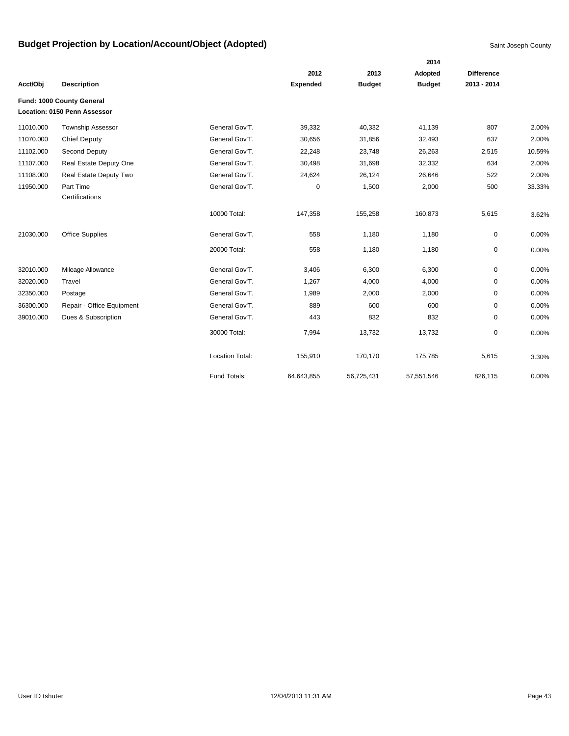# Budget Projection by Location/Account/Object (Adopted)

Saint Joseph County

| Acct/Obj | Description | | 2012 Expended | 2013 Budget | 2014 Adopted Budget | Difference 2013 - 2014 | |
|---|---|---|---|---|---|---|---|
| **Fund: 1000 County General** | | | | | | | |
| **Location: 0150 Penn Assessor** | | | | | | | |
| 11010.000 | Township Assessor | General Gov'T. | 39,332 | 40,332 | 41,139 | 807 | 2.00% |
| 11070.000 | Chief Deputy | General Gov'T. | 30,656 | 31,856 | 32,493 | 637 | 2.00% |
| 11102.000 | Second Deputy | General Gov'T. | 22,248 | 23,748 | 26,263 | 2,515 | 10.59% |
| 11107.000 | Real Estate Deputy One | General Gov'T. | 30,498 | 31,698 | 32,332 | 634 | 2.00% |
| 11108.000 | Real Estate Deputy Two | General Gov'T. | 24,624 | 26,124 | 26,646 | 522 | 2.00% |
| 11950.000 | Part Time Certifications | General Gov'T. | 0 | 1,500 | 2,000 | 500 | 33.33% |
| | | 10000 Total: | 147,358 | 155,258 | 160,873 | 5,615 | 3.62% |
| 21030.000 | Office Supplies | General Gov'T. | 558 | 1,180 | 1,180 | 0 | 0.00% |
| | | 20000 Total: | 558 | 1,180 | 1,180 | 0 | 0.00% |
| 32010.000 | Mileage Allowance | General Gov'T. | 3,406 | 6,300 | 6,300 | 0 | 0.00% |
| 32020.000 | Travel | General Gov'T. | 1,267 | 4,000 | 4,000 | 0 | 0.00% |
| 32350.000 | Postage | General Gov'T. | 1,989 | 2,000 | 2,000 | 0 | 0.00% |
| 36300.000 | Repair - Office Equipment | General Gov'T. | 889 | 600 | 600 | 0 | 0.00% |
| 39010.000 | Dues & Subscription | General Gov'T. | 443 | 832 | 832 | 0 | 0.00% |
| | | 30000 Total: | 7,994 | 13,732 | 13,732 | 0 | 0.00% |
| | | Location Total: | 155,910 | 170,170 | 175,785 | 5,615 | 3.30% |
| | | Fund Totals: | 64,643,855 | 56,725,431 | 57,551,546 | 826,115 | 0.00% |

User ID tshuter 12/04/2013 11:31 AM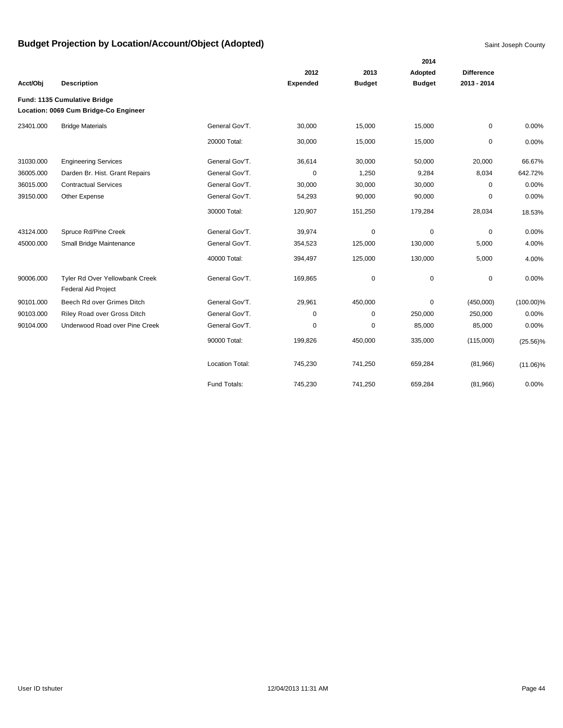# Budget Projection by Location/Account/Object (Adopted)

Saint Joseph County

| Acct/Obj | Description | | 2012 Expended | 2013 Budget | 2014 Adopted Budget | Difference 2013 - 2014 | |
|---|---|---|---|---|---|---|---|
| **Fund: 1135 Cumulative Bridge** | | | | | | | |
| **Location: 0069 Cum Bridge-Co Engineer** | | | | | | | |
| 23401.000 | Bridge Materials | General Gov'T. | 30,000 | 15,000 | 15,000 | 0 | 0.00% |
| | | 20000 Total: | 30,000 | 15,000 | 15,000 | 0 | 0.00% |
| 31030.000 | Engineering Services | General Gov'T. | 36,614 | 30,000 | 50,000 | 20,000 | 66.67% |
| 36005.000 | Darden Br. Hist. Grant Repairs | General Gov'T. | 0 | 1,250 | 9,284 | 8,034 | 642.72% |
| 36015.000 | Contractual Services | General Gov'T. | 30,000 | 30,000 | 30,000 | 0 | 0.00% |
| 39150.000 | Other Expense | General Gov'T. | 54,293 | 90,000 | 90,000 | 0 | 0.00% |
| | | 30000 Total: | 120,907 | 151,250 | 179,284 | 28,034 | 18.53% |
| 43124.000 | Spruce Rd/Pine Creek | General Gov'T. | 39,974 | 0 | 0 | 0 | 0.00% |
| 45000.000 | Small Bridge Maintenance | General Gov'T. | 354,523 | 125,000 | 130,000 | 5,000 | 4.00% |
| | | 40000 Total: | 394,497 | 125,000 | 130,000 | 5,000 | 4.00% |
| 90006.000 | Tyler Rd Over Yellowbank Creek Federal Aid Project | General Gov'T. | 169,865 | 0 | 0 | 0 | 0.00% |
| 90101.000 | Beech Rd over Grimes Ditch | General Gov'T. | 29,961 | 450,000 | 0 | (450,000) | (100.00)% |
| 90103.000 | Riley Road over Gross Ditch | General Gov'T. | 0 | 0 | 250,000 | 250,000 | 0.00% |
| 90104.000 | Underwood Road over Pine Creek | General Gov'T. | 0 | 0 | 85,000 | 85,000 | 0.00% |
| | | 90000 Total: | 199,826 | 450,000 | 335,000 | (115,000) | (25.56)% |
| | | Location Total: | 745,230 | 741,250 | 659,284 | (81,966) | (11.06)% |
| | | Fund Totals: | 745,230 | 741,250 | 659,284 | (81,966) | 0.00% |

User ID tshuter 12/04/2013 11:31 AM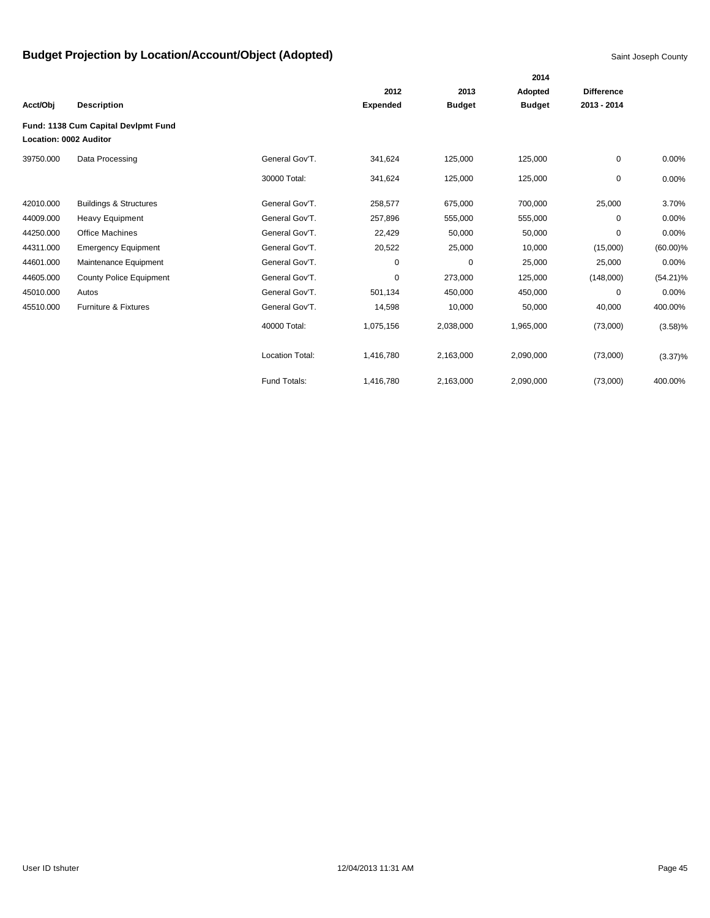# Budget Projection by Location/Account/Object (Adopted)

Saint Joseph County

| Acct/Obj | Description | | 2012 Expended | 2013 Budget | 2014 Adopted Budget | Difference 2013 - 2014 | |
|---|---|---|---|---|---|---|---|
| **Fund: 1138 Cum Capital Devlpmt Fund** | | | | | | | |
| **Location: 0002 Auditor** | | | | | | | |
| 39750.000 | Data Processing | General Gov'T. | 341,624 | 125,000 | 125,000 | 0 | 0.00% |
| | | 30000 Total: | 341,624 | 125,000 | 125,000 | 0 | 0.00% |
| 42010.000 | Buildings & Structures | General Gov'T. | 258,577 | 675,000 | 700,000 | 25,000 | 3.70% |
| 44009.000 | Heavy Equipment | General Gov'T. | 257,896 | 555,000 | 555,000 | 0 | 0.00% |
| 44250.000 | Office Machines | General Gov'T. | 22,429 | 50,000 | 50,000 | 0 | 0.00% |
| 44311.000 | Emergency Equipment | General Gov'T. | 20,522 | 25,000 | 10,000 | (15,000) | (60.00)% |
| 44601.000 | Maintenance Equipment | General Gov'T. | 0 | 0 | 25,000 | 25,000 | 0.00% |
| 44605.000 | County Police Equipment | General Gov'T. | 0 | 273,000 | 125,000 | (148,000) | (54.21)% |
| 45010.000 | Autos | General Gov'T. | 501,134 | 450,000 | 450,000 | 0 | 0.00% |
| 45510.000 | Furniture & Fixtures | General Gov'T. | 14,598 | 10,000 | 50,000 | 40,000 | 400.00% |
| | | 40000 Total: | 1,075,156 | 2,038,000 | 1,965,000 | (73,000) | (3.58)% |
| | | Location Total: | 1,416,780 | 2,163,000 | 2,090,000 | (73,000) | (3.37)% |
| | | Fund Totals: | 1,416,780 | 2,163,000 | 2,090,000 | (73,000) | 400.00% |

User ID tshuter 12/04/2013 11:31 AM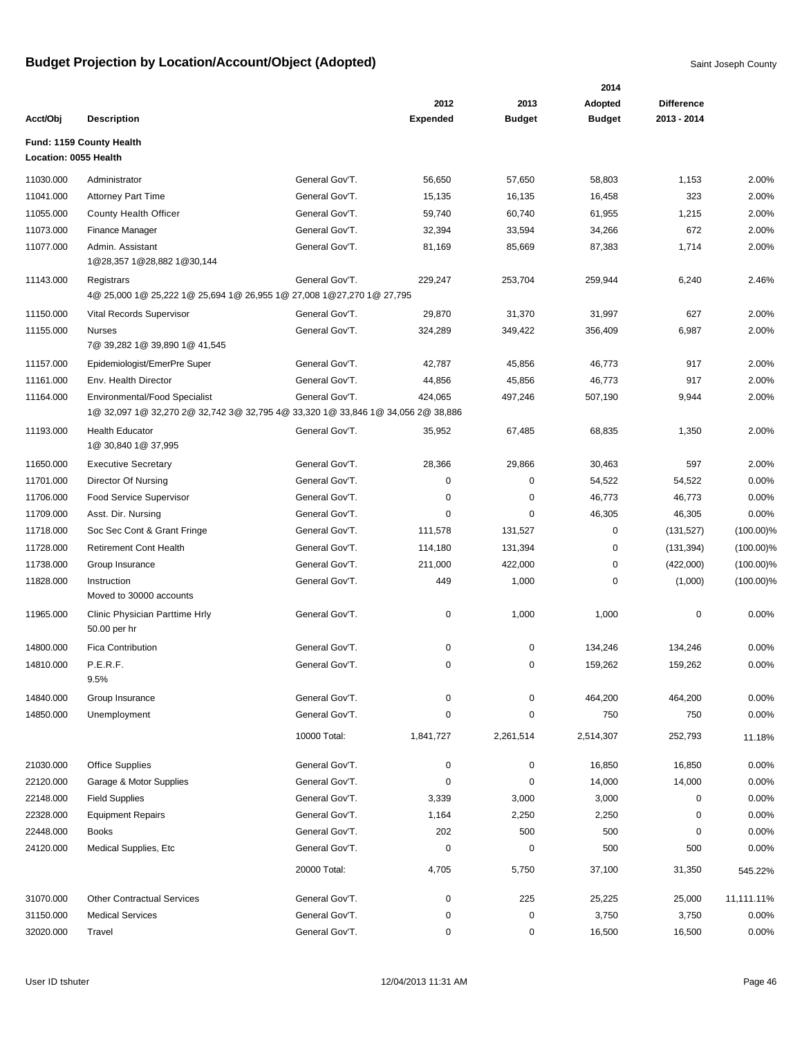# Budget Projection by Location/Account/Object (Adopted)

Saint Joseph County

| Acct/Obj | Description | | 2012 Expended | 2013 Budget | 2014 Adopted Budget | Difference 2013 - 2014 | |
|---|---|---|---|---|---|---|---|
| **Fund: 1159 County Health** | | | | | | | |
| **Location: 0055 Health** | | | | | | | |
| 11030.000 | Administrator | General Gov'T. | 56,650 | 57,650 | 58,803 | 1,153 | 2.00% |
| 11041.000 | Attorney Part Time | General Gov'T. | 15,135 | 16,135 | 16,458 | 323 | 2.00% |
| 11055.000 | County Health Officer | General Gov'T. | 59,740 | 60,740 | 61,955 | 1,215 | 2.00% |
| 11073.000 | Finance Manager | General Gov'T. | 32,394 | 33,594 | 34,266 | 672 | 2.00% |
| 11077.000 | Admin. Assistant<br>1@28,357 1@28,882 1@30,144 | General Gov'T. | 81,169 | 85,669 | 87,383 | 1,714 | 2.00% |
| 11143.000 | Registrars<br>4@ 25,000 1@ 25,222 1@ 25,694 1@ 26,955 1@ 27,008 1@27,270 1@ 27,795 | General Gov'T. | 229,247 | 253,704 | 259,944 | 6,240 | 2.46% |
| 11150.000 | Vital Records Supervisor | General Gov'T. | 29,870 | 31,370 | 31,997 | 627 | 2.00% |
| 11155.000 | Nurses<br>7@ 39,282 1@ 39,890 1@ 41,545 | General Gov'T. | 324,289 | 349,422 | 356,409 | 6,987 | 2.00% |
| 11157.000 | Epidemiologist/EmerPre Super | General Gov'T. | 42,787 | 45,856 | 46,773 | 917 | 2.00% |
| 11161.000 | Env. Health Director | General Gov'T. | 44,856 | 45,856 | 46,773 | 917 | 2.00% |
| 11164.000 | Environmental/Food Specialist<br>1@ 32,097 1@ 32,270 2@ 32,742 3@ 32,795 4@ 33,320 1@ 33,846 1@ 34,056 2@ 38,886 | General Gov'T. | 424,065 | 497,246 | 507,190 | 9,944 | 2.00% |
| 11193.000 | Health Educator<br>1@ 30,840 1@ 37,995 | General Gov'T. | 35,952 | 67,485 | 68,835 | 1,350 | 2.00% |
| 11650.000 | Executive Secretary | General Gov'T. | 28,366 | 29,866 | 30,463 | 597 | 2.00% |
| 11701.000 | Director Of Nursing | General Gov'T. | 0 | 0 | 54,522 | 54,522 | 0.00% |
| 11706.000 | Food Service Supervisor | General Gov'T. | 0 | 0 | 46,773 | 46,773 | 0.00% |
| 11709.000 | Asst. Dir. Nursing | General Gov'T. | 0 | 0 | 46,305 | 46,305 | 0.00% |
| 11718.000 | Soc Sec Cont & Grant Fringe | General Gov'T. | 111,578 | 131,527 | 0 | (131,527) | (100.00)% |
| 11728.000 | Retirement Cont Health | General Gov'T. | 114,180 | 131,394 | 0 | (131,394) | (100.00)% |
| 11738.000 | Group Insurance | General Gov'T. | 211,000 | 422,000 | 0 | (422,000) | (100.00)% |
| 11828.000 | Instruction<br>Moved to 30000 accounts | General Gov'T. | 449 | 1,000 | 0 | (1,000) | (100.00)% |
| 11965.000 | Clinic Physician Parttime Hrly<br>50.00 per hr | General Gov'T. | 0 | 1,000 | 1,000 | 0 | 0.00% |
| 14800.000 | Fica Contribution | General Gov'T. | 0 | 0 | 134,246 | 134,246 | 0.00% |
| 14810.000 | P.E.R.F.<br>9.5% | General Gov'T. | 0 | 0 | 159,262 | 159,262 | 0.00% |
| 14840.000 | Group Insurance | General Gov'T. | 0 | 0 | 464,200 | 464,200 | 0.00% |
| 14850.000 | Unemployment | General Gov'T. | 0 | 0 | 750 | 750 | 0.00% |
| | | 10000 Total: | 1,841,727 | 2,261,514 | 2,514,307 | 252,793 | 11.18% |
| 21030.000 | Office Supplies | General Gov'T. | 0 | 0 | 16,850 | 16,850 | 0.00% |
| 22120.000 | Garage & Motor Supplies | General Gov'T. | 0 | 0 | 14,000 | 14,000 | 0.00% |
| 22148.000 | Field Supplies | General Gov'T. | 3,339 | 3,000 | 3,000 | 0 | 0.00% |
| 22328.000 | Equipment Repairs | General Gov'T. | 1,164 | 2,250 | 2,250 | 0 | 0.00% |
| 22448.000 | Books | General Gov'T. | 202 | 500 | 500 | 0 | 0.00% |
| 24120.000 | Medical Supplies, Etc | General Gov'T. | 0 | 0 | 500 | 500 | 0.00% |
| | | 20000 Total: | 4,705 | 5,750 | 37,100 | 31,350 | 545.22% |
| 31070.000 | Other Contractual Services | General Gov'T. | 0 | 225 | 25,225 | 25,000 | 11,111.11% |
| 31150.000 | Medical Services | General Gov'T. | 0 | 0 | 3,750 | 3,750 | 0.00% |
| 32020.000 | Travel | General Gov'T. | 0 | 0 | 16,500 | 16,500 | 0.00% |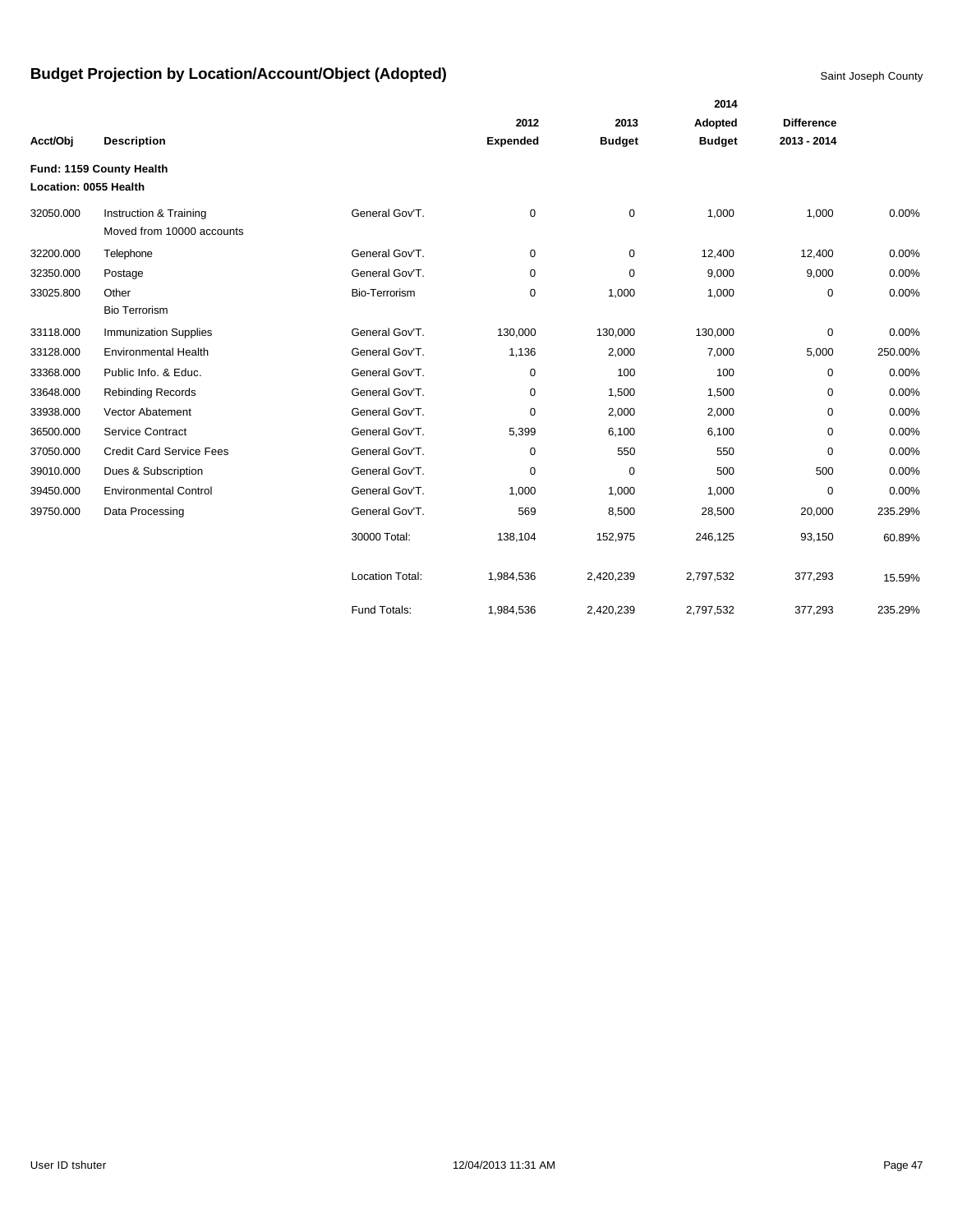# Budget Projection by Location/Account/Object (Adopted)

Saint Joseph County

| Acct/Obj | Description | | 2012 Expended | 2013 Budget | 2014 Adopted Budget | Difference 2013 - 2014 | |
|---|---|---|---|---|---|---|---|
| **Fund: 1159 County Health** | | | | | | | |
| **Location: 0055 Health** | | | | | | | |
| 32050.000 | Instruction & Training<br>Moved from 10000 accounts | General Gov'T. | 0 | 0 | 1,000 | 1,000 | 0.00% |
| 32200.000 | Telephone | General Gov'T. | 0 | 0 | 12,400 | 12,400 | 0.00% |
| 32350.000 | Postage | General Gov'T. | 0 | 0 | 9,000 | 9,000 | 0.00% |
| 33025.800 | Other<br>Bio Terrorism | Bio-Terrorism | 0 | 1,000 | 1,000 | 0 | 0.00% |
| 33118.000 | Immunization Supplies | General Gov'T. | 130,000 | 130,000 | 130,000 | 0 | 0.00% |
| 33128.000 | Environmental Health | General Gov'T. | 1,136 | 2,000 | 7,000 | 5,000 | 250.00% |
| 33368.000 | Public Info. & Educ. | General Gov'T. | 0 | 100 | 100 | 0 | 0.00% |
| 33648.000 | Rebinding Records | General Gov'T. | 0 | 1,500 | 1,500 | 0 | 0.00% |
| 33938.000 | Vector Abatement | General Gov'T. | 0 | 2,000 | 2,000 | 0 | 0.00% |
| 36500.000 | Service Contract | General Gov'T. | 5,399 | 6,100 | 6,100 | 0 | 0.00% |
| 37050.000 | Credit Card Service Fees | General Gov'T. | 0 | 550 | 550 | 0 | 0.00% |
| 39010.000 | Dues & Subscription | General Gov'T. | 0 | 0 | 500 | 500 | 0.00% |
| 39450.000 | Environmental Control | General Gov'T. | 1,000 | 1,000 | 1,000 | 0 | 0.00% |
| 39750.000 | Data Processing | General Gov'T. | 569 | 8,500 | 28,500 | 20,000 | 235.29% |
| | | 30000 Total: | 138,104 | 152,975 | 246,125 | 93,150 | 60.89% |
| | | Location Total: | 1,984,536 | 2,420,239 | 2,797,532 | 377,293 | 15.59% |
| | | Fund Totals: | 1,984,536 | 2,420,239 | 2,797,532 | 377,293 | 235.29% |

User ID tshuter 12/04/2013 11:31 AM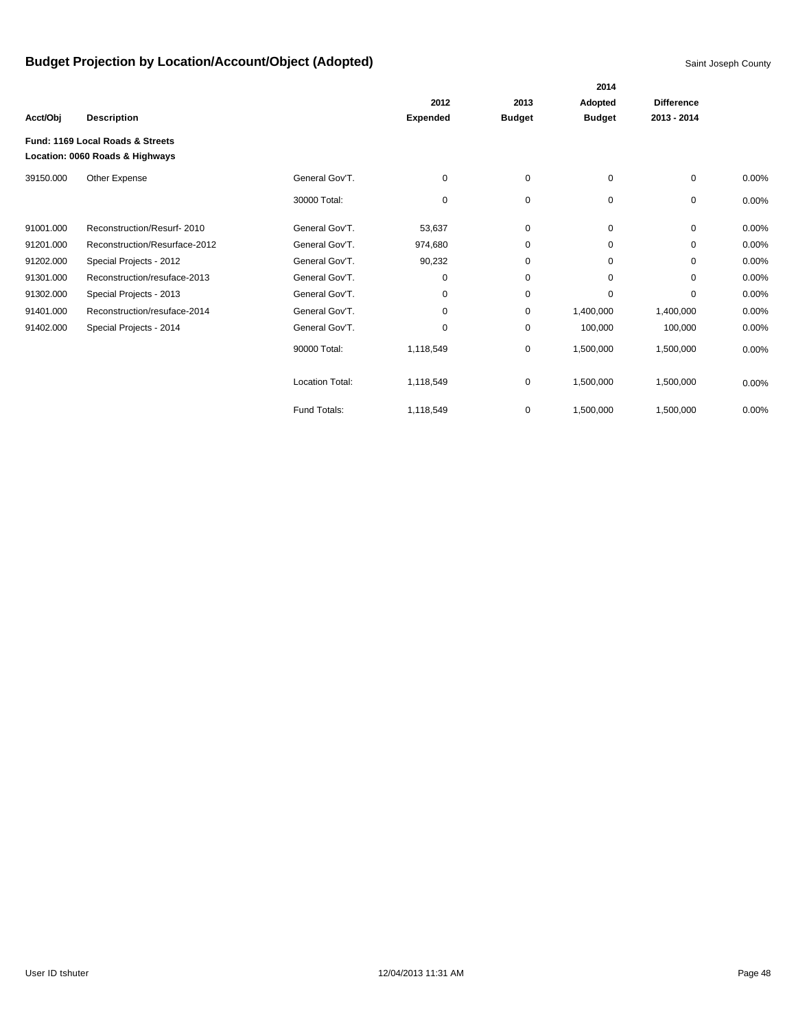# Budget Projection by Location/Account/Object (Adopted)

Saint Joseph County

| Acct/Obj | Description | | 2012 Expended | 2013 Budget | 2014 Adopted Budget | Difference 2013 - 2014 | |
|---|---|---|---|---|---|---|---|
| **Fund: 1169 Local Roads & Streets** | | | | | | | |
| **Location: 0060 Roads & Highways** | | | | | | | |
| 39150.000 | Other Expense | General Gov'T. | 0 | 0 | 0 | 0 | 0.00% |
| | | 30000 Total: | 0 | 0 | 0 | 0 | 0.00% |
| 91001.000 | Reconstruction/Resurf- 2010 | General Gov'T. | 53,637 | 0 | 0 | 0 | 0.00% |
| 91201.000 | Reconstruction/Resurface-2012 | General Gov'T. | 974,680 | 0 | 0 | 0 | 0.00% |
| 91202.000 | Special Projects - 2012 | General Gov'T. | 90,232 | 0 | 0 | 0 | 0.00% |
| 91301.000 | Reconstruction/resuface-2013 | General Gov'T. | 0 | 0 | 0 | 0 | 0.00% |
| 91302.000 | Special Projects - 2013 | General Gov'T. | 0 | 0 | 0 | 0 | 0.00% |
| 91401.000 | Reconstruction/resuface-2014 | General Gov'T. | 0 | 0 | 1,400,000 | 1,400,000 | 0.00% |
| 91402.000 | Special Projects - 2014 | General Gov'T. | 0 | 0 | 100,000 | 100,000 | 0.00% |
| | | 90000 Total: | 1,118,549 | 0 | 1,500,000 | 1,500,000 | 0.00% |
| | | Location Total: | 1,118,549 | 0 | 1,500,000 | 1,500,000 | 0.00% |
| | | Fund Totals: | 1,118,549 | 0 | 1,500,000 | 1,500,000 | 0.00% |

User ID tshuter 12/04/2013 11:31 AM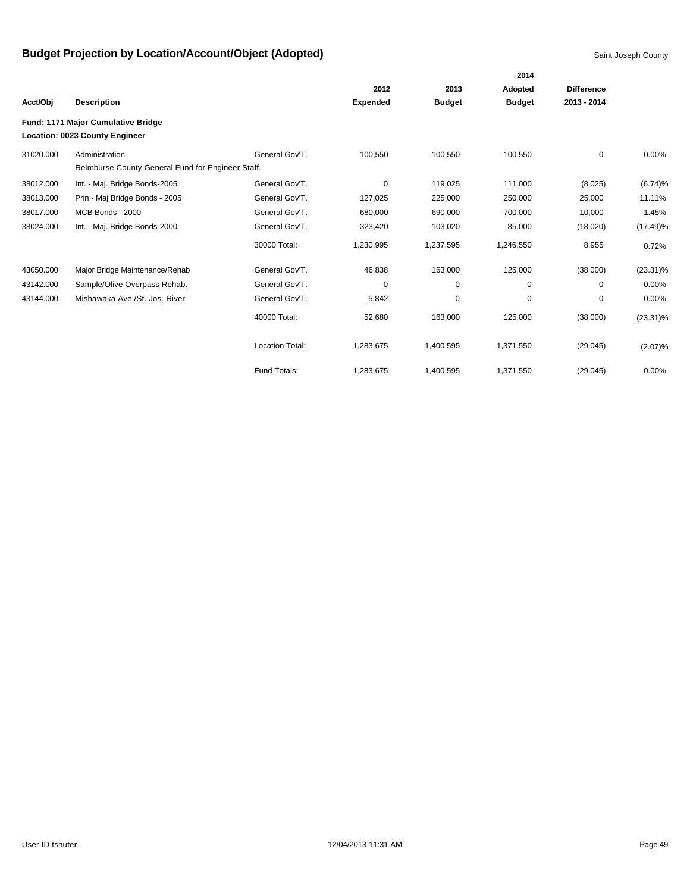# Budget Projection by Location/Account/Object (Adopted)

Saint Joseph County

| Acct/Obj | Description | | 2012 Expended | 2013 Budget | 2014 Adopted Budget | Difference 2013 - 2014 | |
|---|---|---|---|---|---|---|---|
| **Fund: 1171 Major Cumulative Bridge** | | | | | | | |
| **Location: 0023 County Engineer** | | | | | | | |
| 31020.000 | Administration | General Gov'T. | 100,550 | 100,550 | 100,550 | 0 | 0.00% |
| | Reimburse County General Fund for Engineer Staff. | | | | | | |
| 38012.000 | Int. - Maj. Bridge Bonds-2005 | General Gov'T. | 0 | 119,025 | 111,000 | (8,025) | (6.74)% |
| 38013.000 | Prin - Maj Bridge Bonds - 2005 | General Gov'T. | 127,025 | 225,000 | 250,000 | 25,000 | 11.11% |
| 38017.000 | MCB Bonds - 2000 | General Gov'T. | 680,000 | 690,000 | 700,000 | 10,000 | 1.45% |
| 38024.000 | Int. - Maj. Bridge Bonds-2000 | General Gov'T. | 323,420 | 103,020 | 85,000 | (18,020) | (17.49)% |
| | | 30000 Total: | 1,230,995 | 1,237,595 | 1,246,550 | 8,955 | 0.72% |
| 43050.000 | Major Bridge Maintenance/Rehab | General Gov'T. | 46,838 | 163,000 | 125,000 | (38,000) | (23.31)% |
| 43142.000 | Sample/Olive Overpass Rehab. | General Gov'T. | 0 | 0 | 0 | 0 | 0.00% |
| 43144.000 | Mishawaka Ave./St. Jos. River | General Gov'T. | 5,842 | 0 | 0 | 0 | 0.00% |
| | | 40000 Total: | 52,680 | 163,000 | 125,000 | (38,000) | (23.31)% |
| | | Location Total: | 1,283,675 | 1,400,595 | 1,371,550 | (29,045) | (2.07)% |
| | | Fund Totals: | 1,283,675 | 1,400,595 | 1,371,550 | (29,045) | 0.00% |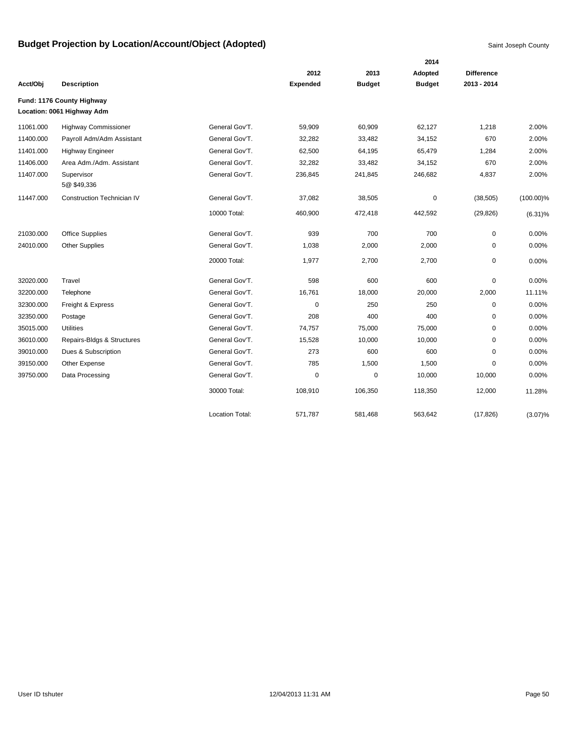# Budget Projection by Location/Account/Object (Adopted)

Saint Joseph County

| Acct/Obj | Description | | 2012 Expended | 2013 Budget | 2014 Adopted Budget | Difference 2013 - 2014 | |
|---|---|---|---|---|---|---|---|
| **Fund: 1176 County Highway** | | | | | | | |
| **Location: 0061 Highway Adm** | | | | | | | |
| 11061.000 | Highway Commissioner | General Gov'T. | 59,909 | 60,909 | 62,127 | 1,218 | 2.00% |
| 11400.000 | Payroll Adm/Adm Assistant | General Gov'T. | 32,282 | 33,482 | 34,152 | 670 | 2.00% |
| 11401.000 | Highway Engineer | General Gov'T. | 62,500 | 64,195 | 65,479 | 1,284 | 2.00% |
| 11406.000 | Area Adm./Adm. Assistant | General Gov'T. | 32,282 | 33,482 | 34,152 | 670 | 2.00% |
| 11407.000 | Supervisor 5@ $49,336 | General Gov'T. | 236,845 | 241,845 | 246,682 | 4,837 | 2.00% |
| 11447.000 | Construction Technician IV | General Gov'T. | 37,082 | 38,505 | 0 | (38,505) | (100.00)% |
| | | 10000 Total: | 460,900 | 472,418 | 442,592 | (29,826) | (6.31)% |
| 21030.000 | Office Supplies | General Gov'T. | 939 | 700 | 700 | 0 | 0.00% |
| 24010.000 | Other Supplies | General Gov'T. | 1,038 | 2,000 | 2,000 | 0 | 0.00% |
| | | 20000 Total: | 1,977 | 2,700 | 2,700 | 0 | 0.00% |
| 32020.000 | Travel | General Gov'T. | 598 | 600 | 600 | 0 | 0.00% |
| 32200.000 | Telephone | General Gov'T. | 16,761 | 18,000 | 20,000 | 2,000 | 11.11% |
| 32300.000 | Freight & Express | General Gov'T. | 0 | 250 | 250 | 0 | 0.00% |
| 32350.000 | Postage | General Gov'T. | 208 | 400 | 400 | 0 | 0.00% |
| 35015.000 | Utilities | General Gov'T. | 74,757 | 75,000 | 75,000 | 0 | 0.00% |
| 36010.000 | Repairs-Bldgs & Structures | General Gov'T. | 15,528 | 10,000 | 10,000 | 0 | 0.00% |
| 39010.000 | Dues & Subscription | General Gov'T. | 273 | 600 | 600 | 0 | 0.00% |
| 39150.000 | Other Expense | General Gov'T. | 785 | 1,500 | 1,500 | 0 | 0.00% |
| 39750.000 | Data Processing | General Gov'T. | 0 | 0 | 10,000 | 10,000 | 0.00% |
| | | 30000 Total: | 108,910 | 106,350 | 118,350 | 12,000 | 11.28% |
| | | Location Total: | 571,787 | 581,468 | 563,642 | (17,826) | (3.07)% |

User ID tshuter 12/04/2013 11:31 AM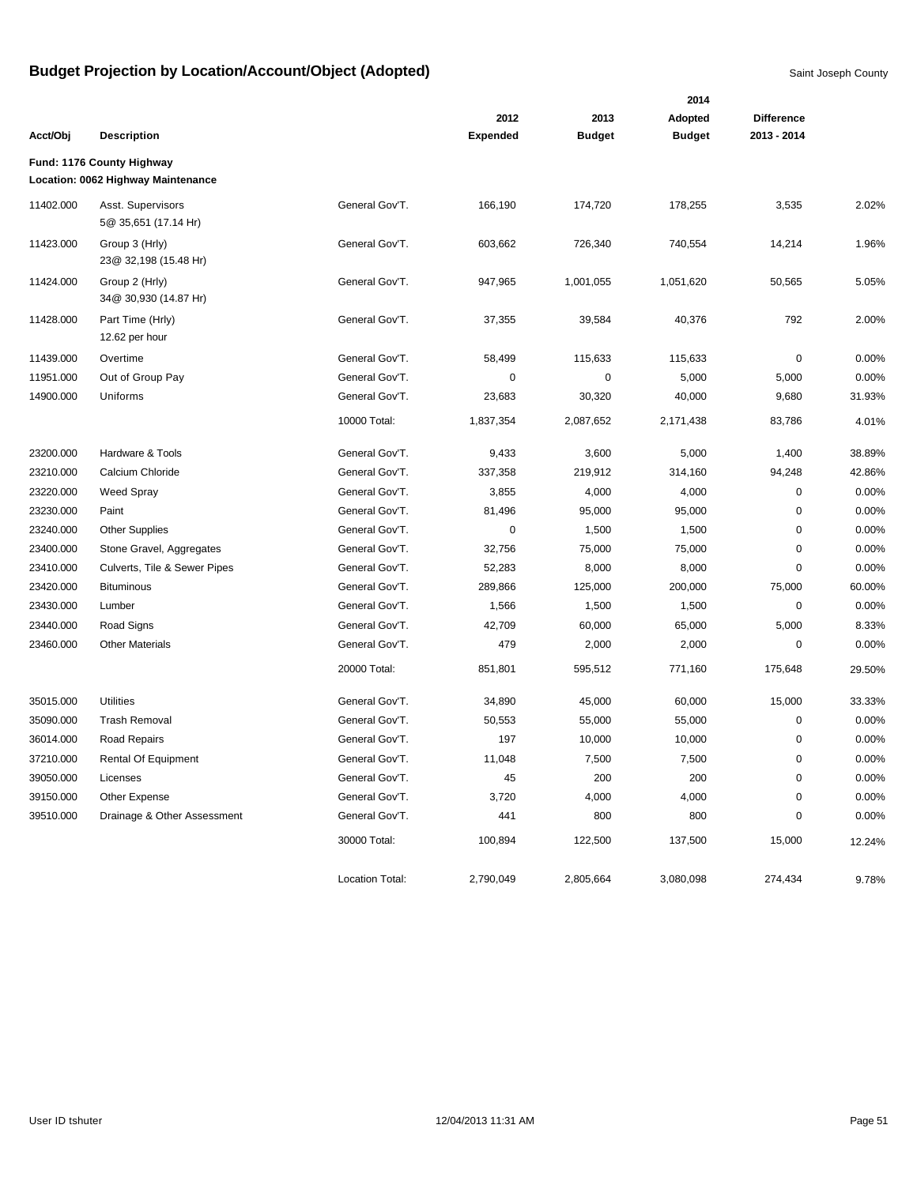# Budget Projection by Location/Account/Object (Adopted)

Saint Joseph County

| Acct/Obj | Description | | 2012 Expended | 2013 Budget | 2014 Adopted Budget | Difference 2013 - 2014 | |
|---|---|---|---|---|---|---|---|
| **Fund: 1176 County Highway** | | | | | | | |
| **Location: 0062 Highway Maintenance** | | | | | | | |
| 11402.000 | Asst. Supervisors 5@ 35,651 (17.14 Hr) | General Gov'T. | 166,190 | 174,720 | 178,255 | 3,535 | 2.02% |
| 11423.000 | Group 3 (Hrly) 23@ 32,198 (15.48 Hr) | General Gov'T. | 603,662 | 726,340 | 740,554 | 14,214 | 1.96% |
| 11424.000 | Group 2 (Hrly) 34@ 30,930 (14.87 Hr) | General Gov'T. | 947,965 | 1,001,055 | 1,051,620 | 50,565 | 5.05% |
| 11428.000 | Part Time (Hrly) 12.62 per hour | General Gov'T. | 37,355 | 39,584 | 40,376 | 792 | 2.00% |
| 11439.000 | Overtime | General Gov'T. | 58,499 | 115,633 | 115,633 | 0 | 0.00% |
| 11951.000 | Out of Group Pay | General Gov'T. | 0 | 0 | 5,000 | 5,000 | 0.00% |
| 14900.000 | Uniforms | General Gov'T. | 23,683 | 30,320 | 40,000 | 9,680 | 31.93% |
| | | 10000 Total: | 1,837,354 | 2,087,652 | 2,171,438 | 83,786 | 4.01% |
| 23200.000 | Hardware & Tools | General Gov'T. | 9,433 | 3,600 | 5,000 | 1,400 | 38.89% |
| 23210.000 | Calcium Chloride | General Gov'T. | 337,358 | 219,912 | 314,160 | 94,248 | 42.86% |
| 23220.000 | Weed Spray | General Gov'T. | 3,855 | 4,000 | 4,000 | 0 | 0.00% |
| 23230.000 | Paint | General Gov'T. | 81,496 | 95,000 | 95,000 | 0 | 0.00% |
| 23240.000 | Other Supplies | General Gov'T. | 0 | 1,500 | 1,500 | 0 | 0.00% |
| 23400.000 | Stone Gravel, Aggregates | General Gov'T. | 32,756 | 75,000 | 75,000 | 0 | 0.00% |
| 23410.000 | Culverts, Tile & Sewer Pipes | General Gov'T. | 52,283 | 8,000 | 8,000 | 0 | 0.00% |
| 23420.000 | Bituminous | General Gov'T. | 289,866 | 125,000 | 200,000 | 75,000 | 60.00% |
| 23430.000 | Lumber | General Gov'T. | 1,566 | 1,500 | 1,500 | 0 | 0.00% |
| 23440.000 | Road Signs | General Gov'T. | 42,709 | 60,000 | 65,000 | 5,000 | 8.33% |
| 23460.000 | Other Materials | General Gov'T. | 479 | 2,000 | 2,000 | 0 | 0.00% |
| | | 20000 Total: | 851,801 | 595,512 | 771,160 | 175,648 | 29.50% |
| 35015.000 | Utilities | General Gov'T. | 34,890 | 45,000 | 60,000 | 15,000 | 33.33% |
| 35090.000 | Trash Removal | General Gov'T. | 50,553 | 55,000 | 55,000 | 0 | 0.00% |
| 36014.000 | Road Repairs | General Gov'T. | 197 | 10,000 | 10,000 | 0 | 0.00% |
| 37210.000 | Rental Of Equipment | General Gov'T. | 11,048 | 7,500 | 7,500 | 0 | 0.00% |
| 39050.000 | Licenses | General Gov'T. | 45 | 200 | 200 | 0 | 0.00% |
| 39150.000 | Other Expense | General Gov'T. | 3,720 | 4,000 | 4,000 | 0 | 0.00% |
| 39510.000 | Drainage & Other Assessment | General Gov'T. | 441 | 800 | 800 | 0 | 0.00% |
| | | 30000 Total: | 100,894 | 122,500 | 137,500 | 15,000 | 12.24% |
| | | Location Total: | 2,790,049 | 2,805,664 | 3,080,098 | 274,434 | 9.78% |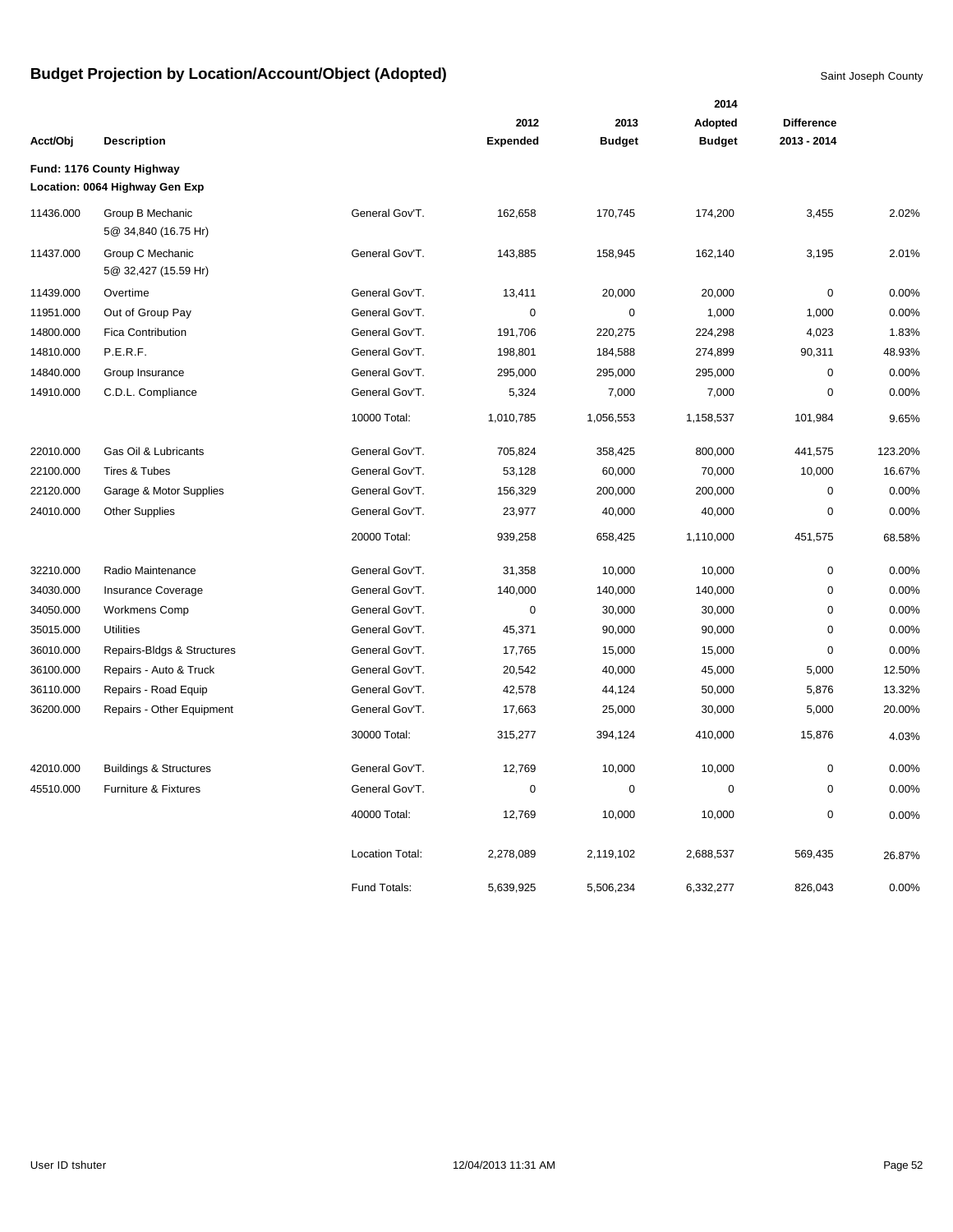# Budget Projection by Location/Account/Object (Adopted)

Saint Joseph County

| Acct/Obj | Description | | 2012 Expended | 2013 Budget | 2014 Adopted Budget | Difference 2013 - 2014 | |
|---|---|---|---|---|---|---|---|
| **Fund: 1176 County Highway** | | | | | | | |
| **Location: 0064 Highway Gen Exp** | | | | | | | |
| 11436.000 | Group B Mechanic 5@ 34,840 (16.75 Hr) | General Gov'T. | 162,658 | 170,745 | 174,200 | 3,455 | 2.02% |
| 11437.000 | Group C Mechanic 5@ 32,427 (15.59 Hr) | General Gov'T. | 143,885 | 158,945 | 162,140 | 3,195 | 2.01% |
| 11439.000 | Overtime | General Gov'T. | 13,411 | 20,000 | 20,000 | 0 | 0.00% |
| 11951.000 | Out of Group Pay | General Gov'T. | 0 | 0 | 1,000 | 1,000 | 0.00% |
| 14800.000 | Fica Contribution | General Gov'T. | 191,706 | 220,275 | 224,298 | 4,023 | 1.83% |
| 14810.000 | P.E.R.F. | General Gov'T. | 198,801 | 184,588 | 274,899 | 90,311 | 48.93% |
| 14840.000 | Group Insurance | General Gov'T. | 295,000 | 295,000 | 295,000 | 0 | 0.00% |
| 14910.000 | C.D.L. Compliance | General Gov'T. | 5,324 | 7,000 | 7,000 | 0 | 0.00% |
| | | 10000 Total: | 1,010,785 | 1,056,553 | 1,158,537 | 101,984 | 9.65% |
| 22010.000 | Gas Oil & Lubricants | General Gov'T. | 705,824 | 358,425 | 800,000 | 441,575 | 123.20% |
| 22100.000 | Tires & Tubes | General Gov'T. | 53,128 | 60,000 | 70,000 | 10,000 | 16.67% |
| 22120.000 | Garage & Motor Supplies | General Gov'T. | 156,329 | 200,000 | 200,000 | 0 | 0.00% |
| 24010.000 | Other Supplies | General Gov'T. | 23,977 | 40,000 | 40,000 | 0 | 0.00% |
| | | 20000 Total: | 939,258 | 658,425 | 1,110,000 | 451,575 | 68.58% |
| 32210.000 | Radio Maintenance | General Gov'T. | 31,358 | 10,000 | 10,000 | 0 | 0.00% |
| 34030.000 | Insurance Coverage | General Gov'T. | 140,000 | 140,000 | 140,000 | 0 | 0.00% |
| 34050.000 | Workmens Comp | General Gov'T. | 0 | 30,000 | 30,000 | 0 | 0.00% |
| 35015.000 | Utilities | General Gov'T. | 45,371 | 90,000 | 90,000 | 0 | 0.00% |
| 36010.000 | Repairs-Bldgs & Structures | General Gov'T. | 17,765 | 15,000 | 15,000 | 0 | 0.00% |
| 36100.000 | Repairs - Auto & Truck | General Gov'T. | 20,542 | 40,000 | 45,000 | 5,000 | 12.50% |
| 36110.000 | Repairs - Road Equip | General Gov'T. | 42,578 | 44,124 | 50,000 | 5,876 | 13.32% |
| 36200.000 | Repairs - Other Equipment | General Gov'T. | 17,663 | 25,000 | 30,000 | 5,000 | 20.00% |
| | | 30000 Total: | 315,277 | 394,124 | 410,000 | 15,876 | 4.03% |
| 42010.000 | Buildings & Structures | General Gov'T. | 12,769 | 10,000 | 10,000 | 0 | 0.00% |
| 45510.000 | Furniture & Fixtures | General Gov'T. | 0 | 0 | 0 | 0 | 0.00% |
| | | 40000 Total: | 12,769 | 10,000 | 10,000 | 0 | 0.00% |
| | | Location Total: | 2,278,089 | 2,119,102 | 2,688,537 | 569,435 | 26.87% |
| | | Fund Totals: | 5,639,925 | 5,506,234 | 6,332,277 | 826,043 | 0.00% |

User ID tshuter 12/04/2013 11:31 AM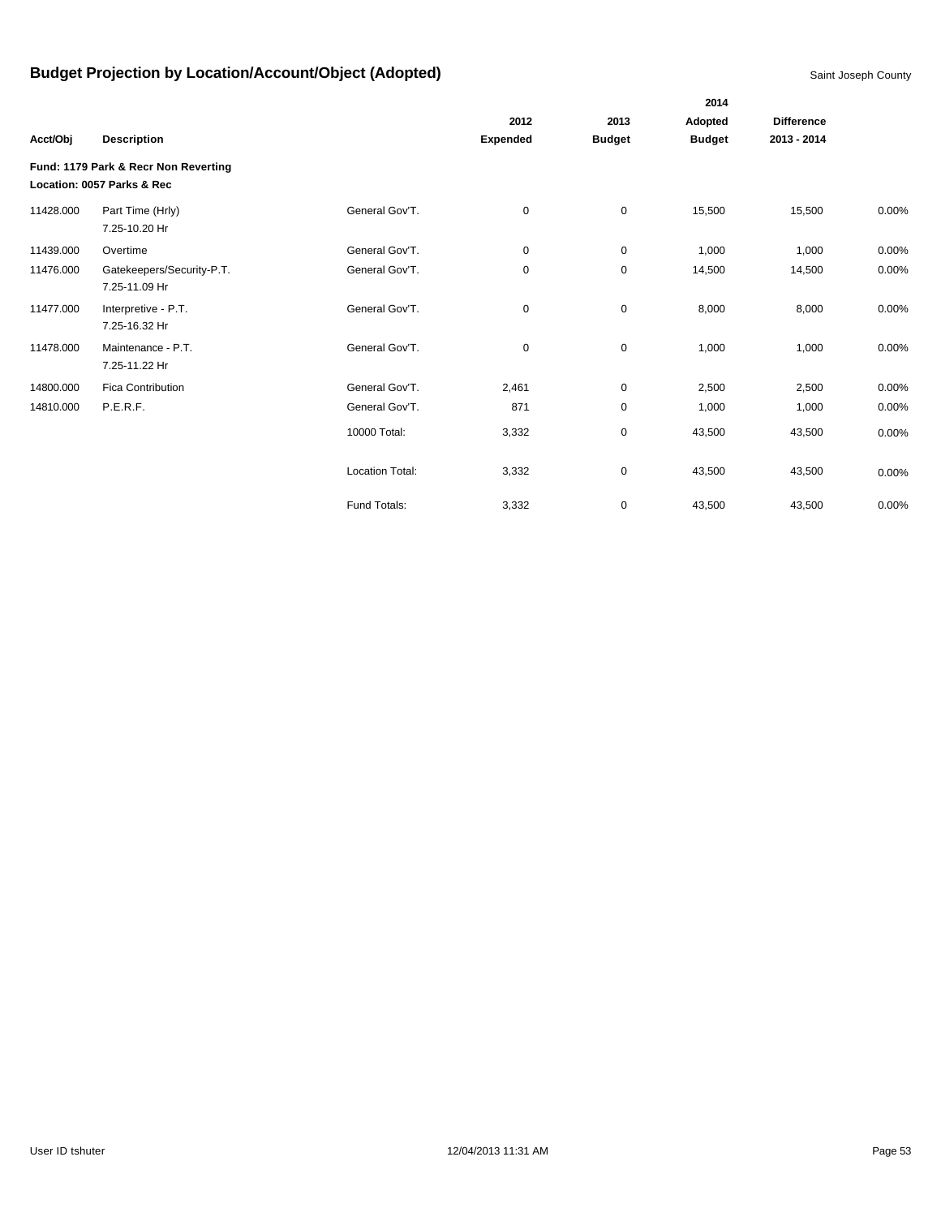# Budget Projection by Location/Account/Object (Adopted)

Saint Joseph County

| Acct/Obj | Description | | 2012 Expended | 2013 Budget | 2014 Adopted Budget | Difference 2013 - 2014 | |
|---|---|---|---|---|---|---|---|
| **Fund: 1179 Park & Recr Non Reverting** | | | | | | | |
| **Location: 0057 Parks & Rec** | | | | | | | |
| 11428.000 | Part Time (Hrly) 7.25-10.20 Hr | General Gov'T. | 0 | 0 | 15,500 | 15,500 | 0.00% |
| 11439.000 | Overtime | General Gov'T. | 0 | 0 | 1,000 | 1,000 | 0.00% |
| 11476.000 | Gatekeepers/Security-P.T. 7.25-11.09 Hr | General Gov'T. | 0 | 0 | 14,500 | 14,500 | 0.00% |
| 11477.000 | Interpretive - P.T. 7.25-16.32 Hr | General Gov'T. | 0 | 0 | 8,000 | 8,000 | 0.00% |
| 11478.000 | Maintenance - P.T. 7.25-11.22 Hr | General Gov'T. | 0 | 0 | 1,000 | 1,000 | 0.00% |
| 14800.000 | Fica Contribution | General Gov'T. | 2,461 | 0 | 2,500 | 2,500 | 0.00% |
| 14810.000 | P.E.R.F. | General Gov'T. | 871 | 0 | 1,000 | 1,000 | 0.00% |
| | | 10000 Total: | 3,332 | 0 | 43,500 | 43,500 | 0.00% |
| | | Location Total: | 3,332 | 0 | 43,500 | 43,500 | 0.00% |
| | | Fund Totals: | 3,332 | 0 | 43,500 | 43,500 | 0.00% |

User ID tshuter 12/04/2013 11:31 AM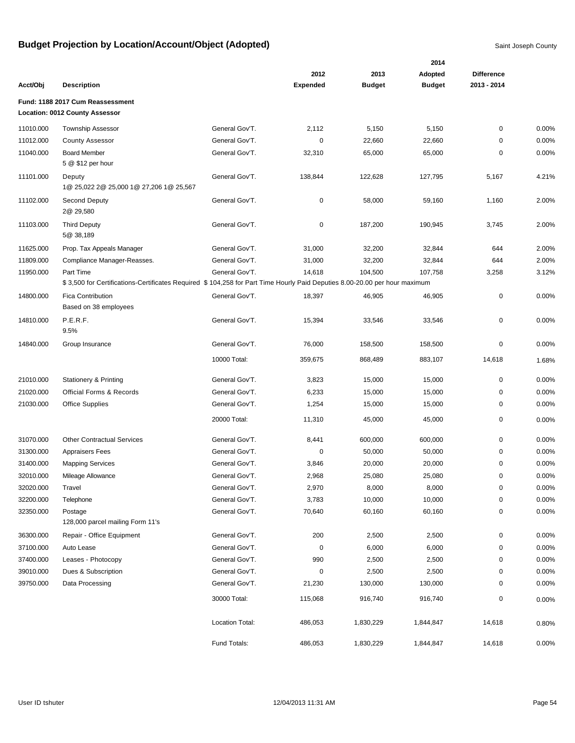# Budget Projection by Location/Account/Object (Adopted)

Saint Joseph County

| Acct/Obj | Description | | 2012 Expended | 2013 Budget | 2014 Adopted Budget | Difference 2013 - 2014 | |
|---|---|---|---|---|---|---|---|
| **Fund: 1188 2017 Cum Reassessment** | | | | | | | |
| **Location: 0012 County Assessor** | | | | | | | |
| 11010.000 | Township Assessor | General Gov'T. | 2,112 | 5,150 | 5,150 | 0 | 0.00% |
| 11012.000 | County Assessor | General Gov'T. | 0 | 22,660 | 22,660 | 0 | 0.00% |
| 11040.000 | Board Member<br>5 @ $12 per hour | General Gov'T. | 32,310 | 65,000 | 65,000 | 0 | 0.00% |
| 11101.000 | Deputy<br>1@ 25,022 2@ 25,000 1@ 27,206 1@ 25,567 | General Gov'T. | 138,844 | 122,628 | 127,795 | 5,167 | 4.21% |
| 11102.000 | Second Deputy<br>2@ 29,580 | General Gov'T. | 0 | 58,000 | 59,160 | 1,160 | 2.00% |
| 11103.000 | Third Deputy<br>5@ 38,189 | General Gov'T. | 0 | 187,200 | 190,945 | 3,745 | 2.00% |
| 11625.000 | Prop. Tax Appeals Manager | General Gov'T. | 31,000 | 32,200 | 32,844 | 644 | 2.00% |
| 11809.000 | Compliance Manager-Reasses. | General Gov'T. | 31,000 | 32,200 | 32,844 | 644 | 2.00% |
| 11950.000 | Part Time<br>$ 3,500 for Certifications-Certificates Required $ 104,258 for Part Time Hourly Paid Deputies 8.00-20.00 per hour maximum | General Gov'T. | 14,618 | 104,500 | 107,758 | 3,258 | 3.12% |
| 14800.000 | Fica Contribution<br>Based on 38 employees | General Gov'T. | 18,397 | 46,905 | 46,905 | 0 | 0.00% |
| 14810.000 | P.E.R.F.<br>9.5% | General Gov'T. | 15,394 | 33,546 | 33,546 | 0 | 0.00% |
| 14840.000 | Group Insurance | General Gov'T. | 76,000 | 158,500 | 158,500 | 0 | 0.00% |
| | | 10000 Total: | 359,675 | 868,489 | 883,107 | 14,618 | 1.68% |
| 21010.000 | Stationery & Printing | General Gov'T. | 3,823 | 15,000 | 15,000 | 0 | 0.00% |
| 21020.000 | Official Forms & Records | General Gov'T. | 6,233 | 15,000 | 15,000 | 0 | 0.00% |
| 21030.000 | Office Supplies | General Gov'T. | 1,254 | 15,000 | 15,000 | 0 | 0.00% |
| | | 20000 Total: | 11,310 | 45,000 | 45,000 | 0 | 0.00% |
| 31070.000 | Other Contractual Services | General Gov'T. | 8,441 | 600,000 | 600,000 | 0 | 0.00% |
| 31300.000 | Appraisers Fees | General Gov'T. | 0 | 50,000 | 50,000 | 0 | 0.00% |
| 31400.000 | Mapping Services | General Gov'T. | 3,846 | 20,000 | 20,000 | 0 | 0.00% |
| 32010.000 | Mileage Allowance | General Gov'T. | 2,968 | 25,080 | 25,080 | 0 | 0.00% |
| 32020.000 | Travel | General Gov'T. | 2,970 | 8,000 | 8,000 | 0 | 0.00% |
| 32200.000 | Telephone | General Gov'T. | 3,783 | 10,000 | 10,000 | 0 | 0.00% |
| 32350.000 | Postage<br>128,000 parcel mailing Form 11's | General Gov'T. | 70,640 | 60,160 | 60,160 | 0 | 0.00% |
| 36300.000 | Repair - Office Equipment | General Gov'T. | 200 | 2,500 | 2,500 | 0 | 0.00% |
| 37100.000 | Auto Lease | General Gov'T. | 0 | 6,000 | 6,000 | 0 | 0.00% |
| 37400.000 | Leases - Photocopy | General Gov'T. | 990 | 2,500 | 2,500 | 0 | 0.00% |
| 39010.000 | Dues & Subscription | General Gov'T. | 0 | 2,500 | 2,500 | 0 | 0.00% |
| 39750.000 | Data Processing | General Gov'T. | 21,230 | 130,000 | 130,000 | 0 | 0.00% |
| | | 30000 Total: | 115,068 | 916,740 | 916,740 | 0 | 0.00% |
| | | Location Total: | 486,053 | 1,830,229 | 1,844,847 | 14,618 | 0.80% |
| | | Fund Totals: | 486,053 | 1,830,229 | 1,844,847 | 14,618 | 0.00% |

User ID tshuter 12/04/2013 11:31 AM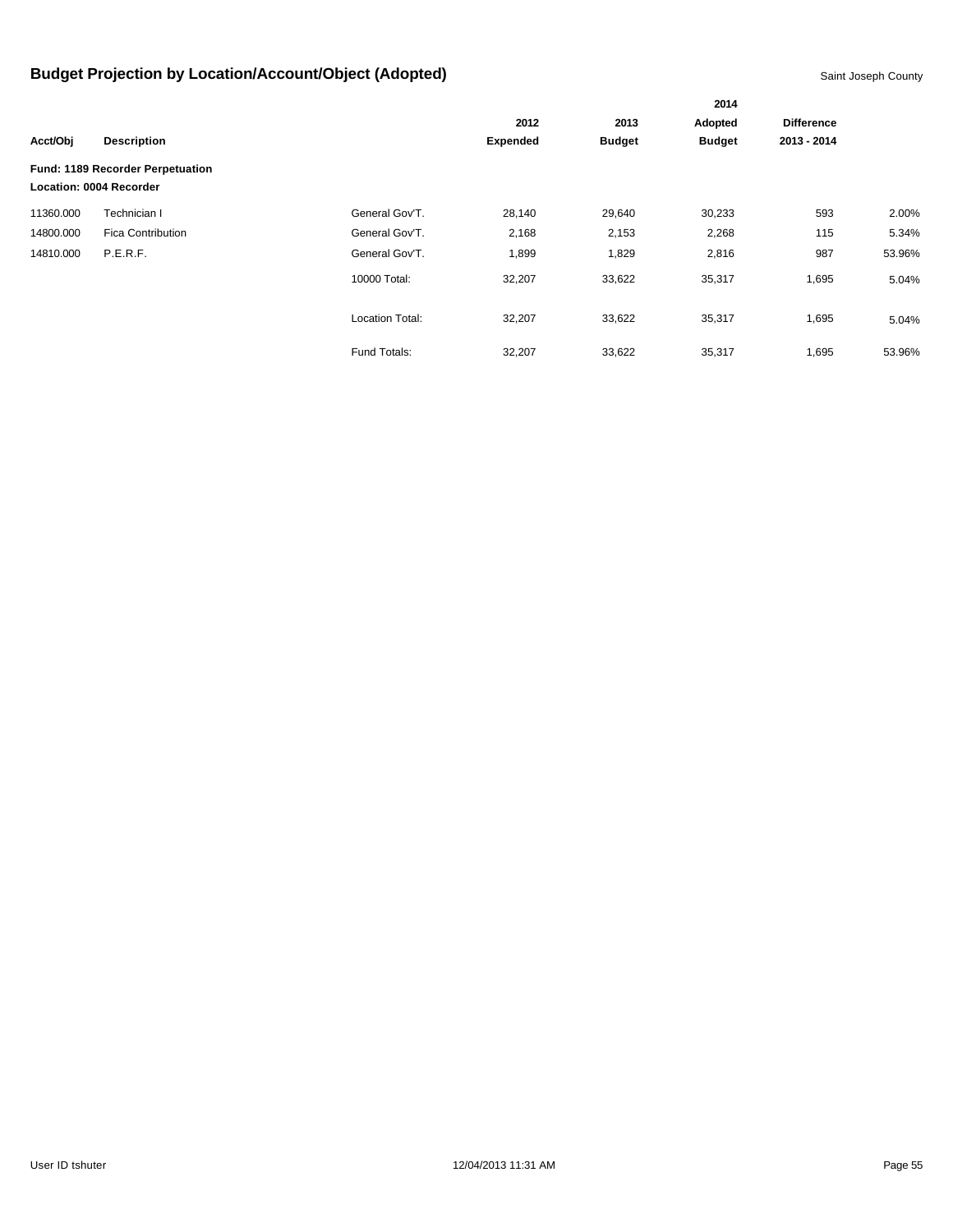# Budget Projection by Location/Account/Object (Adopted)

Saint Joseph County

| Acct/Obj | Description | | 2012 Expended | 2013 Budget | 2014 Adopted Budget | Difference 2013 - 2014 | |
|---|---|---|---|---|---|---|---|
| **Fund: 1189 Recorder Perpetuation** | | | | | | | |
| **Location: 0004 Recorder** | | | | | | | |
| 11360.000 | Technician I | General Gov'T. | 28,140 | 29,640 | 30,233 | 593 | 2.00% |
| 14800.000 | Fica Contribution | General Gov'T. | 2,168 | 2,153 | 2,268 | 115 | 5.34% |
| 14810.000 | P.E.R.F. | General Gov'T. | 1,899 | 1,829 | 2,816 | 987 | 53.96% |
| | | 10000 Total: | 32,207 | 33,622 | 35,317 | 1,695 | 5.04% |
| | | Location Total: | 32,207 | 33,622 | 35,317 | 1,695 | 5.04% |
| | | Fund Totals: | 32,207 | 33,622 | 35,317 | 1,695 | 53.96% |

User ID tshuter 12/04/2013 11:31 AM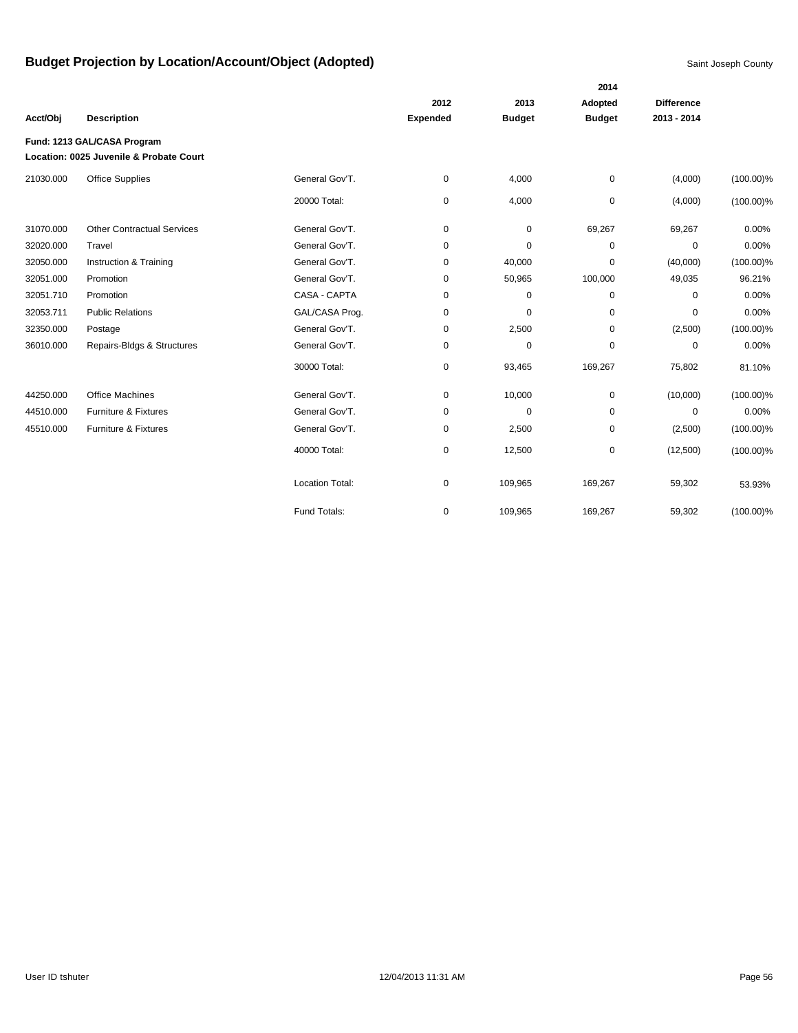# Budget Projection by Location/Account/Object (Adopted)

Saint Joseph County

| Acct/Obj | Description | | 2012 Expended | 2013 Budget | 2014 Adopted Budget | Difference 2013 - 2014 | |
|---|---|---|---|---|---|---|---|
| **Fund: 1213 GAL/CASA Program** | | | | | | | |
| **Location: 0025 Juvenile & Probate Court** | | | | | | | |
| 21030.000 | Office Supplies | General Gov'T. | 0 | 4,000 | 0 | (4,000) | (100.00)% |
| | | 20000 Total: | 0 | 4,000 | 0 | (4,000) | (100.00)% |
| 31070.000 | Other Contractual Services | General Gov'T. | 0 | 0 | 69,267 | 69,267 | 0.00% |
| 32020.000 | Travel | General Gov'T. | 0 | 0 | 0 | 0 | 0.00% |
| 32050.000 | Instruction & Training | General Gov'T. | 0 | 40,000 | 0 | (40,000) | (100.00)% |
| 32051.000 | Promotion | General Gov'T. | 0 | 50,965 | 100,000 | 49,035 | 96.21% |
| 32051.710 | Promotion | CASA - CAPTA | 0 | 0 | 0 | 0 | 0.00% |
| 32053.711 | Public Relations | GAL/CASA Prog. | 0 | 0 | 0 | 0 | 0.00% |
| 32350.000 | Postage | General Gov'T. | 0 | 2,500 | 0 | (2,500) | (100.00)% |
| 36010.000 | Repairs-Bldgs & Structures | General Gov'T. | 0 | 0 | 0 | 0 | 0.00% |
| | | 30000 Total: | 0 | 93,465 | 169,267 | 75,802 | 81.10% |
| 44250.000 | Office Machines | General Gov'T. | 0 | 10,000 | 0 | (10,000) | (100.00)% |
| 44510.000 | Furniture & Fixtures | General Gov'T. | 0 | 0 | 0 | 0 | 0.00% |
| 45510.000 | Furniture & Fixtures | General Gov'T. | 0 | 2,500 | 0 | (2,500) | (100.00)% |
| | | 40000 Total: | 0 | 12,500 | 0 | (12,500) | (100.00)% |
| | | Location Total: | 0 | 109,965 | 169,267 | 59,302 | 53.93% |
| | | Fund Totals: | 0 | 109,965 | 169,267 | 59,302 | (100.00)% |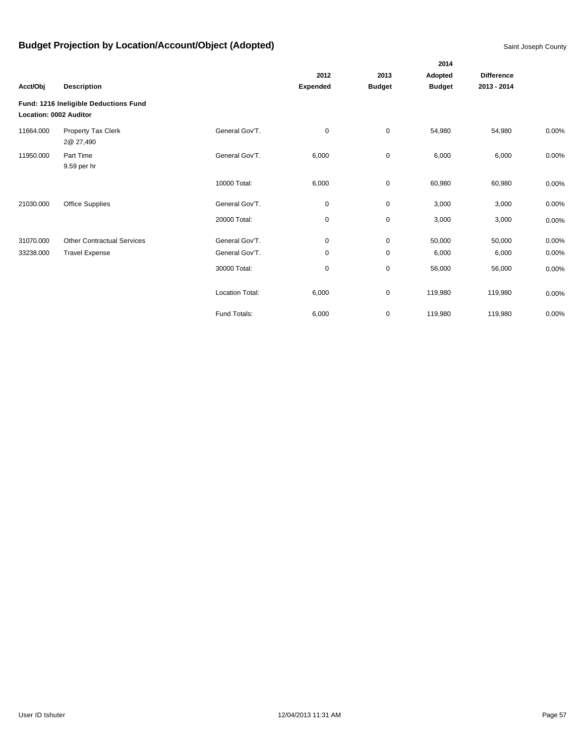# Budget Projection by Location/Account/Object (Adopted)

Saint Joseph County

| Acct/Obj | Description | | 2012 Expended | 2013 Budget | 2014 Adopted Budget | Difference 2013 - 2014 | |
|---|---|---|---|---|---|---|---|
| **Fund: 1216 Ineligible Deductions Fund** | | | | | | | |
| **Location: 0002 Auditor** | | | | | | | |
| 11664.000 | Property Tax Clerk<br>2@ 27,490 | General Gov'T. | 0 | 0 | 54,980 | 54,980 | 0.00% |
| 11950.000 | Part Time<br>9.59 per hr | General Gov'T. | 6,000 | 0 | 6,000 | 6,000 | 0.00% |
| | | 10000 Total: | 6,000 | 0 | 60,980 | 60,980 | 0.00% |
| 21030.000 | Office Supplies | General Gov'T. | 0 | 0 | 3,000 | 3,000 | 0.00% |
| | | 20000 Total: | 0 | 0 | 3,000 | 3,000 | 0.00% |
| 31070.000 | Other Contractual Services | General Gov'T. | 0 | 0 | 50,000 | 50,000 | 0.00% |
| 33238.000 | Travel Expense | General Gov'T. | 0 | 0 | 6,000 | 6,000 | 0.00% |
| | | 30000 Total: | 0 | 0 | 56,000 | 56,000 | 0.00% |
| | | Location Total: | 6,000 | 0 | 119,980 | 119,980 | 0.00% |
| | | Fund Totals: | 6,000 | 0 | 119,980 | 119,980 | 0.00% |

User ID tshuter 12/04/2013 11:31 AM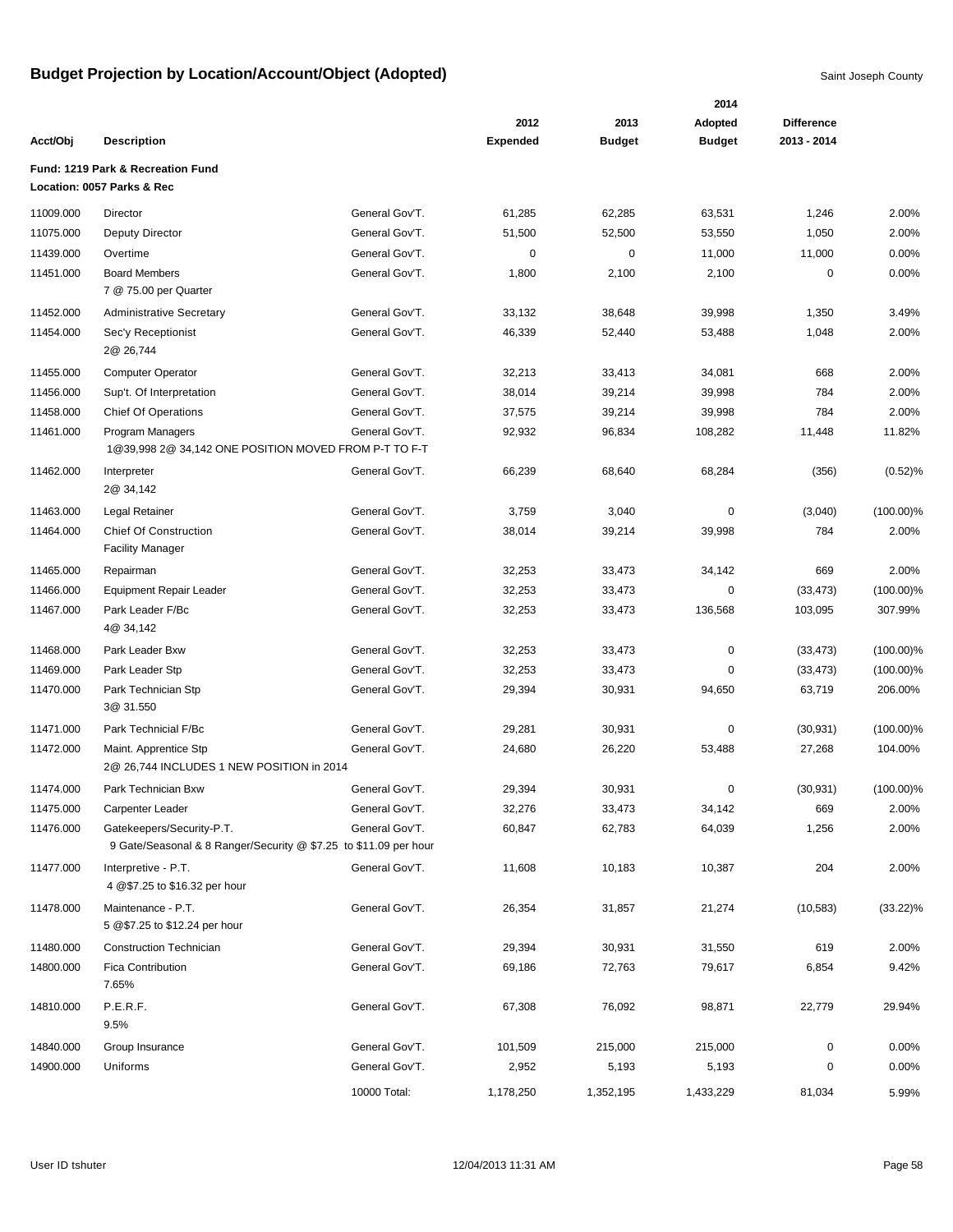# Budget Projection by Location/Account/Object (Adopted)

Saint Joseph County

| Acct/Obj | Description | | 2012 Expended | 2013 Budget | 2014 Adopted Budget | Difference 2013 - 2014 | |
|---|---|---|---|---|---|---|---|
| **Fund: 1219 Park & Recreation Fund** | | | | | | | |
| **Location: 0057 Parks & Rec** | | | | | | | |
| 11009.000 | Director | General Gov'T. | 61,285 | 62,285 | 63,531 | 1,246 | 2.00% |
| 11075.000 | Deputy Director | General Gov'T. | 51,500 | 52,500 | 53,550 | 1,050 | 2.00% |
| 11439.000 | Overtime | General Gov'T. | 0 | 0 | 11,000 | 11,000 | 0.00% |
| 11451.000 | Board Members<br>7 @ 75.00 per Quarter | General Gov'T. | 1,800 | 2,100 | 2,100 | 0 | 0.00% |
| 11452.000 | Administrative Secretary | General Gov'T. | 33,132 | 38,648 | 39,998 | 1,350 | 3.49% |
| 11454.000 | Sec'y Receptionist<br>2@ 26,744 | General Gov'T. | 46,339 | 52,440 | 53,488 | 1,048 | 2.00% |
| 11455.000 | Computer Operator | General Gov'T. | 32,213 | 33,413 | 34,081 | 668 | 2.00% |
| 11456.000 | Sup't. Of Interpretation | General Gov'T. | 38,014 | 39,214 | 39,998 | 784 | 2.00% |
| 11458.000 | Chief Of Operations | General Gov'T. | 37,575 | 39,214 | 39,998 | 784 | 2.00% |
| 11461.000 | Program Managers<br>1@39,998 2@ 34,142 ONE POSITION MOVED FROM P-T TO F-T | General Gov'T. | 92,932 | 96,834 | 108,282 | 11,448 | 11.82% |
| 11462.000 | Interpreter<br>2@ 34,142 | General Gov'T. | 66,239 | 68,640 | 68,284 | (356) | (0.52)% |
| 11463.000 | Legal Retainer | General Gov'T. | 3,759 | 3,040 | 0 | (3,040) | (100.00)% |
| 11464.000 | Chief Of Construction<br>Facility Manager | General Gov'T. | 38,014 | 39,214 | 39,998 | 784 | 2.00% |
| 11465.000 | Repairman | General Gov'T. | 32,253 | 33,473 | 34,142 | 669 | 2.00% |
| 11466.000 | Equipment Repair Leader | General Gov'T. | 32,253 | 33,473 | 0 | (33,473) | (100.00)% |
| 11467.000 | Park Leader F/Bc<br>4@ 34,142 | General Gov'T. | 32,253 | 33,473 | 136,568 | 103,095 | 307.99% |
| 11468.000 | Park Leader Bxw | General Gov'T. | 32,253 | 33,473 | 0 | (33,473) | (100.00)% |
| 11469.000 | Park Leader Stp | General Gov'T. | 32,253 | 33,473 | 0 | (33,473) | (100.00)% |
| 11470.000 | Park Technician Stp<br>3@ 31.550 | General Gov'T. | 29,394 | 30,931 | 94,650 | 63,719 | 206.00% |
| 11471.000 | Park Technicial F/Bc | General Gov'T. | 29,281 | 30,931 | 0 | (30,931) | (100.00)% |
| 11472.000 | Maint. Apprentice Stp<br>2@ 26,744 INCLUDES 1 NEW POSITION in 2014 | General Gov'T. | 24,680 | 26,220 | 53,488 | 27,268 | 104.00% |
| 11474.000 | Park Technician Bxw | General Gov'T. | 29,394 | 30,931 | 0 | (30,931) | (100.00)% |
| 11475.000 | Carpenter Leader | General Gov'T. | 32,276 | 33,473 | 34,142 | 669 | 2.00% |
| 11476.000 | Gatekeepers/Security-P.T.<br>9 Gate/Seasonal & 8 Ranger/Security @ $7.25 to $11.09 per hour | General Gov'T. | 60,847 | 62,783 | 64,039 | 1,256 | 2.00% |
| 11477.000 | Interpretive - P.T.<br>4 @$7.25 to $16.32 per hour | General Gov'T. | 11,608 | 10,183 | 10,387 | 204 | 2.00% |
| 11478.000 | Maintenance - P.T.<br>5 @$7.25 to $12.24 per hour | General Gov'T. | 26,354 | 31,857 | 21,274 | (10,583) | (33.22)% |
| 11480.000 | Construction Technician | General Gov'T. | 29,394 | 30,931 | 31,550 | 619 | 2.00% |
| 14800.000 | Fica Contribution<br>7.65% | General Gov'T. | 69,186 | 72,763 | 79,617 | 6,854 | 9.42% |
| 14810.000 | P.E.R.F.<br>9.5% | General Gov'T. | 67,308 | 76,092 | 98,871 | 22,779 | 29.94% |
| 14840.000 | Group Insurance | General Gov'T. | 101,509 | 215,000 | 215,000 | 0 | 0.00% |
| 14900.000 | Uniforms | General Gov'T. | 2,952 | 5,193 | 5,193 | 0 | 0.00% |
| | | 10000 Total: | 1,178,250 | 1,352,195 | 1,433,229 | 81,034 | 5.99% |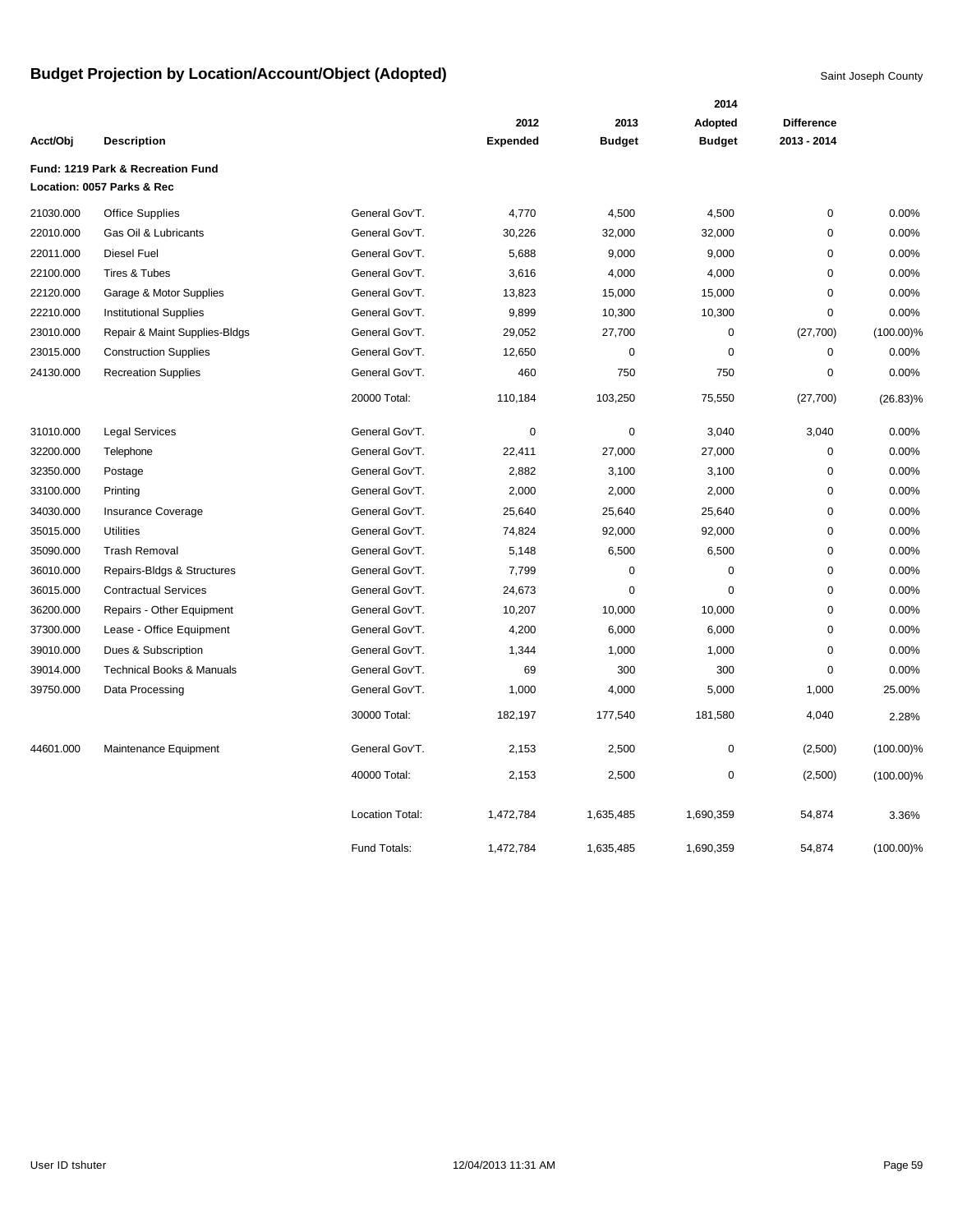# Budget Projection by Location/Account/Object (Adopted)

Saint Joseph County

| Acct/Obj | Description | | 2012 Expended | 2013 Budget | 2014 Adopted Budget | Difference 2013 - 2014 | |
|---|---|---|---|---|---|---|---|
| **Fund: 1219 Park & Recreation Fund** | | | | | | | |
| **Location: 0057 Parks & Rec** | | | | | | | |
| 21030.000 | Office Supplies | General Gov'T. | 4,770 | 4,500 | 4,500 | 0 | 0.00% |
| 22010.000 | Gas Oil & Lubricants | General Gov'T. | 30,226 | 32,000 | 32,000 | 0 | 0.00% |
| 22011.000 | Diesel Fuel | General Gov'T. | 5,688 | 9,000 | 9,000 | 0 | 0.00% |
| 22100.000 | Tires & Tubes | General Gov'T. | 3,616 | 4,000 | 4,000 | 0 | 0.00% |
| 22120.000 | Garage & Motor Supplies | General Gov'T. | 13,823 | 15,000 | 15,000 | 0 | 0.00% |
| 22210.000 | Institutional Supplies | General Gov'T. | 9,899 | 10,300 | 10,300 | 0 | 0.00% |
| 23010.000 | Repair & Maint Supplies-Bldgs | General Gov'T. | 29,052 | 27,700 | 0 | (27,700) | (100.00)% |
| 23015.000 | Construction Supplies | General Gov'T. | 12,650 | 0 | 0 | 0 | 0.00% |
| 24130.000 | Recreation Supplies | General Gov'T. | 460 | 750 | 750 | 0 | 0.00% |
| | | 20000 Total: | 110,184 | 103,250 | 75,550 | (27,700) | (26.83)% |
| 31010.000 | Legal Services | General Gov'T. | 0 | 0 | 3,040 | 3,040 | 0.00% |
| 32200.000 | Telephone | General Gov'T. | 22,411 | 27,000 | 27,000 | 0 | 0.00% |
| 32350.000 | Postage | General Gov'T. | 2,882 | 3,100 | 3,100 | 0 | 0.00% |
| 33100.000 | Printing | General Gov'T. | 2,000 | 2,000 | 2,000 | 0 | 0.00% |
| 34030.000 | Insurance Coverage | General Gov'T. | 25,640 | 25,640 | 25,640 | 0 | 0.00% |
| 35015.000 | Utilities | General Gov'T. | 74,824 | 92,000 | 92,000 | 0 | 0.00% |
| 35090.000 | Trash Removal | General Gov'T. | 5,148 | 6,500 | 6,500 | 0 | 0.00% |
| 36010.000 | Repairs-Bldgs & Structures | General Gov'T. | 7,799 | 0 | 0 | 0 | 0.00% |
| 36015.000 | Contractual Services | General Gov'T. | 24,673 | 0 | 0 | 0 | 0.00% |
| 36200.000 | Repairs - Other Equipment | General Gov'T. | 10,207 | 10,000 | 10,000 | 0 | 0.00% |
| 37300.000 | Lease - Office Equipment | General Gov'T. | 4,200 | 6,000 | 6,000 | 0 | 0.00% |
| 39010.000 | Dues & Subscription | General Gov'T. | 1,344 | 1,000 | 1,000 | 0 | 0.00% |
| 39014.000 | Technical Books & Manuals | General Gov'T. | 69 | 300 | 300 | 0 | 0.00% |
| 39750.000 | Data Processing | General Gov'T. | 1,000 | 4,000 | 5,000 | 1,000 | 25.00% |
| | | 30000 Total: | 182,197 | 177,540 | 181,580 | 4,040 | 2.28% |
| 44601.000 | Maintenance Equipment | General Gov'T. | 2,153 | 2,500 | 0 | (2,500) | (100.00)% |
| | | 40000 Total: | 2,153 | 2,500 | 0 | (2,500) | (100.00)% |
| | | Location Total: | 1,472,784 | 1,635,485 | 1,690,359 | 54,874 | 3.36% |
| | | Fund Totals: | 1,472,784 | 1,635,485 | 1,690,359 | 54,874 | (100.00)% |

User ID tshuter 12/04/2013 11:31 AM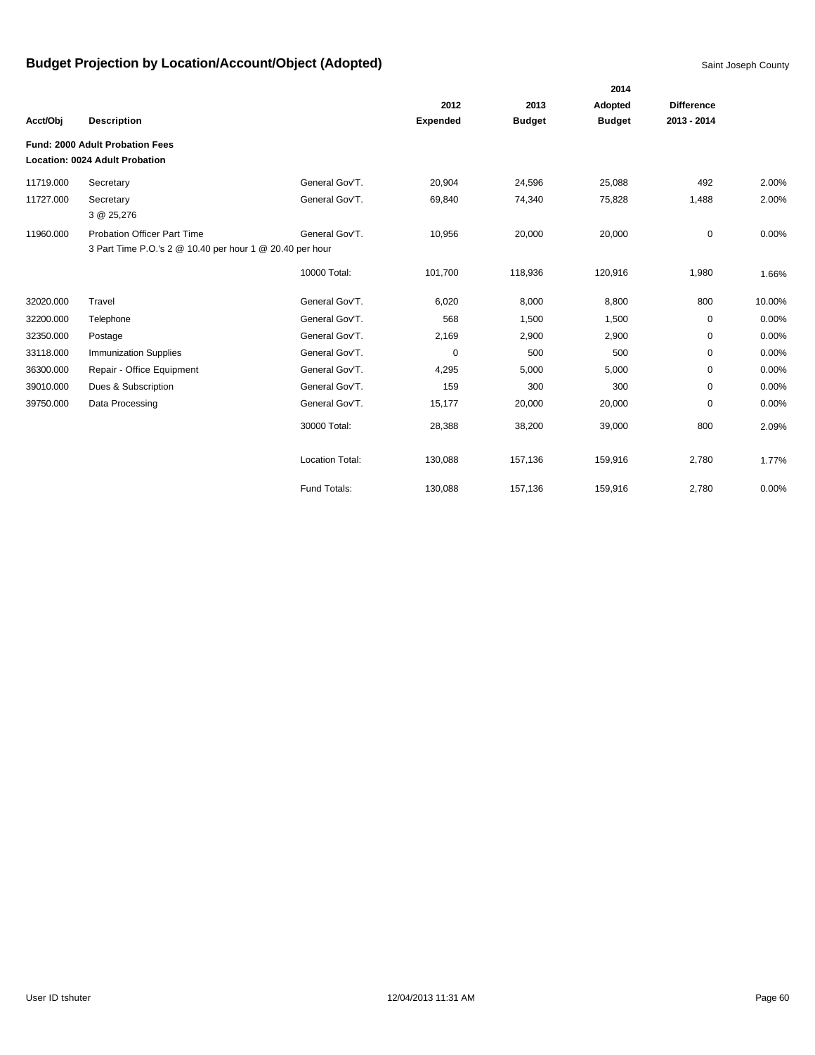# Budget Projection by Location/Account/Object (Adopted)

Saint Joseph County

| Acct/Obj | Description | | 2012 Expended | 2013 Budget | 2014 Adopted Budget | Difference 2013 - 2014 | |
|---|---|---|---|---|---|---|---|
| **Fund: 2000 Adult Probation Fees** | | | | | | | |
| **Location: 0024 Adult Probation** | | | | | | | |
| 11719.000 | Secretary | General Gov'T. | 20,904 | 24,596 | 25,088 | 492 | 2.00% |
| 11727.000 | Secretary<br>3 @ 25,276 | General Gov'T. | 69,840 | 74,340 | 75,828 | 1,488 | 2.00% |
| 11960.000 | Probation Officer Part Time<br>3 Part Time P.O.'s 2 @ 10.40 per hour 1 @ 20.40 per hour | General Gov'T. | 10,956 | 20,000 | 20,000 | 0 | 0.00% |
| | | 10000 Total: | 101,700 | 118,936 | 120,916 | 1,980 | 1.66% |
| 32020.000 | Travel | General Gov'T. | 6,020 | 8,000 | 8,800 | 800 | 10.00% |
| 32200.000 | Telephone | General Gov'T. | 568 | 1,500 | 1,500 | 0 | 0.00% |
| 32350.000 | Postage | General Gov'T. | 2,169 | 2,900 | 2,900 | 0 | 0.00% |
| 33118.000 | Immunization Supplies | General Gov'T. | 0 | 500 | 500 | 0 | 0.00% |
| 36300.000 | Repair - Office Equipment | General Gov'T. | 4,295 | 5,000 | 5,000 | 0 | 0.00% |
| 39010.000 | Dues & Subscription | General Gov'T. | 159 | 300 | 300 | 0 | 0.00% |
| 39750.000 | Data Processing | General Gov'T. | 15,177 | 20,000 | 20,000 | 0 | 0.00% |
| | | 30000 Total: | 28,388 | 38,200 | 39,000 | 800 | 2.09% |
| | | Location Total: | 130,088 | 157,136 | 159,916 | 2,780 | 1.77% |
| | | Fund Totals: | 130,088 | 157,136 | 159,916 | 2,780 | 0.00% |

User ID tshuter 12/04/2013 11:31 AM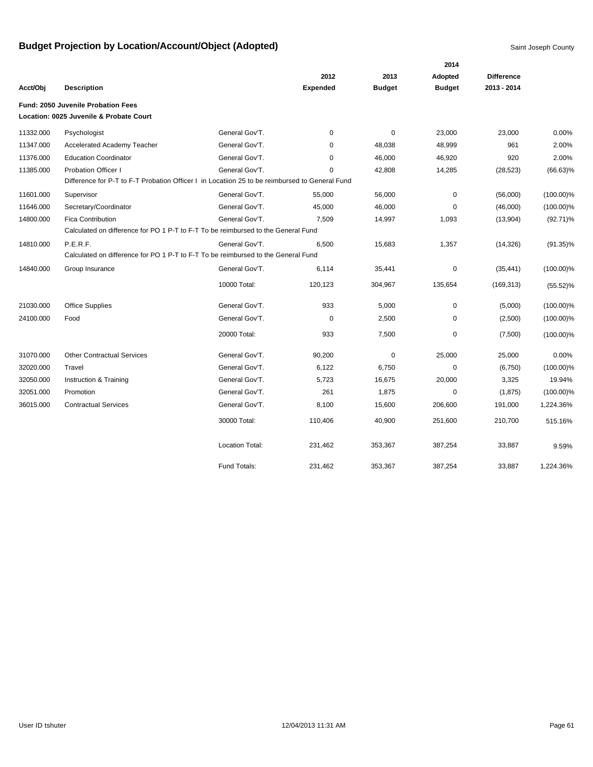# Budget Projection by Location/Account/Object (Adopted)

Saint Joseph County

| Acct/Obj | Description | | 2012 Expended | 2013 Budget | 2014 Adopted Budget | Difference 2013 - 2014 | |
|---|---|---|---|---|---|---|---|
| **Fund: 2050 Juvenile Probation Fees** | | | | | | | |
| **Location: 0025 Juvenile & Probate Court** | | | | | | | |
| 11332.000 | Psychologist | General Gov'T. | 0 | 0 | 23,000 | 23,000 | 0.00% |
| 11347.000 | Accelerated Academy Teacher | General Gov'T. | 0 | 48,038 | 48,999 | 961 | 2.00% |
| 11376.000 | Education Coordinator | General Gov'T. | 0 | 46,000 | 46,920 | 920 | 2.00% |
| 11385.000 | Probation Officer I | General Gov'T. | 0 | 42,808 | 14,285 | (28,523) | (66.63)% |
| | Difference for P-T to F-T Probation Officer I in Locatiion 25 to be reimbursed to General Fund | | | | | | |
| 11601.000 | Supervisor | General Gov'T. | 55,000 | 56,000 | 0 | (56,000) | (100.00)% |
| 11646.000 | Secretary/Coordinator | General Gov'T. | 45,000 | 46,000 | 0 | (46,000) | (100.00)% |
| 14800.000 | Fica Contribution | General Gov'T. | 7,509 | 14,997 | 1,093 | (13,904) | (92.71)% |
| | Calculated on difference for PO 1 P-T to F-T To be reimbursed to the General Fund | | | | | | |
| 14810.000 | P.E.R.F. | General Gov'T. | 6,500 | 15,683 | 1,357 | (14,326) | (91.35)% |
| | Calculated on difference for PO 1 P-T to F-T To be reimbursed to the General Fund | | | | | | |
| 14840.000 | Group Insurance | General Gov'T. | 6,114 | 35,441 | 0 | (35,441) | (100.00)% |
| | | 10000 Total: | 120,123 | 304,967 | 135,654 | (169,313) | (55.52)% |
| 21030.000 | Office Supplies | General Gov'T. | 933 | 5,000 | 0 | (5,000) | (100.00)% |
| 24100.000 | Food | General Gov'T. | 0 | 2,500 | 0 | (2,500) | (100.00)% |
| | | 20000 Total: | 933 | 7,500 | 0 | (7,500) | (100.00)% |
| 31070.000 | Other Contractual Services | General Gov'T. | 90,200 | 0 | 25,000 | 25,000 | 0.00% |
| 32020.000 | Travel | General Gov'T. | 6,122 | 6,750 | 0 | (6,750) | (100.00)% |
| 32050.000 | Instruction & Training | General Gov'T. | 5,723 | 16,675 | 20,000 | 3,325 | 19.94% |
| 32051.000 | Promotion | General Gov'T. | 261 | 1,875 | 0 | (1,875) | (100.00)% |
| 36015.000 | Contractual Services | General Gov'T. | 8,100 | 15,600 | 206,600 | 191,000 | 1,224.36% |
| | | 30000 Total: | 110,406 | 40,900 | 251,600 | 210,700 | 515.16% |
| | | Location Total: | 231,462 | 353,367 | 387,254 | 33,887 | 9.59% |
| | | Fund Totals: | 231,462 | 353,367 | 387,254 | 33,887 | 1,224.36% |

User ID tshuter 12/04/2013 11:31 AM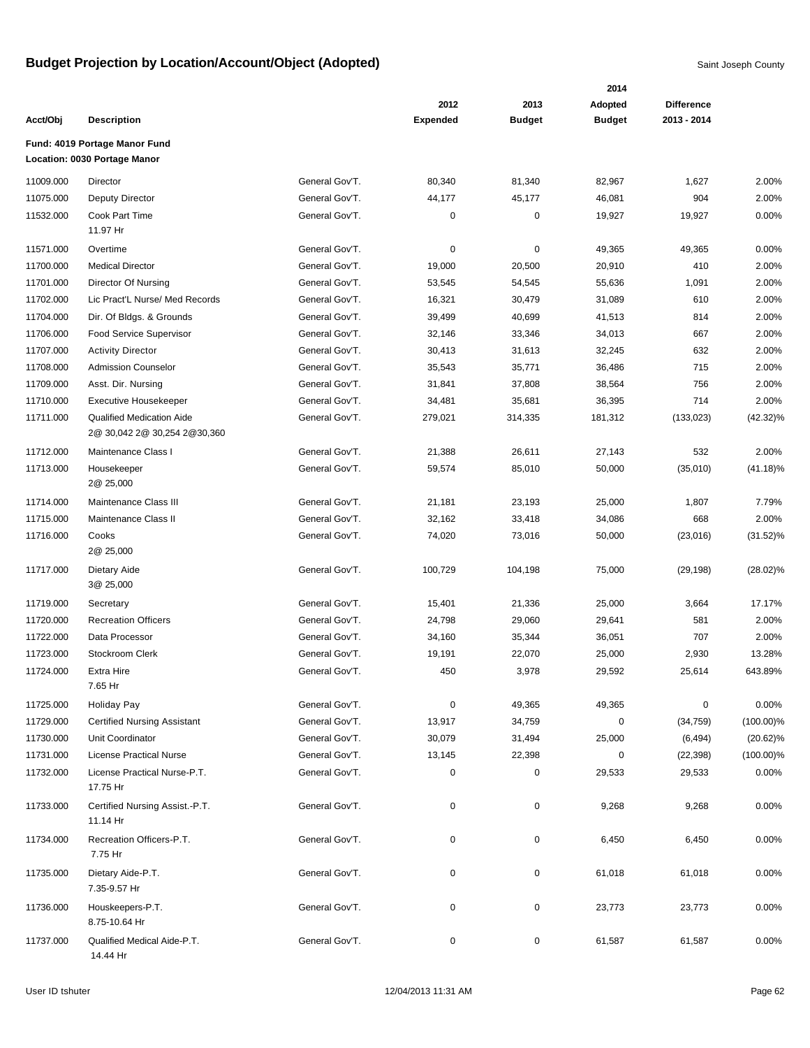# Budget Projection by Location/Account/Object (Adopted)

Saint Joseph County

| Acct/Obj | Description | | 2012 Expended | 2013 Budget | 2014 Adopted Budget | Difference 2013 - 2014 | |
|---|---|---|---|---|---|---|---|
| **Fund: 4019 Portage Manor Fund** | | | | | | | |
| **Location: 0030 Portage Manor** | | | | | | | |
| 11009.000 | Director | General Gov'T. | 80,340 | 81,340 | 82,967 | 1,627 | 2.00% |
| 11075.000 | Deputy Director | General Gov'T. | 44,177 | 45,177 | 46,081 | 904 | 2.00% |
| 11532.000 | Cook Part Time 11.97 Hr | General Gov'T. | 0 | 0 | 19,927 | 19,927 | 0.00% |
| 11571.000 | Overtime | General Gov'T. | 0 | 0 | 49,365 | 49,365 | 0.00% |
| 11700.000 | Medical Director | General Gov'T. | 19,000 | 20,500 | 20,910 | 410 | 2.00% |
| 11701.000 | Director Of Nursing | General Gov'T. | 53,545 | 54,545 | 55,636 | 1,091 | 2.00% |
| 11702.000 | Lic Pract'L Nurse/ Med Records | General Gov'T. | 16,321 | 30,479 | 31,089 | 610 | 2.00% |
| 11704.000 | Dir. Of Bldgs. & Grounds | General Gov'T. | 39,499 | 40,699 | 41,513 | 814 | 2.00% |
| 11706.000 | Food Service Supervisor | General Gov'T. | 32,146 | 33,346 | 34,013 | 667 | 2.00% |
| 11707.000 | Activity Director | General Gov'T. | 30,413 | 31,613 | 32,245 | 632 | 2.00% |
| 11708.000 | Admission Counselor | General Gov'T. | 35,543 | 35,771 | 36,486 | 715 | 2.00% |
| 11709.000 | Asst. Dir. Nursing | General Gov'T. | 31,841 | 37,808 | 38,564 | 756 | 2.00% |
| 11710.000 | Executive Housekeeper | General Gov'T. | 34,481 | 35,681 | 36,395 | 714 | 2.00% |
| 11711.000 | Qualified Medication Aide 2@ 30,042 2@ 30,254 2@30,360 | General Gov'T. | 279,021 | 314,335 | 181,312 | (133,023) | (42.32)% |
| 11712.000 | Maintenance Class I | General Gov'T. | 21,388 | 26,611 | 27,143 | 532 | 2.00% |
| 11713.000 | Housekeeper 2@ 25,000 | General Gov'T. | 59,574 | 85,010 | 50,000 | (35,010) | (41.18)% |
| 11714.000 | Maintenance Class III | General Gov'T. | 21,181 | 23,193 | 25,000 | 1,807 | 7.79% |
| 11715.000 | Maintenance Class II | General Gov'T. | 32,162 | 33,418 | 34,086 | 668 | 2.00% |
| 11716.000 | Cooks 2@ 25,000 | General Gov'T. | 74,020 | 73,016 | 50,000 | (23,016) | (31.52)% |
| 11717.000 | Dietary Aide 3@ 25,000 | General Gov'T. | 100,729 | 104,198 | 75,000 | (29,198) | (28.02)% |
| 11719.000 | Secretary | General Gov'T. | 15,401 | 21,336 | 25,000 | 3,664 | 17.17% |
| 11720.000 | Recreation Officers | General Gov'T. | 24,798 | 29,060 | 29,641 | 581 | 2.00% |
| 11722.000 | Data Processor | General Gov'T. | 34,160 | 35,344 | 36,051 | 707 | 2.00% |
| 11723.000 | Stockroom Clerk | General Gov'T. | 19,191 | 22,070 | 25,000 | 2,930 | 13.28% |
| 11724.000 | Extra Hire 7.65 Hr | General Gov'T. | 450 | 3,978 | 29,592 | 25,614 | 643.89% |
| 11725.000 | Holiday Pay | General Gov'T. | 0 | 49,365 | 49,365 | 0 | 0.00% |
| 11729.000 | Certified Nursing Assistant | General Gov'T. | 13,917 | 34,759 | 0 | (34,759) | (100.00)% |
| 11730.000 | Unit Coordinator | General Gov'T. | 30,079 | 31,494 | 25,000 | (6,494) | (20.62)% |
| 11731.000 | License Practical Nurse | General Gov'T. | 13,145 | 22,398 | 0 | (22,398) | (100.00)% |
| 11732.000 | License Practical Nurse-P.T. 17.75 Hr | General Gov'T. | 0 | 0 | 29,533 | 29,533 | 0.00% |
| 11733.000 | Certified Nursing Assist.-P.T. 11.14 Hr | General Gov'T. | 0 | 0 | 9,268 | 9,268 | 0.00% |
| 11734.000 | Recreation Officers-P.T. 7.75 Hr | General Gov'T. | 0 | 0 | 6,450 | 6,450 | 0.00% |
| 11735.000 | Dietary Aide-P.T. 7.35-9.57 Hr | General Gov'T. | 0 | 0 | 61,018 | 61,018 | 0.00% |
| 11736.000 | Houskeepers-P.T. 8.75-10.64 Hr | General Gov'T. | 0 | 0 | 23,773 | 23,773 | 0.00% |
| 11737.000 | Qualified Medical Aide-P.T. 14.44 Hr | General Gov'T. | 0 | 0 | 61,587 | 61,587 | 0.00% |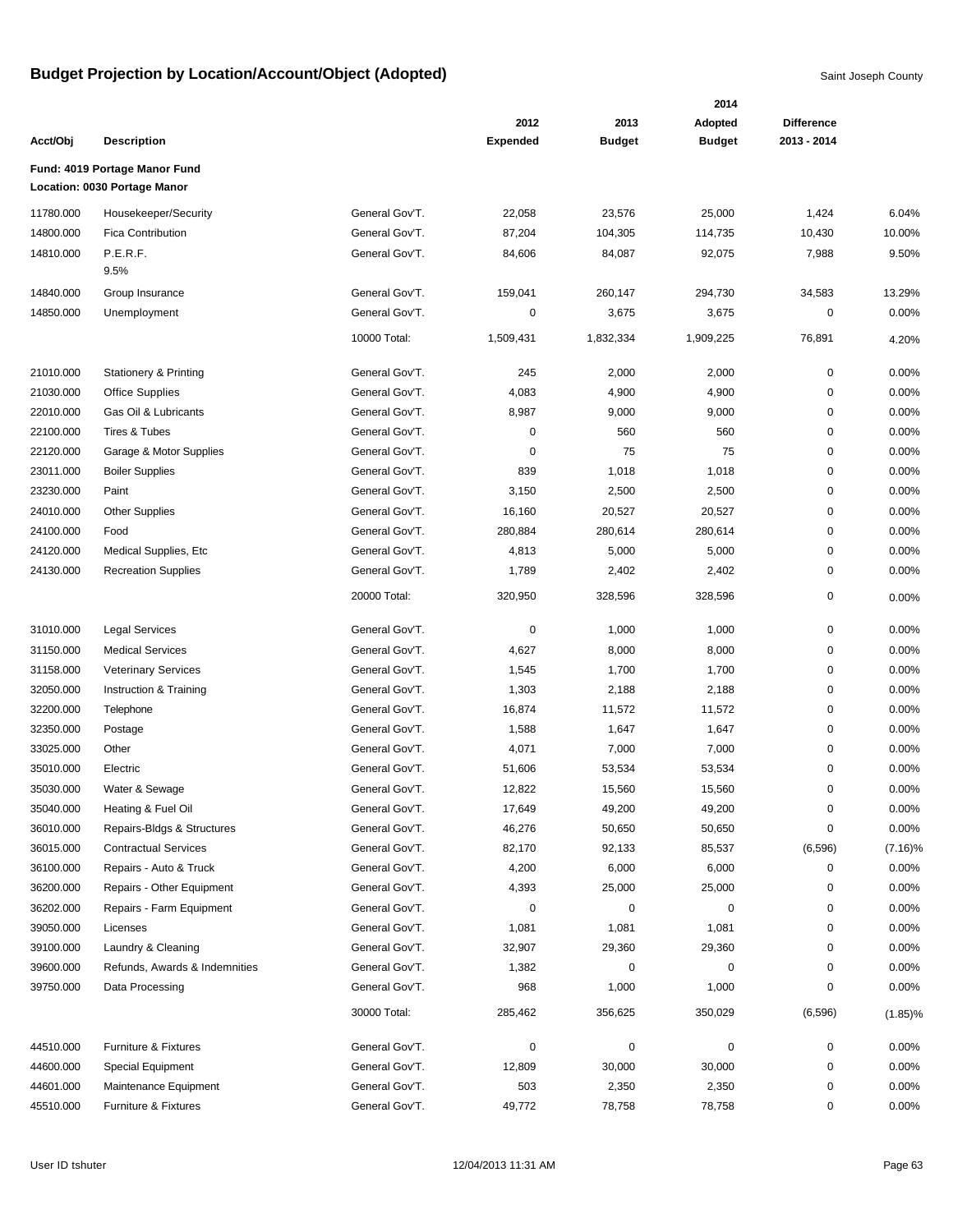# Budget Projection by Location/Account/Object (Adopted)

Saint Joseph County

| Acct/Obj | Description | | 2012 Expended | 2013 Budget | 2014 Adopted Budget | Difference 2013 - 2014 | |
|---|---|---|---|---|---|---|---|
| **Fund: 4019 Portage Manor Fund** | | | | | | | |
| **Location: 0030 Portage Manor** | | | | | | | |
| 11780.000 | Housekeeper/Security | General Gov'T. | 22,058 | 23,576 | 25,000 | 1,424 | 6.04% |
| 14800.000 | Fica Contribution | General Gov'T. | 87,204 | 104,305 | 114,735 | 10,430 | 10.00% |
| 14810.000 | P.E.R.F. 9.5% | General Gov'T. | 84,606 | 84,087 | 92,075 | 7,988 | 9.50% |
| 14840.000 | Group Insurance | General Gov'T. | 159,041 | 260,147 | 294,730 | 34,583 | 13.29% |
| 14850.000 | Unemployment | General Gov'T. | 0 | 3,675 | 3,675 | 0 | 0.00% |
| | | 10000 Total: | 1,509,431 | 1,832,334 | 1,909,225 | 76,891 | 4.20% |
| 21010.000 | Stationery & Printing | General Gov'T. | 245 | 2,000 | 2,000 | 0 | 0.00% |
| 21030.000 | Office Supplies | General Gov'T. | 4,083 | 4,900 | 4,900 | 0 | 0.00% |
| 22010.000 | Gas Oil & Lubricants | General Gov'T. | 8,987 | 9,000 | 9,000 | 0 | 0.00% |
| 22100.000 | Tires & Tubes | General Gov'T. | 0 | 560 | 560 | 0 | 0.00% |
| 22120.000 | Garage & Motor Supplies | General Gov'T. | 0 | 75 | 75 | 0 | 0.00% |
| 23011.000 | Boiler Supplies | General Gov'T. | 839 | 1,018 | 1,018 | 0 | 0.00% |
| 23230.000 | Paint | General Gov'T. | 3,150 | 2,500 | 2,500 | 0 | 0.00% |
| 24010.000 | Other Supplies | General Gov'T. | 16,160 | 20,527 | 20,527 | 0 | 0.00% |
| 24100.000 | Food | General Gov'T. | 280,884 | 280,614 | 280,614 | 0 | 0.00% |
| 24120.000 | Medical Supplies, Etc | General Gov'T. | 4,813 | 5,000 | 5,000 | 0 | 0.00% |
| 24130.000 | Recreation Supplies | General Gov'T. | 1,789 | 2,402 | 2,402 | 0 | 0.00% |
| | | 20000 Total: | 320,950 | 328,596 | 328,596 | 0 | 0.00% |
| 31010.000 | Legal Services | General Gov'T. | 0 | 1,000 | 1,000 | 0 | 0.00% |
| 31150.000 | Medical Services | General Gov'T. | 4,627 | 8,000 | 8,000 | 0 | 0.00% |
| 31158.000 | Veterinary Services | General Gov'T. | 1,545 | 1,700 | 1,700 | 0 | 0.00% |
| 32050.000 | Instruction & Training | General Gov'T. | 1,303 | 2,188 | 2,188 | 0 | 0.00% |
| 32200.000 | Telephone | General Gov'T. | 16,874 | 11,572 | 11,572 | 0 | 0.00% |
| 32350.000 | Postage | General Gov'T. | 1,588 | 1,647 | 1,647 | 0 | 0.00% |
| 33025.000 | Other | General Gov'T. | 4,071 | 7,000 | 7,000 | 0 | 0.00% |
| 35010.000 | Electric | General Gov'T. | 51,606 | 53,534 | 53,534 | 0 | 0.00% |
| 35030.000 | Water & Sewage | General Gov'T. | 12,822 | 15,560 | 15,560 | 0 | 0.00% |
| 35040.000 | Heating & Fuel Oil | General Gov'T. | 17,649 | 49,200 | 49,200 | 0 | 0.00% |
| 36010.000 | Repairs-Bldgs & Structures | General Gov'T. | 46,276 | 50,650 | 50,650 | 0 | 0.00% |
| 36015.000 | Contractual Services | General Gov'T. | 82,170 | 92,133 | 85,537 | (6,596) | (7.16)% |
| 36100.000 | Repairs - Auto & Truck | General Gov'T. | 4,200 | 6,000 | 6,000 | 0 | 0.00% |
| 36200.000 | Repairs - Other Equipment | General Gov'T. | 4,393 | 25,000 | 25,000 | 0 | 0.00% |
| 36202.000 | Repairs - Farm Equipment | General Gov'T. | 0 | 0 | 0 | 0 | 0.00% |
| 39050.000 | Licenses | General Gov'T. | 1,081 | 1,081 | 1,081 | 0 | 0.00% |
| 39100.000 | Laundry & Cleaning | General Gov'T. | 32,907 | 29,360 | 29,360 | 0 | 0.00% |
| 39600.000 | Refunds, Awards & Indemnities | General Gov'T. | 1,382 | 0 | 0 | 0 | 0.00% |
| 39750.000 | Data Processing | General Gov'T. | 968 | 1,000 | 1,000 | 0 | 0.00% |
| | | 30000 Total: | 285,462 | 356,625 | 350,029 | (6,596) | (1.85)% |
| 44510.000 | Furniture & Fixtures | General Gov'T. | 0 | 0 | 0 | 0 | 0.00% |
| 44600.000 | Special Equipment | General Gov'T. | 12,809 | 30,000 | 30,000 | 0 | 0.00% |
| 44601.000 | Maintenance Equipment | General Gov'T. | 503 | 2,350 | 2,350 | 0 | 0.00% |
| 45510.000 | Furniture & Fixtures | General Gov'T. | 49,772 | 78,758 | 78,758 | 0 | 0.00% |

User ID tshuter 12/04/2013 11:31 AM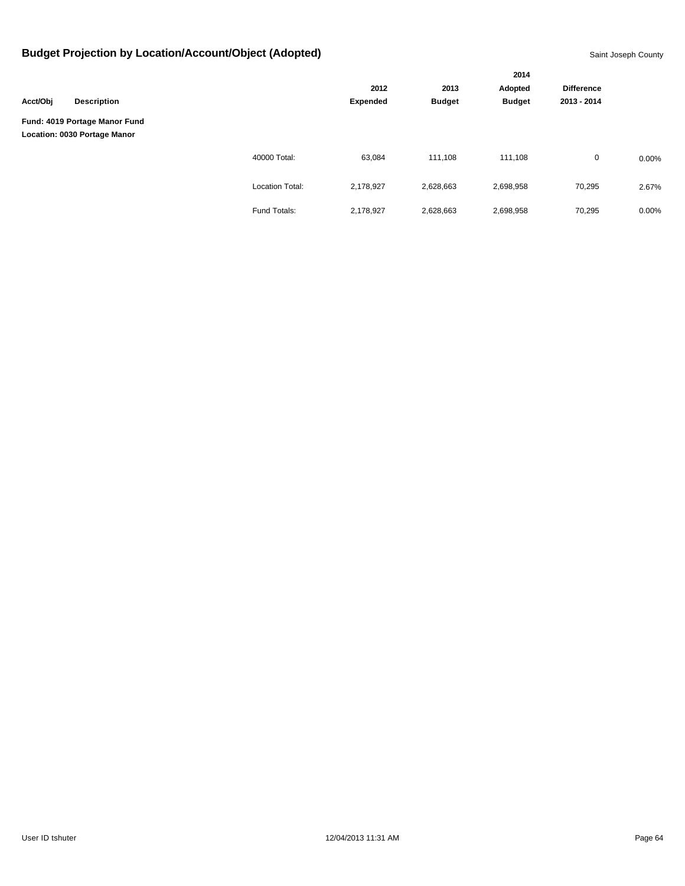# Budget Projection by Location/Account/Object (Adopted)

Saint Joseph County

| Acct/Obj | Description | | 2012 Expended | 2013 Budget | 2014 Adopted Budget | Difference 2013 - 2014 | |
|---|---|---|---|---|---|---|---|
| **Fund: 4019 Portage Manor Fund** | | | | | | | |
| **Location: 0030 Portage Manor** | | | | | | | |
| | | 40000 Total: | 63,084 | 111,108 | 111,108 | 0 | 0.00% |
| | | Location Total: | 2,178,927 | 2,628,663 | 2,698,958 | 70,295 | 2.67% |
| | | Fund Totals: | 2,178,927 | 2,628,663 | 2,698,958 | 70,295 | 0.00% |

User ID tshuter 12/04/2013 11:31 AM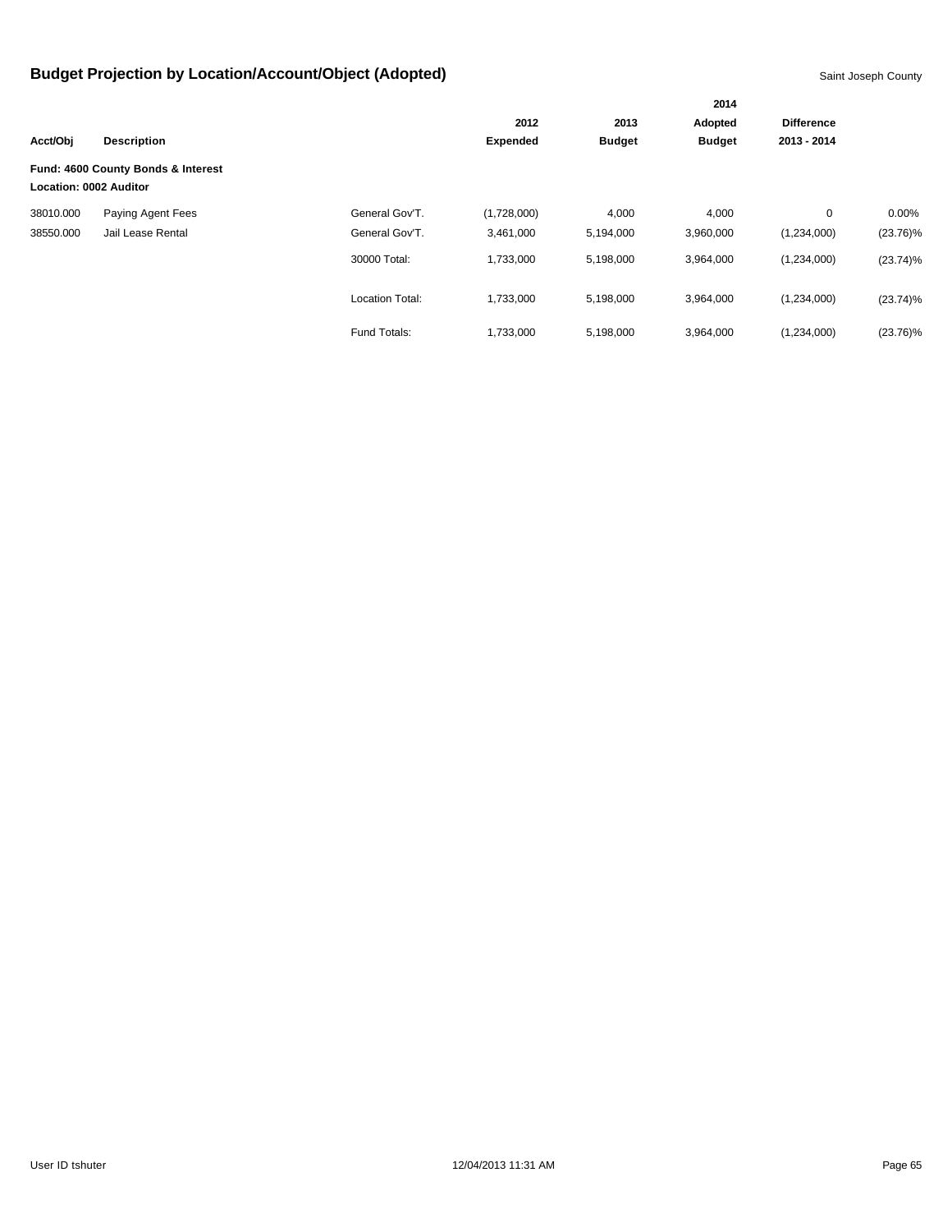# Budget Projection by Location/Account/Object (Adopted)

Saint Joseph County

| Acct/Obj | Description | | 2012 Expended | 2013 Budget | 2014 Adopted Budget | Difference 2013 - 2014 | |
|---|---|---|---|---|---|---|---|
| **Fund: 4600 County Bonds & Interest** | | | | | | | |
| **Location: 0002 Auditor** | | | | | | | |
| 38010.000 | Paying Agent Fees | General Gov'T. | (1,728,000) | 4,000 | 4,000 | 0 | 0.00% |
| 38550.000 | Jail Lease Rental | General Gov'T. | 3,461,000 | 5,194,000 | 3,960,000 | (1,234,000) | (23.76)% |
| | | 30000 Total: | 1,733,000 | 5,198,000 | 3,964,000 | (1,234,000) | (23.74)% |
| | | Location Total: | 1,733,000 | 5,198,000 | 3,964,000 | (1,234,000) | (23.74)% |
| | | Fund Totals: | 1,733,000 | 5,198,000 | 3,964,000 | (1,234,000) | (23.76)% |

User ID tshuter 12/04/2013 11:31 AM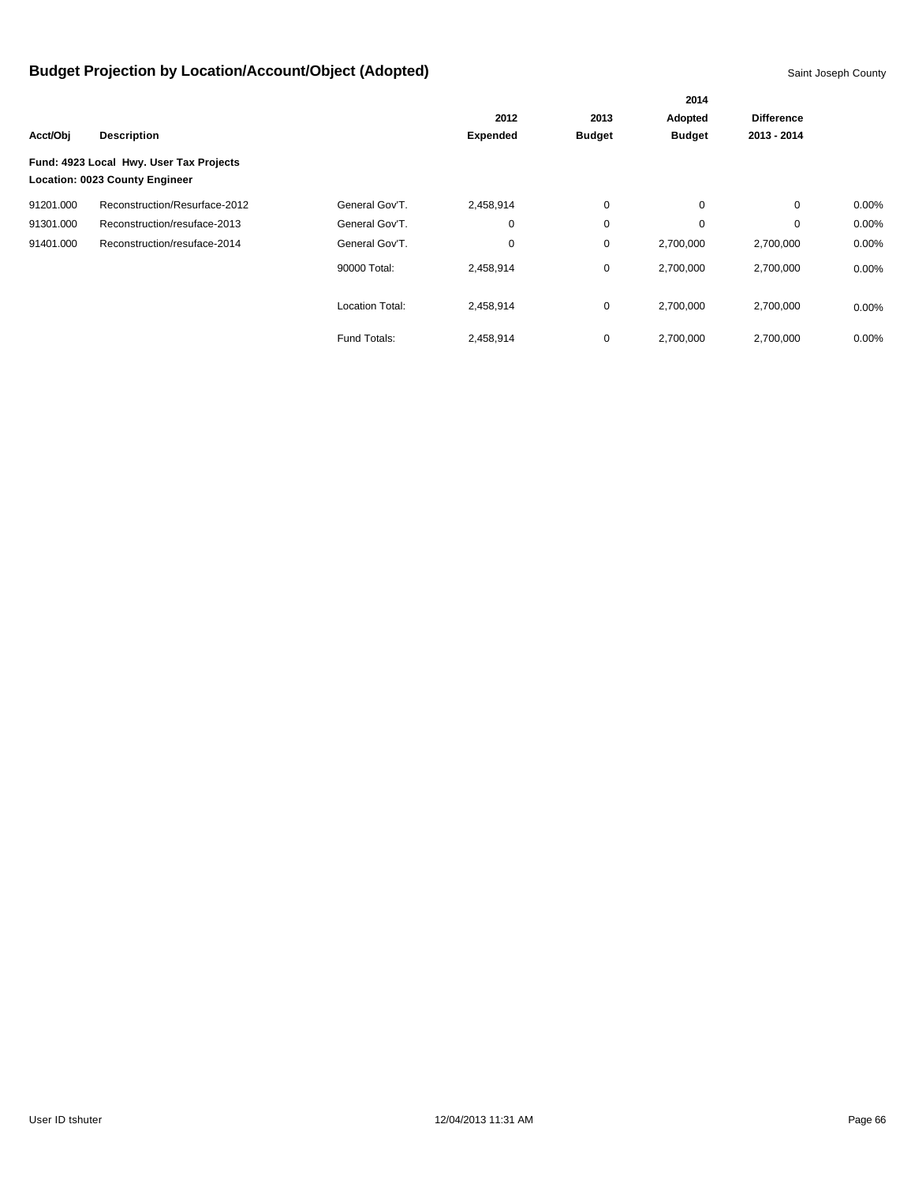# Budget Projection by Location/Account/Object (Adopted)

Saint Joseph County

| Acct/Obj | Description | | 2012 Expended | 2013 Budget | 2014 Adopted Budget | Difference 2013 - 2014 | |
|---|---|---|---|---|---|---|---|
| **Fund: 4923 Local Hwy. User Tax Projects** | | | | | | | |
| **Location: 0023 County Engineer** | | | | | | | |
| 91201.000 | Reconstruction/Resurface-2012 | General Gov'T. | 2,458,914 | 0 | 0 | 0 | 0.00% |
| 91301.000 | Reconstruction/resuface-2013 | General Gov'T. | 0 | 0 | 0 | 0 | 0.00% |
| 91401.000 | Reconstruction/resuface-2014 | General Gov'T. | 0 | 0 | 2,700,000 | 2,700,000 | 0.00% |
| | | 90000 Total: | 2,458,914 | 0 | 2,700,000 | 2,700,000 | 0.00% |
| | | Location Total: | 2,458,914 | 0 | 2,700,000 | 2,700,000 | 0.00% |
| | | Fund Totals: | 2,458,914 | 0 | 2,700,000 | 2,700,000 | 0.00% |

User ID tshuter 12/04/2013 11:31 AM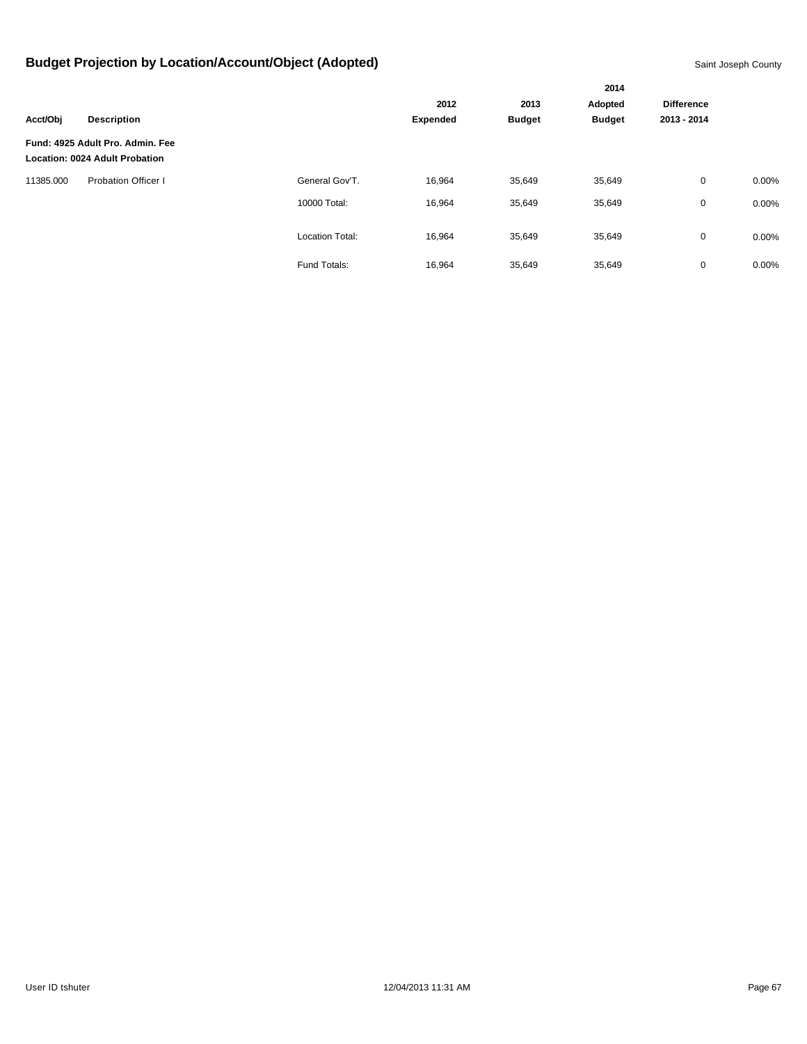# Budget Projection by Location/Account/Object (Adopted)

Saint Joseph County

| Acct/Obj | Description | | 2012 Expended | 2013 Budget | 2014 Adopted Budget | Difference 2013 - 2014 | |
|---|---|---|---|---|---|---|---|
| **Fund: 4925 Adult Pro. Admin. Fee** | | | | | | | |
| **Location: 0024 Adult Probation** | | | | | | | |
| 11385.000 | Probation Officer I | General Gov'T. | 16,964 | 35,649 | 35,649 | 0 | 0.00% |
| | | 10000 Total: | 16,964 | 35,649 | 35,649 | 0 | 0.00% |
| | | Location Total: | 16,964 | 35,649 | 35,649 | 0 | 0.00% |
| | | Fund Totals: | 16,964 | 35,649 | 35,649 | 0 | 0.00% |

User ID tshuter    12/04/2013 11:31 AM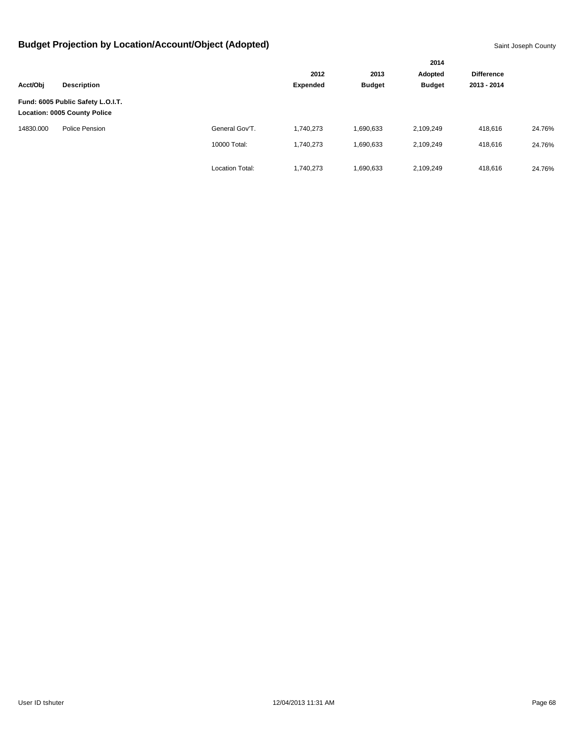# Budget Projection by Location/Account/Object (Adopted)

Saint Joseph County

| Acct/Obj | Description | | 2012 Expended | 2013 Budget | 2014 Adopted Budget | Difference 2013 - 2014 | |
|---|---|---|---|---|---|---|---|
| **Fund: 6005 Public Safety L.O.I.T.** | | | | | | | |
| **Location: 0005 County Police** | | | | | | | |
| 14830.000 | Police Pension | General Gov'T. | 1,740,273 | 1,690,633 | 2,109,249 | 418,616 | 24.76% |
| | | 10000 Total: | 1,740,273 | 1,690,633 | 2,109,249 | 418,616 | 24.76% |
| | | Location Total: | 1,740,273 | 1,690,633 | 2,109,249 | 418,616 | 24.76% |

User ID tshuter 12/04/2013 11:31 AM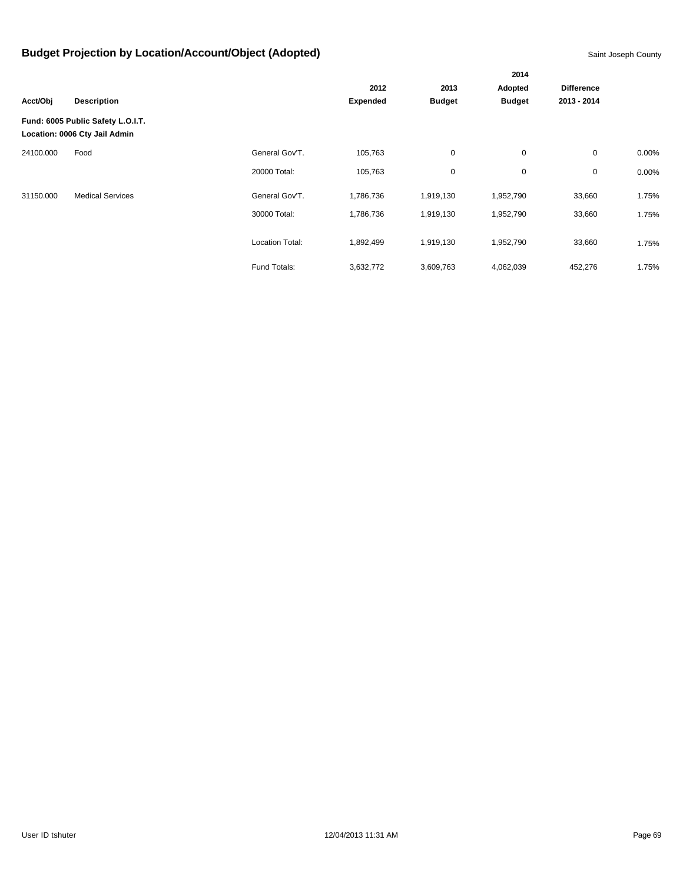# Budget Projection by Location/Account/Object (Adopted)

Saint Joseph County

| Acct/Obj | Description | | 2012 Expended | 2013 Budget | 2014 Adopted Budget | Difference 2013 - 2014 | |
|---|---|---|---|---|---|---|---|
| **Fund: 6005 Public Safety L.O.I.T.** | | | | | | | |
| **Location: 0006 Cty Jail Admin** | | | | | | | |
| 24100.000 | Food | General Gov'T. | 105,763 | 0 | 0 | 0 | 0.00% |
| | | 20000 Total: | 105,763 | 0 | 0 | 0 | 0.00% |
| 31150.000 | Medical Services | General Gov'T. | 1,786,736 | 1,919,130 | 1,952,790 | 33,660 | 1.75% |
| | | 30000 Total: | 1,786,736 | 1,919,130 | 1,952,790 | 33,660 | 1.75% |
| | | Location Total: | 1,892,499 | 1,919,130 | 1,952,790 | 33,660 | 1.75% |
| | | Fund Totals: | 3,632,772 | 3,609,763 | 4,062,039 | 452,276 | 1.75% |

User ID tshuter

12/04/2013 11:31 AM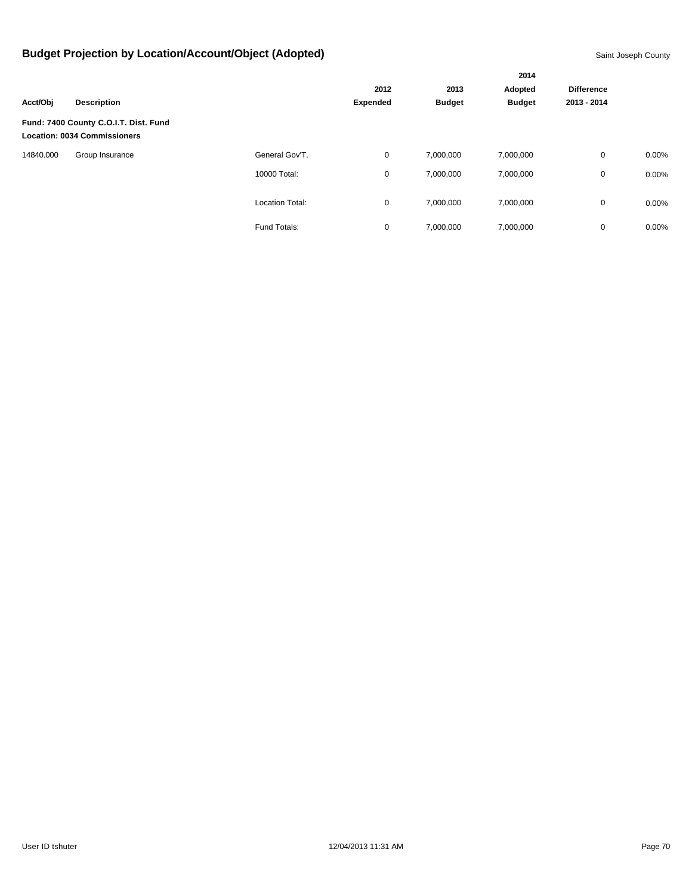# Budget Projection by Location/Account/Object (Adopted)

Saint Joseph County

| Acct/Obj | Description | | 2012 Expended | 2013 Budget | 2014 Adopted Budget | Difference 2013 - 2014 | |
|---|---|---|---|---|---|---|---|
| **Fund: 7400 County C.O.I.T. Dist. Fund** | | | | | | | |
| **Location: 0034 Commissioners** | | | | | | | |
| 14840.000 | Group Insurance | General Gov'T. | 0 | 7,000,000 | 7,000,000 | 0 | 0.00% |
| | | 10000 Total: | 0 | 7,000,000 | 7,000,000 | 0 | 0.00% |
| | | Location Total: | 0 | 7,000,000 | 7,000,000 | 0 | 0.00% |
| | | Fund Totals: | 0 | 7,000,000 | 7,000,000 | 0 | 0.00% |

User ID tshuter 12/04/2013 11:31 AM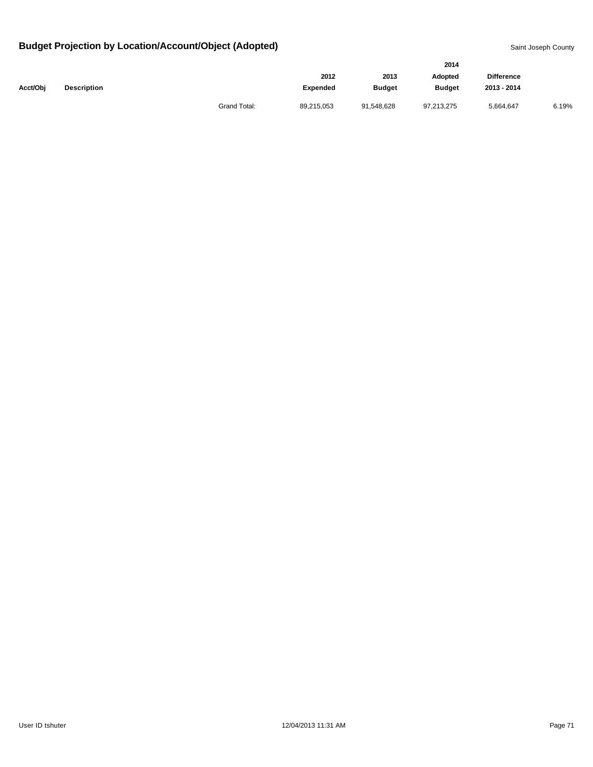# Budget Projection by Location/Account/Object (Adopted)

Saint Joseph County

| Acct/Obj | Description | | 2012 Expended | 2013 Budget | 2014 Adopted Budget | Difference 2013 - 2014 | |
|---|---|---|---|---|---|---|---|
| | | Grand Total: | 89,215,053 | 91,548,628 | 97,213,275 | 5,664,647 | 6.19% |

User ID tshuter    12/04/2013 11:31 AM